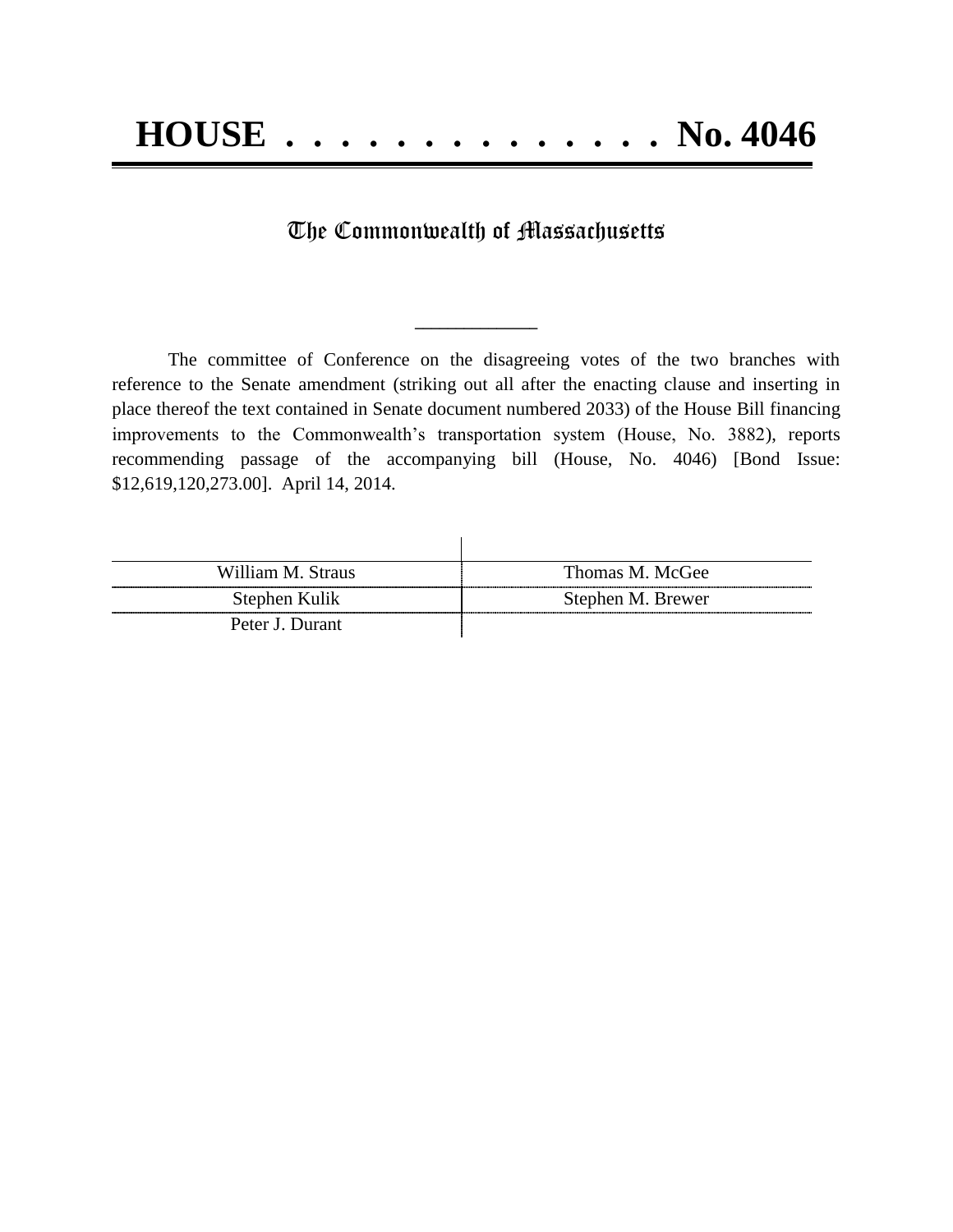# HOUSE . . . . . . . . . . . . . . . No. 4046

## The Commonwealth of Massachusetts

---

The committee of Conference on the disagreeing votes of the two branches with reference to the Senate amendment (striking out all after the enacting clause and inserting in place thereof the text contained in Senate document numbered 2033) of the House Bill financing improvements to the Commonwealth's transportation system (House, No. 3882), reports recommending passage of the accompanying bill (House, No. 4046) [Bond Issue: $12,619,120,273.00]. April 14, 2014.

| | |
|---|---|
| William M. Straus | Thomas M. McGee |
| Stephen Kulik | Stephen M. Brewer |
| Peter J. Durant | |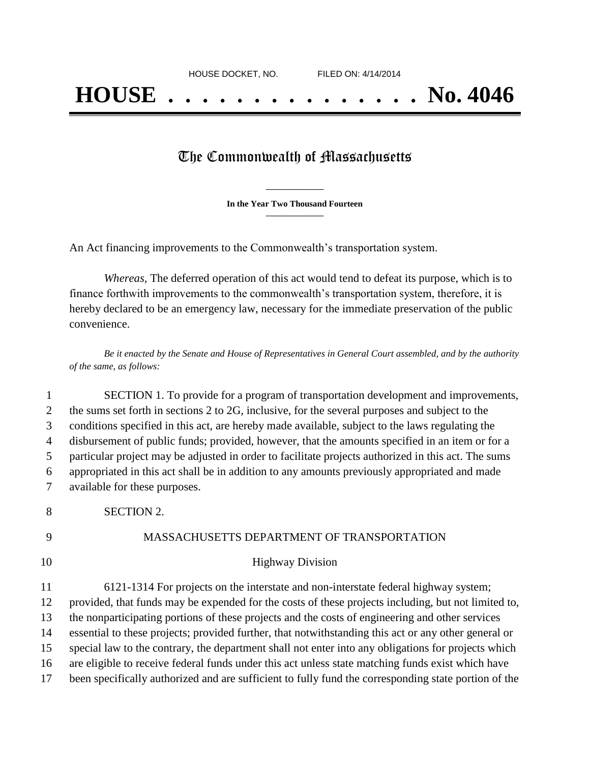HOUSE DOCKET, NO. FILED ON: 4/14/2014

# HOUSE . . . . . . . . . . . . . . . No. 4046

## The Commonwealth of Massachusetts

**In the Year Two Thousand Fourteen**

An Act financing improvements to the Commonwealth's transportation system.

*Whereas,* The deferred operation of this act would tend to defeat its purpose, which is to finance forthwith improvements to the commonwealth's transportation system, therefore, it is hereby declared to be an emergency law, necessary for the immediate preservation of the public convenience.

*Be it enacted by the Senate and House of Representatives in General Court assembled, and by the authority of the same, as follows:*

SECTION 1. To provide for a program of transportation development and improvements, the sums set forth in sections 2 to 2G, inclusive, for the several purposes and subject to the conditions specified in this act, are hereby made available, subject to the laws regulating the disbursement of public funds; provided, however, that the amounts specified in an item or for a particular project may be adjusted in order to facilitate projects authorized in this act. The sums appropriated in this act shall be in addition to any amounts previously appropriated and made available for these purposes.

SECTION 2.

MASSACHUSETTS DEPARTMENT OF TRANSPORTATION

Highway Division

6121-1314 For projects on the interstate and non-interstate federal highway system; provided, that funds may be expended for the costs of these projects including, but not limited to, the nonparticipating portions of these projects and the costs of engineering and other services essential to these projects; provided further, that notwithstanding this act or any other general or special law to the contrary, the department shall not enter into any obligations for projects which are eligible to receive federal funds under this act unless state matching funds exist which have been specifically authorized and are sufficient to fully fund the corresponding state portion of the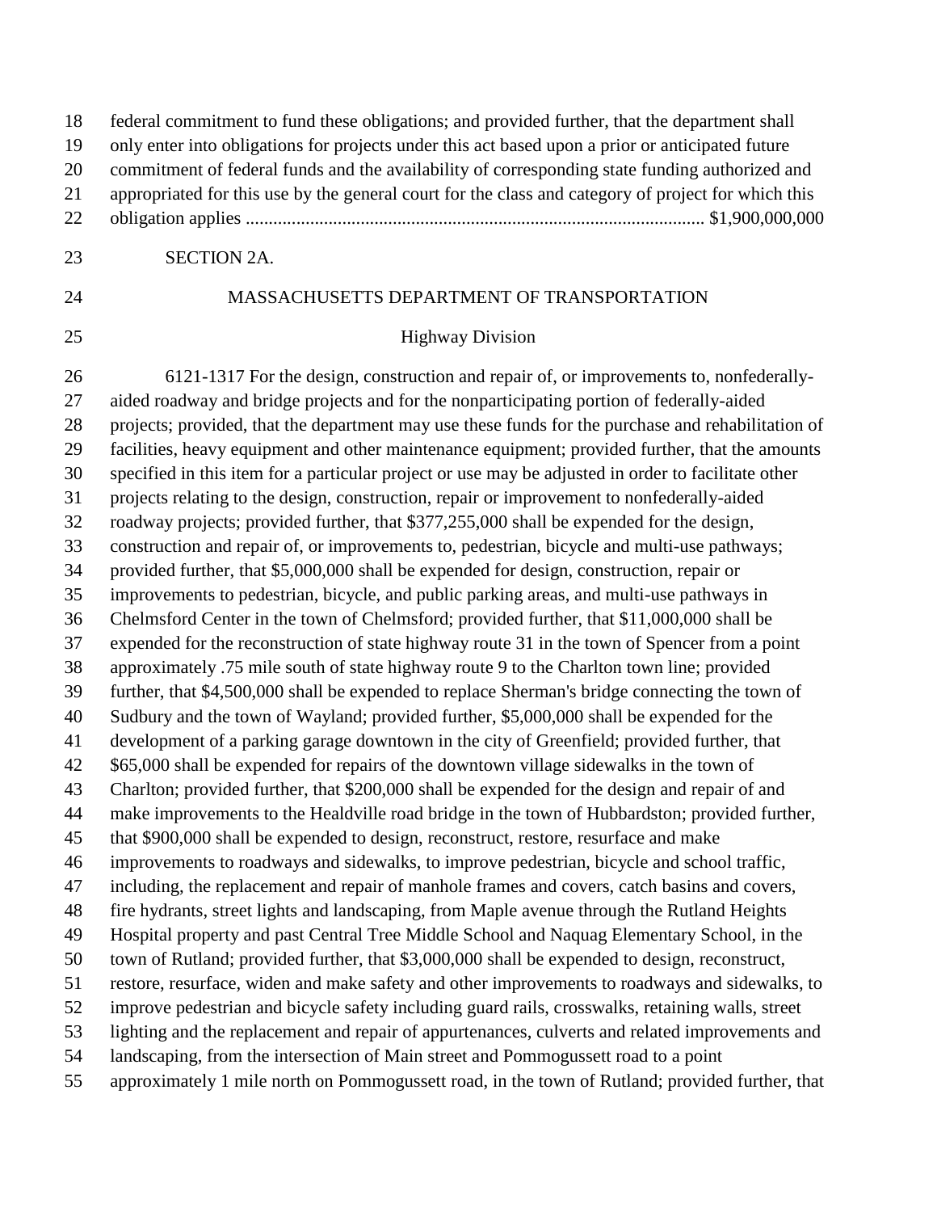federal commitment to fund these obligations; and provided further, that the department shall only enter into obligations for projects under this act based upon a prior or anticipated future commitment of federal funds and the availability of corresponding state funding authorized and appropriated for this use by the general court for the class and category of project for which this obligation applies .................................................................................................... $1,900,000,000

SECTION 2A.

MASSACHUSETTS DEPARTMENT OF TRANSPORTATION

Highway Division

6121-1317 For the design, construction and repair of, or improvements to, nonfederally-aided roadway and bridge projects and for the nonparticipating portion of federally-aided projects; provided, that the department may use these funds for the purchase and rehabilitation of facilities, heavy equipment and other maintenance equipment; provided further, that the amounts specified in this item for a particular project or use may be adjusted in order to facilitate other projects relating to the design, construction, repair or improvement to nonfederally-aided roadway projects; provided further, that $377,255,000 shall be expended for the design, construction and repair of, or improvements to, pedestrian, bicycle and multi-use pathways; provided further, that $5,000,000 shall be expended for design, construction, repair or improvements to pedestrian, bicycle, and public parking areas, and multi-use pathways in Chelmsford Center in the town of Chelmsford; provided further, that $11,000,000 shall be expended for the reconstruction of state highway route 31 in the town of Spencer from a point approximately .75 mile south of state highway route 9 to the Charlton town line; provided further, that $4,500,000 shall be expended to replace Sherman's bridge connecting the town of Sudbury and the town of Wayland; provided further, $5,000,000 shall be expended for the development of a parking garage downtown in the city of Greenfield; provided further, that $65,000 shall be expended for repairs of the downtown village sidewalks in the town of Charlton; provided further, that $200,000 shall be expended for the design and repair of and make improvements to the Healdville road bridge in the town of Hubbardston; provided further, that $900,000 shall be expended to design, reconstruct, restore, resurface and make improvements to roadways and sidewalks, to improve pedestrian, bicycle and school traffic, including, the replacement and repair of manhole frames and covers, catch basins and covers, fire hydrants, street lights and landscaping, from Maple avenue through the Rutland Heights Hospital property and past Central Tree Middle School and Naquag Elementary School, in the town of Rutland; provided further, that $3,000,000 shall be expended to design, reconstruct, restore, resurface, widen and make safety and other improvements to roadways and sidewalks, to improve pedestrian and bicycle safety including guard rails, crosswalks, retaining walls, street lighting and the replacement and repair of appurtenances, culverts and related improvements and landscaping, from the intersection of Main street and Pommogussett road to a point approximately 1 mile north on Pommogussett road, in the town of Rutland; provided further, that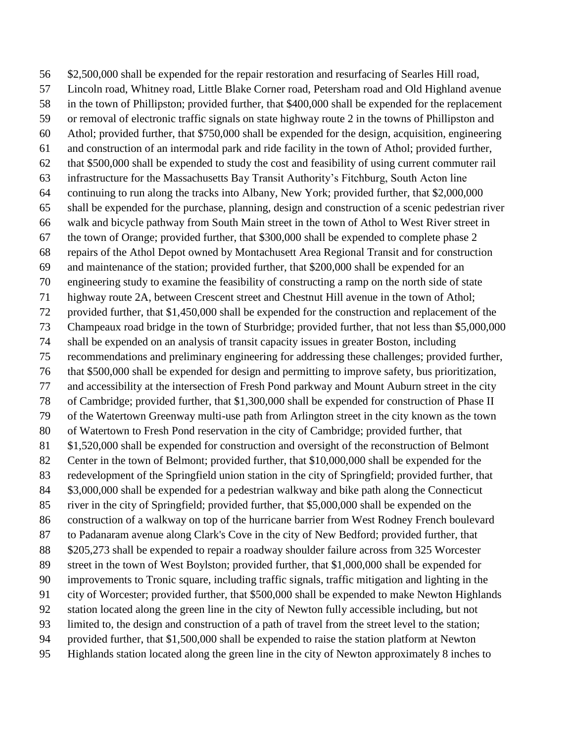$2,500,000 shall be expended for the repair restoration and resurfacing of Searles Hill road, Lincoln road, Whitney road, Little Blake Corner road, Petersham road and Old Highland avenue in the town of Phillipston; provided further, that $400,000 shall be expended for the replacement or removal of electronic traffic signals on state highway route 2 in the towns of Phillipston and Athol; provided further, that $750,000 shall be expended for the design, acquisition, engineering and construction of an intermodal park and ride facility in the town of Athol; provided further, that $500,000 shall be expended to study the cost and feasibility of using current commuter rail infrastructure for the Massachusetts Bay Transit Authority's Fitchburg, South Acton line continuing to run along the tracks into Albany, New York; provided further, that $2,000,000 shall be expended for the purchase, planning, design and construction of a scenic pedestrian river walk and bicycle pathway from South Main street in the town of Athol to West River street in the town of Orange; provided further, that $300,000 shall be expended to complete phase 2 repairs of the Athol Depot owned by Montachusett Area Regional Transit and for construction and maintenance of the station; provided further, that $200,000 shall be expended for an engineering study to examine the feasibility of constructing a ramp on the north side of state highway route 2A, between Crescent street and Chestnut Hill avenue in the town of Athol; provided further, that $1,450,000 shall be expended for the construction and replacement of the Champeaux road bridge in the town of Sturbridge; provided further, that not less than $5,000,000 shall be expended on an analysis of transit capacity issues in greater Boston, including recommendations and preliminary engineering for addressing these challenges; provided further, that $500,000 shall be expended for design and permitting to improve safety, bus prioritization, and accessibility at the intersection of Fresh Pond parkway and Mount Auburn street in the city of Cambridge; provided further, that $1,300,000 shall be expended for construction of Phase II of the Watertown Greenway multi-use path from Arlington street in the city known as the town of Watertown to Fresh Pond reservation in the city of Cambridge; provided further, that $1,520,000 shall be expended for construction and oversight of the reconstruction of Belmont Center in the town of Belmont; provided further, that $10,000,000 shall be expended for the redevelopment of the Springfield union station in the city of Springfield; provided further, that $3,000,000 shall be expended for a pedestrian walkway and bike path along the Connecticut river in the city of Springfield; provided further, that $5,000,000 shall be expended on the construction of a walkway on top of the hurricane barrier from West Rodney French boulevard to Padanaram avenue along Clark's Cove in the city of New Bedford; provided further, that $205,273 shall be expended to repair a roadway shoulder failure across from 325 Worcester street in the town of West Boylston; provided further, that $1,000,000 shall be expended for improvements to Tronic square, including traffic signals, traffic mitigation and lighting in the city of Worcester; provided further, that $500,000 shall be expended to make Newton Highlands station located along the green line in the city of Newton fully accessible including, but not limited to, the design and construction of a path of travel from the street level to the station; provided further, that $1,500,000 shall be expended to raise the station platform at Newton Highlands station located along the green line in the city of Newton approximately 8 inches to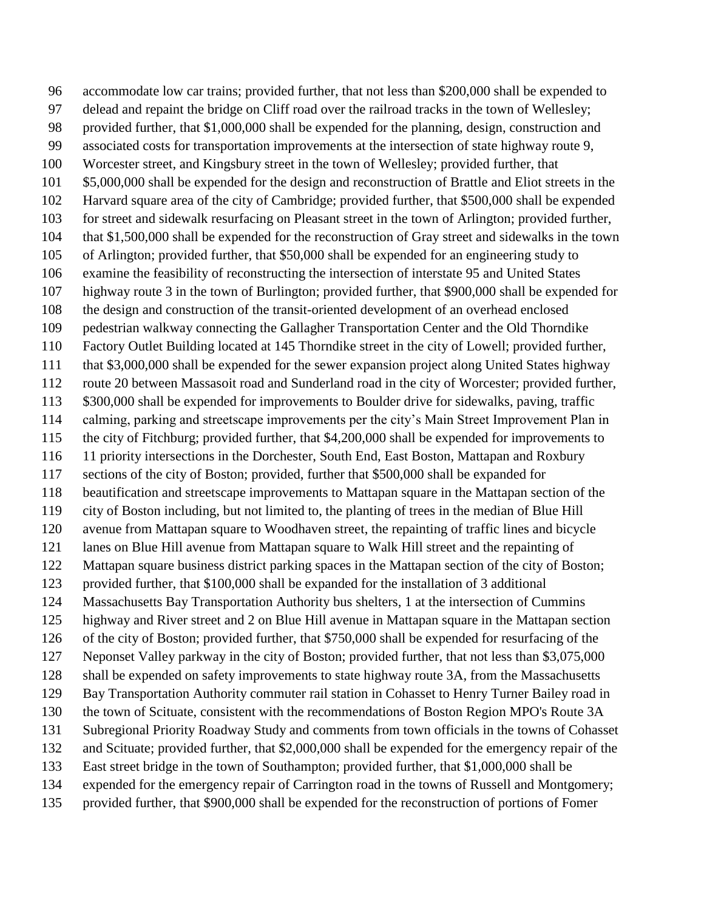accommodate low car trains; provided further, that not less than $200,000 shall be expended to delead and repaint the bridge on Cliff road over the railroad tracks in the town of Wellesley; provided further, that $1,000,000 shall be expended for the planning, design, construction and associated costs for transportation improvements at the intersection of state highway route 9, Worcester street, and Kingsbury street in the town of Wellesley; provided further, that $5,000,000 shall be expended for the design and reconstruction of Brattle and Eliot streets in the Harvard square area of the city of Cambridge; provided further, that $500,000 shall be expended for street and sidewalk resurfacing on Pleasant street in the town of Arlington; provided further, that $1,500,000 shall be expended for the reconstruction of Gray street and sidewalks in the town of Arlington; provided further, that $50,000 shall be expended for an engineering study to examine the feasibility of reconstructing the intersection of interstate 95 and United States highway route 3 in the town of Burlington; provided further, that $900,000 shall be expended for the design and construction of the transit-oriented development of an overhead enclosed pedestrian walkway connecting the Gallagher Transportation Center and the Old Thorndike Factory Outlet Building located at 145 Thorndike street in the city of Lowell; provided further, that $3,000,000 shall be expended for the sewer expansion project along United States highway route 20 between Massasoit road and Sunderland road in the city of Worcester; provided further, $300,000 shall be expended for improvements to Boulder drive for sidewalks, paving, traffic calming, parking and streetscape improvements per the city's Main Street Improvement Plan in the city of Fitchburg; provided further, that $4,200,000 shall be expended for improvements to 11 priority intersections in the Dorchester, South End, East Boston, Mattapan and Roxbury sections of the city of Boston; provided, further that $500,000 shall be expanded for beautification and streetscape improvements to Mattapan square in the Mattapan section of the city of Boston including, but not limited to, the planting of trees in the median of Blue Hill avenue from Mattapan square to Woodhaven street, the repainting of traffic lines and bicycle lanes on Blue Hill avenue from Mattapan square to Walk Hill street and the repainting of Mattapan square business district parking spaces in the Mattapan section of the city of Boston; provided further, that $100,000 shall be expanded for the installation of 3 additional Massachusetts Bay Transportation Authority bus shelters, 1 at the intersection of Cummins highway and River street and 2 on Blue Hill avenue in Mattapan square in the Mattapan section of the city of Boston; provided further, that $750,000 shall be expended for resurfacing of the Neponset Valley parkway in the city of Boston; provided further, that not less than $3,075,000 shall be expended on safety improvements to state highway route 3A, from the Massachusetts Bay Transportation Authority commuter rail station in Cohasset to Henry Turner Bailey road in the town of Scituate, consistent with the recommendations of Boston Region MPO's Route 3A Subregional Priority Roadway Study and comments from town officials in the towns of Cohasset and Scituate; provided further, that $2,000,000 shall be expended for the emergency repair of the East street bridge in the town of Southampton; provided further, that $1,000,000 shall be expended for the emergency repair of Carrington road in the towns of Russell and Montgomery; provided further, that $900,000 shall be expended for the reconstruction of portions of Fomer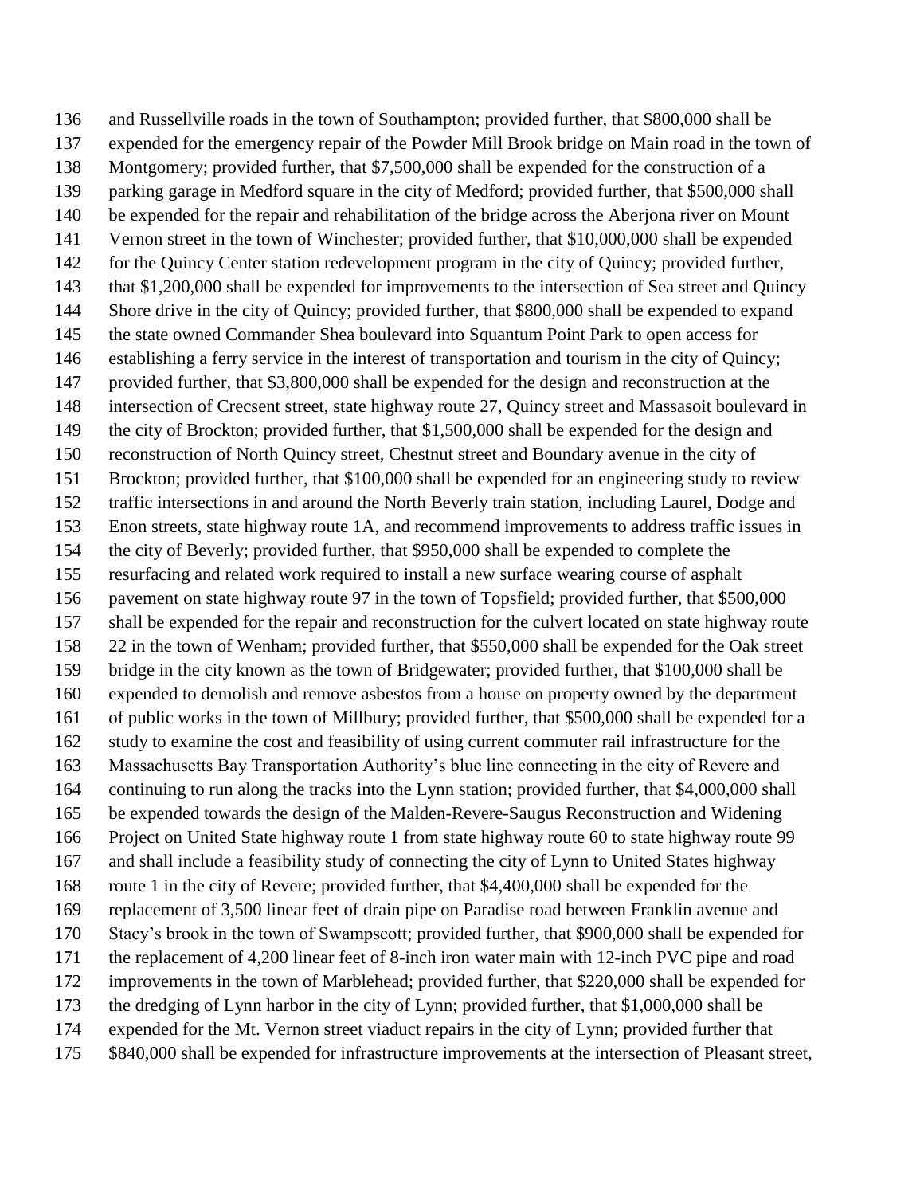and Russellville roads in the town of Southampton; provided further, that $800,000 shall be expended for the emergency repair of the Powder Mill Brook bridge on Main road in the town of Montgomery; provided further, that $7,500,000 shall be expended for the construction of a parking garage in Medford square in the city of Medford; provided further, that $500,000 shall be expended for the repair and rehabilitation of the bridge across the Aberjona river on Mount Vernon street in the town of Winchester; provided further, that $10,000,000 shall be expended for the Quincy Center station redevelopment program in the city of Quincy; provided further, that $1,200,000 shall be expended for improvements to the intersection of Sea street and Quincy Shore drive in the city of Quincy; provided further, that $800,000 shall be expended to expand the state owned Commander Shea boulevard into Squantum Point Park to open access for establishing a ferry service in the interest of transportation and tourism in the city of Quincy; provided further, that $3,800,000 shall be expended for the design and reconstruction at the intersection of Crecsent street, state highway route 27, Quincy street and Massasoit boulevard in the city of Brockton; provided further, that $1,500,000 shall be expended for the design and reconstruction of North Quincy street, Chestnut street and Boundary avenue in the city of Brockton; provided further, that $100,000 shall be expended for an engineering study to review traffic intersections in and around the North Beverly train station, including Laurel, Dodge and Enon streets, state highway route 1A, and recommend improvements to address traffic issues in the city of Beverly; provided further, that $950,000 shall be expended to complete the resurfacing and related work required to install a new surface wearing course of asphalt pavement on state highway route 97 in the town of Topsfield; provided further, that $500,000 shall be expended for the repair and reconstruction for the culvert located on state highway route 22 in the town of Wenham; provided further, that $550,000 shall be expended for the Oak street bridge in the city known as the town of Bridgewater; provided further, that $100,000 shall be expended to demolish and remove asbestos from a house on property owned by the department of public works in the town of Millbury; provided further, that $500,000 shall be expended for a study to examine the cost and feasibility of using current commuter rail infrastructure for the Massachusetts Bay Transportation Authority's blue line connecting in the city of Revere and continuing to run along the tracks into the Lynn station; provided further, that $4,000,000 shall be expended towards the design of the Malden-Revere-Saugus Reconstruction and Widening Project on United State highway route 1 from state highway route 60 to state highway route 99 and shall include a feasibility study of connecting the city of Lynn to United States highway route 1 in the city of Revere; provided further, that $4,400,000 shall be expended for the replacement of 3,500 linear feet of drain pipe on Paradise road between Franklin avenue and Stacy's brook in the town of Swampscott; provided further, that $900,000 shall be expended for the replacement of 4,200 linear feet of 8-inch iron water main with 12-inch PVC pipe and road improvements in the town of Marblehead; provided further, that $220,000 shall be expended for the dredging of Lynn harbor in the city of Lynn; provided further, that $1,000,000 shall be expended for the Mt. Vernon street viaduct repairs in the city of Lynn; provided further that $840,000 shall be expended for infrastructure improvements at the intersection of Pleasant street,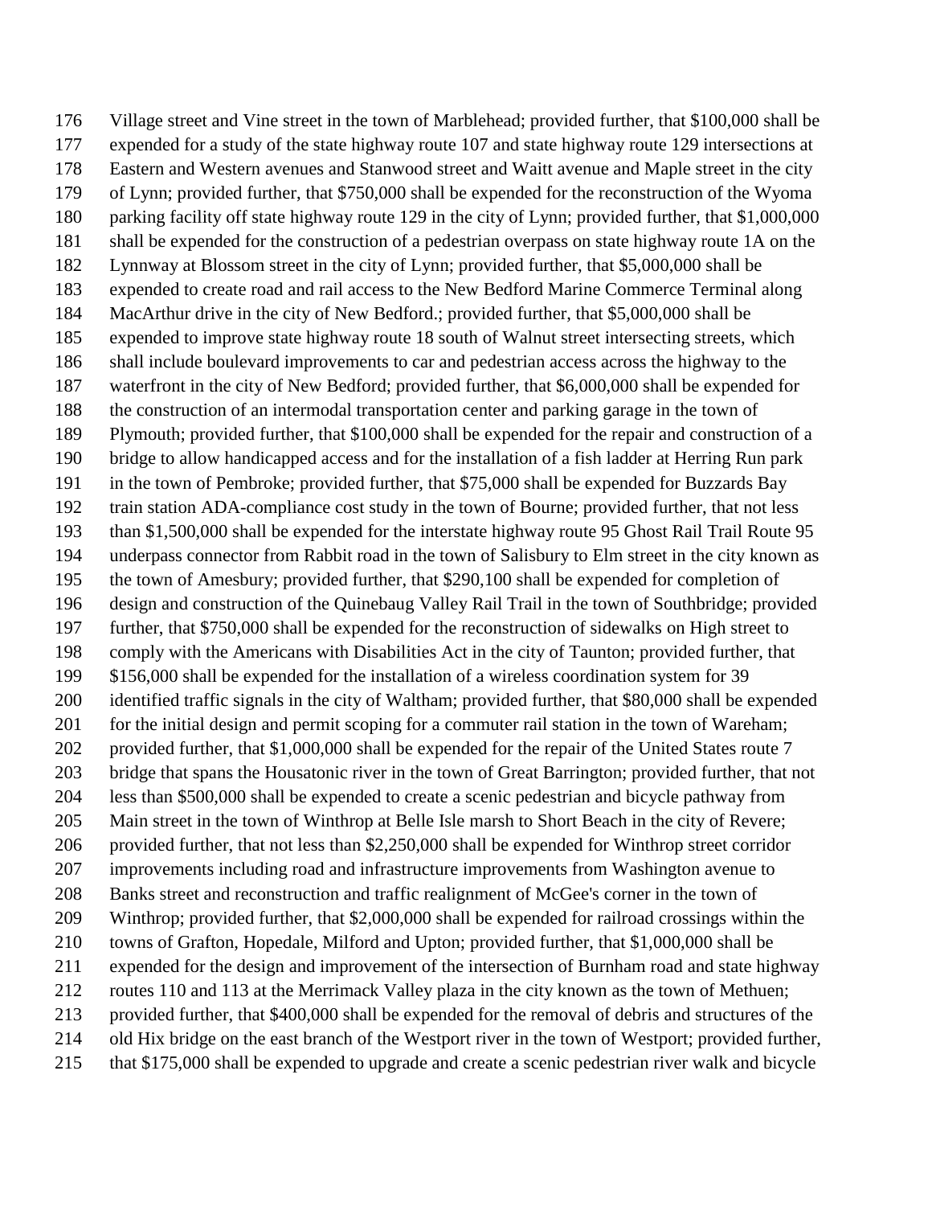176 Village street and Vine street in the town of Marblehead; provided further, that $100,000 shall be
177 expended for a study of the state highway route 107 and state highway route 129 intersections at
178 Eastern and Western avenues and Stanwood street and Waitt avenue and Maple street in the city
179 of Lynn; provided further, that $750,000 shall be expended for the reconstruction of the Wyoma
180 parking facility off state highway route 129 in the city of Lynn; provided further, that $1,000,000
181 shall be expended for the construction of a pedestrian overpass on state highway route 1A on the
182 Lynnway at Blossom street in the city of Lynn; provided further, that $5,000,000 shall be
183 expended to create road and rail access to the New Bedford Marine Commerce Terminal along
184 MacArthur drive in the city of New Bedford.; provided further, that $5,000,000 shall be
185 expended to improve state highway route 18 south of Walnut street intersecting streets, which
186 shall include boulevard improvements to car and pedestrian access across the highway to the
187 waterfront in the city of New Bedford; provided further, that $6,000,000 shall be expended for
188 the construction of an intermodal transportation center and parking garage in the town of
189 Plymouth; provided further, that $100,000 shall be expended for the repair and construction of a
190 bridge to allow handicapped access and for the installation of a fish ladder at Herring Run park
191 in the town of Pembroke; provided further, that $75,000 shall be expended for Buzzards Bay
192 train station ADA-compliance cost study in the town of Bourne; provided further, that not less
193 than $1,500,000 shall be expended for the interstate highway route 95 Ghost Rail Trail Route 95
194 underpass connector from Rabbit road in the town of Salisbury to Elm street in the city known as
195 the town of Amesbury; provided further, that $290,100 shall be expended for completion of
196 design and construction of the Quinebaug Valley Rail Trail in the town of Southbridge; provided
197 further, that $750,000 shall be expended for the reconstruction of sidewalks on High street to
198 comply with the Americans with Disabilities Act in the city of Taunton; provided further, that
199 $156,000 shall be expended for the installation of a wireless coordination system for 39
200 identified traffic signals in the city of Waltham; provided further, that $80,000 shall be expended
201 for the initial design and permit scoping for a commuter rail station in the town of Wareham;
202 provided further, that $1,000,000 shall be expended for the repair of the United States route 7
203 bridge that spans the Housatonic river in the town of Great Barrington; provided further, that not
204 less than $500,000 shall be expended to create a scenic pedestrian and bicycle pathway from
205 Main street in the town of Winthrop at Belle Isle marsh to Short Beach in the city of Revere;
206 provided further, that not less than $2,250,000 shall be expended for Winthrop street corridor
207 improvements including road and infrastructure improvements from Washington avenue to
208 Banks street and reconstruction and traffic realignment of McGee's corner in the town of
209 Winthrop; provided further, that $2,000,000 shall be expended for railroad crossings within the
210 towns of Grafton, Hopedale, Milford and Upton; provided further, that $1,000,000 shall be
211 expended for the design and improvement of the intersection of Burnham road and state highway
212 routes 110 and 113 at the Merrimack Valley plaza in the city known as the town of Methuen;
213 provided further, that $400,000 shall be expended for the removal of debris and structures of the
214 old Hix bridge on the east branch of the Westport river in the town of Westport; provided further,
215 that $175,000 shall be expended to upgrade and create a scenic pedestrian river walk and bicycle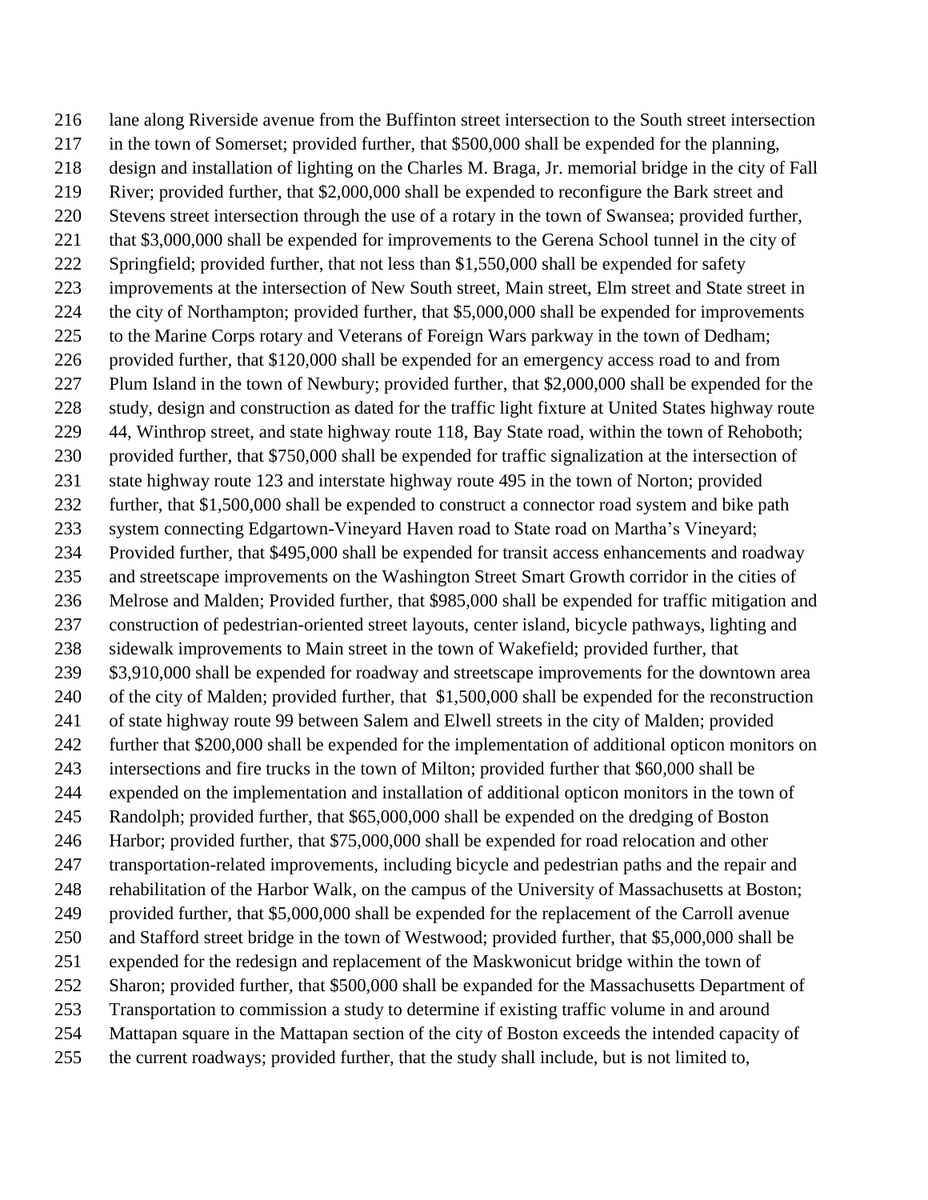lane along Riverside avenue from the Buffinton street intersection to the South street intersection in the town of Somerset; provided further, that $500,000 shall be expended for the planning, design and installation of lighting on the Charles M. Braga, Jr. memorial bridge in the city of Fall River; provided further, that $2,000,000 shall be expended to reconfigure the Bark street and Stevens street intersection through the use of a rotary in the town of Swansea; provided further, that $3,000,000 shall be expended for improvements to the Gerena School tunnel in the city of Springfield; provided further, that not less than $1,550,000 shall be expended for safety improvements at the intersection of New South street, Main street, Elm street and State street in the city of Northampton; provided further, that $5,000,000 shall be expended for improvements to the Marine Corps rotary and Veterans of Foreign Wars parkway in the town of Dedham; provided further, that $120,000 shall be expended for an emergency access road to and from Plum Island in the town of Newbury; provided further, that $2,000,000 shall be expended for the study, design and construction as dated for the traffic light fixture at United States highway route 44, Winthrop street, and state highway route 118, Bay State road, within the town of Rehoboth; provided further, that $750,000 shall be expended for traffic signalization at the intersection of state highway route 123 and interstate highway route 495 in the town of Norton; provided further, that $1,500,000 shall be expended to construct a connector road system and bike path system connecting Edgartown-Vineyard Haven road to State road on Martha's Vineyard; Provided further, that $495,000 shall be expended for transit access enhancements and roadway and streetscape improvements on the Washington Street Smart Growth corridor in the cities of Melrose and Malden; Provided further, that $985,000 shall be expended for traffic mitigation and construction of pedestrian-oriented street layouts, center island, bicycle pathways, lighting and sidewalk improvements to Main street in the town of Wakefield; provided further, that $3,910,000 shall be expended for roadway and streetscape improvements for the downtown area of the city of Malden; provided further, that $1,500,000 shall be expended for the reconstruction of state highway route 99 between Salem and Elwell streets in the city of Malden; provided further that $200,000 shall be expended for the implementation of additional opticon monitors on intersections and fire trucks in the town of Milton; provided further that $60,000 shall be expended on the implementation and installation of additional opticon monitors in the town of Randolph; provided further, that $65,000,000 shall be expended on the dredging of Boston Harbor; provided further, that $75,000,000 shall be expended for road relocation and other transportation-related improvements, including bicycle and pedestrian paths and the repair and rehabilitation of the Harbor Walk, on the campus of the University of Massachusetts at Boston; provided further, that $5,000,000 shall be expended for the replacement of the Carroll avenue and Stafford street bridge in the town of Westwood; provided further, that $5,000,000 shall be expended for the redesign and replacement of the Maskwonicut bridge within the town of Sharon; provided further, that $500,000 shall be expanded for the Massachusetts Department of Transportation to commission a study to determine if existing traffic volume in and around Mattapan square in the Mattapan section of the city of Boston exceeds the intended capacity of the current roadways; provided further, that the study shall include, but is not limited to,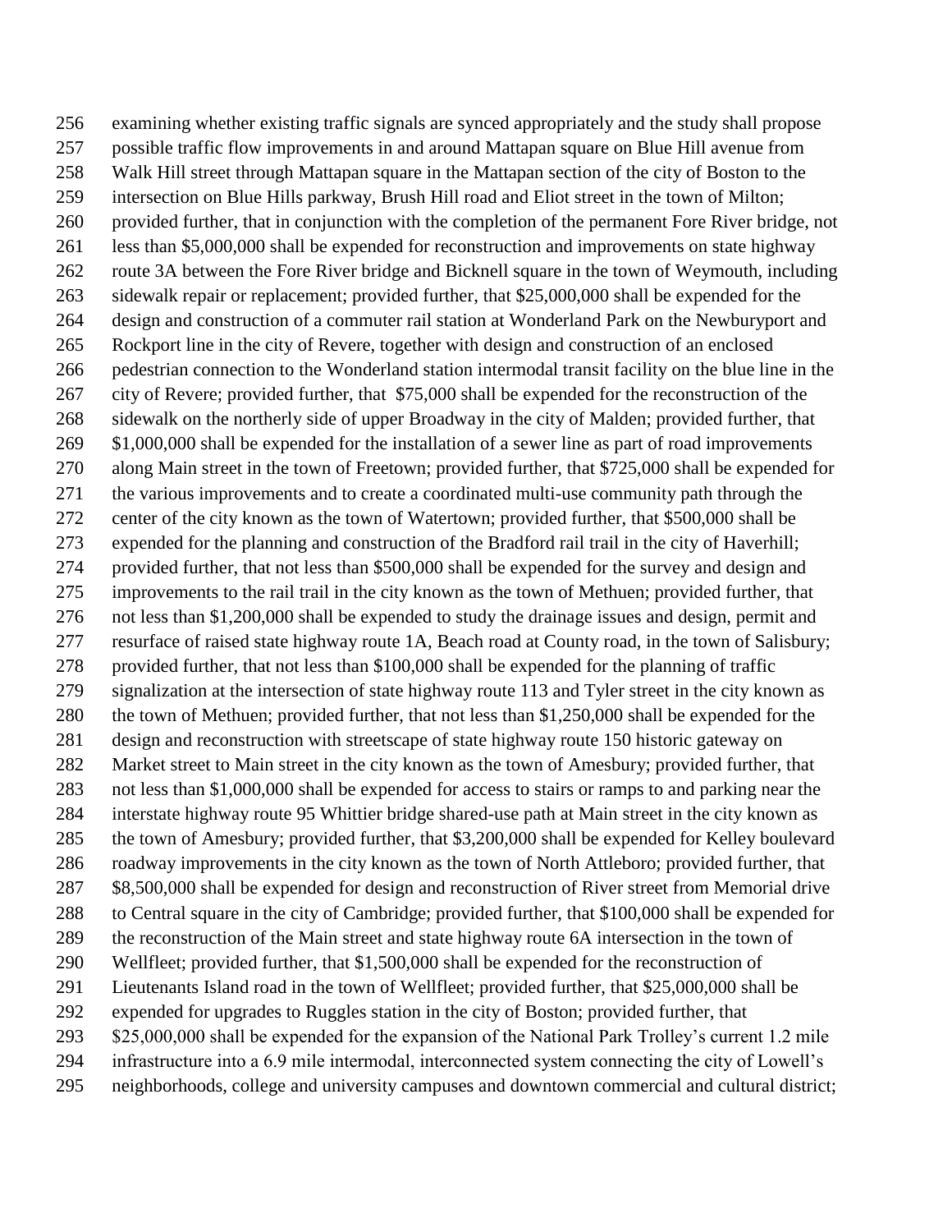examining whether existing traffic signals are synced appropriately and the study shall propose possible traffic flow improvements in and around Mattapan square on Blue Hill avenue from Walk Hill street through Mattapan square in the Mattapan section of the city of Boston to the intersection on Blue Hills parkway, Brush Hill road and Eliot street in the town of Milton; provided further, that in conjunction with the completion of the permanent Fore River bridge, not less than $5,000,000 shall be expended for reconstruction and improvements on state highway route 3A between the Fore River bridge and Bicknell square in the town of Weymouth, including sidewalk repair or replacement; provided further, that $25,000,000 shall be expended for the design and construction of a commuter rail station at Wonderland Park on the Newburyport and Rockport line in the city of Revere, together with design and construction of an enclosed pedestrian connection to the Wonderland station intermodal transit facility on the blue line in the city of Revere; provided further, that  $75,000 shall be expended for the reconstruction of the sidewalk on the northerly side of upper Broadway in the city of Malden; provided further, that $1,000,000 shall be expended for the installation of a sewer line as part of road improvements along Main street in the town of Freetown; provided further, that $725,000 shall be expended for the various improvements and to create a coordinated multi-use community path through the center of the city known as the town of Watertown; provided further, that $500,000 shall be expended for the planning and construction of the Bradford rail trail in the city of Haverhill; provided further, that not less than $500,000 shall be expended for the survey and design and improvements to the rail trail in the city known as the town of Methuen; provided further, that not less than $1,200,000 shall be expended to study the drainage issues and design, permit and resurface of raised state highway route 1A, Beach road at County road, in the town of Salisbury; provided further, that not less than $100,000 shall be expended for the planning of traffic signalization at the intersection of state highway route 113 and Tyler street in the city known as the town of Methuen; provided further, that not less than $1,250,000 shall be expended for the design and reconstruction with streetscape of state highway route 150 historic gateway on Market street to Main street in the city known as the town of Amesbury; provided further, that not less than $1,000,000 shall be expended for access to stairs or ramps to and parking near the interstate highway route 95 Whittier bridge shared-use path at Main street in the city known as the town of Amesbury; provided further, that $3,200,000 shall be expended for Kelley boulevard roadway improvements in the city known as the town of North Attleboro; provided further, that $8,500,000 shall be expended for design and reconstruction of River street from Memorial drive to Central square in the city of Cambridge; provided further, that $100,000 shall be expended for the reconstruction of the Main street and state highway route 6A intersection in the town of Wellfleet; provided further, that $1,500,000 shall be expended for the reconstruction of Lieutenants Island road in the town of Wellfleet; provided further, that $25,000,000 shall be expended for upgrades to Ruggles station in the city of Boston; provided further, that $25,000,000 shall be expended for the expansion of the National Park Trolley's current 1.2 mile infrastructure into a 6.9 mile intermodal, interconnected system connecting the city of Lowell's neighborhoods, college and university campuses and downtown commercial and cultural district;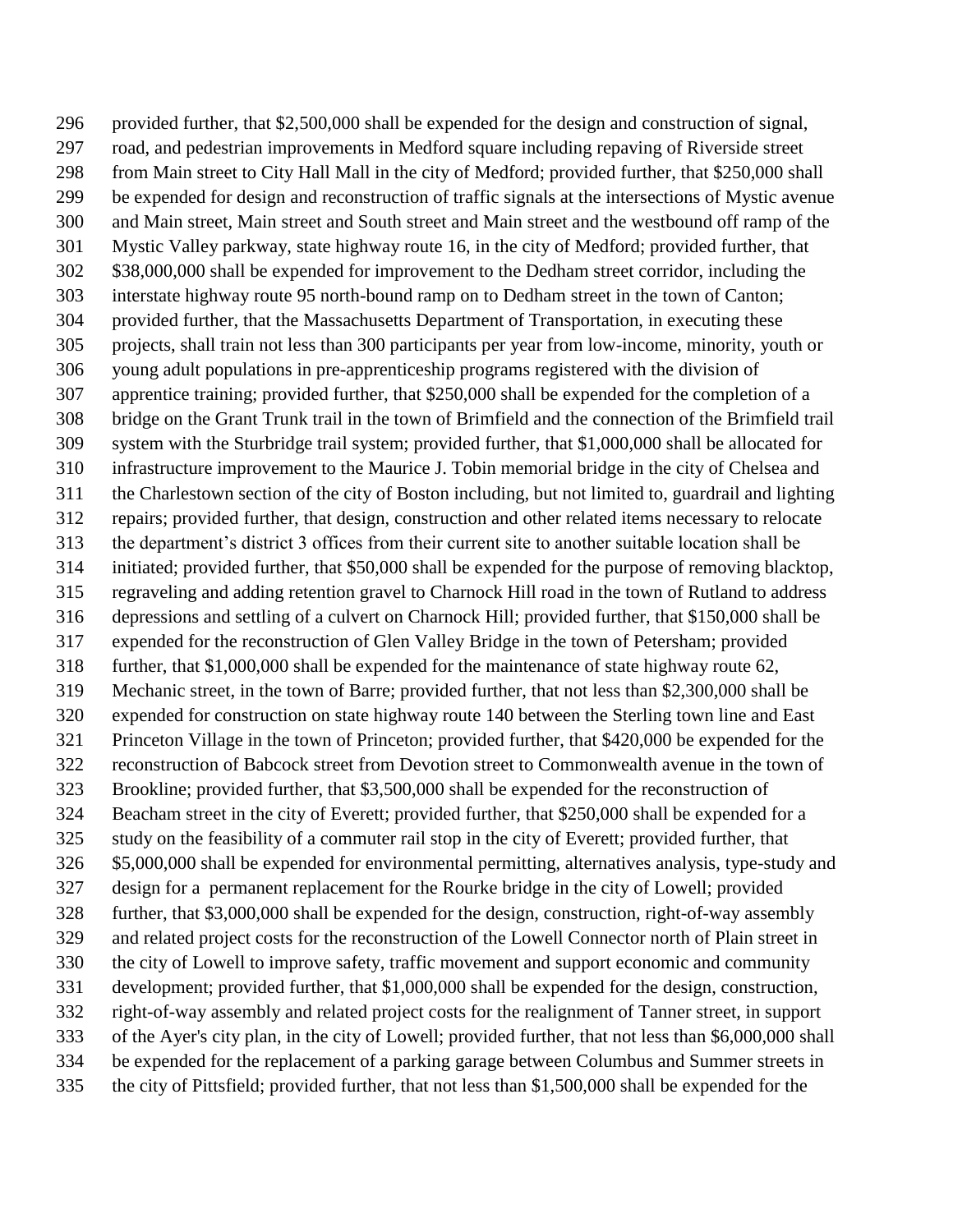provided further, that $2,500,000 shall be expended for the design and construction of signal, road, and pedestrian improvements in Medford square including repaving of Riverside street from Main street to City Hall Mall in the city of Medford; provided further, that $250,000 shall be expended for design and reconstruction of traffic signals at the intersections of Mystic avenue and Main street, Main street and South street and Main street and the westbound off ramp of the Mystic Valley parkway, state highway route 16, in the city of Medford; provided further, that $38,000,000 shall be expended for improvement to the Dedham street corridor, including the interstate highway route 95 north-bound ramp on to Dedham street in the town of Canton; provided further, that the Massachusetts Department of Transportation, in executing these projects, shall train not less than 300 participants per year from low-income, minority, youth or young adult populations in pre-apprenticeship programs registered with the division of apprentice training; provided further, that $250,000 shall be expended for the completion of a bridge on the Grant Trunk trail in the town of Brimfield and the connection of the Brimfield trail system with the Sturbridge trail system; provided further, that $1,000,000 shall be allocated for infrastructure improvement to the Maurice J. Tobin memorial bridge in the city of Chelsea and the Charlestown section of the city of Boston including, but not limited to, guardrail and lighting repairs; provided further, that design, construction and other related items necessary to relocate the department's district 3 offices from their current site to another suitable location shall be initiated; provided further, that $50,000 shall be expended for the purpose of removing blacktop, regraveling and adding retention gravel to Charnock Hill road in the town of Rutland to address depressions and settling of a culvert on Charnock Hill; provided further, that $150,000 shall be expended for the reconstruction of Glen Valley Bridge in the town of Petersham; provided further, that $1,000,000 shall be expended for the maintenance of state highway route 62, Mechanic street, in the town of Barre; provided further, that not less than $2,300,000 shall be expended for construction on state highway route 140 between the Sterling town line and East Princeton Village in the town of Princeton; provided further, that $420,000 be expended for the reconstruction of Babcock street from Devotion street to Commonwealth avenue in the town of Brookline; provided further, that $3,500,000 shall be expended for the reconstruction of Beacham street in the city of Everett; provided further, that $250,000 shall be expended for a study on the feasibility of a commuter rail stop in the city of Everett; provided further, that $5,000,000 shall be expended for environmental permitting, alternatives analysis, type-study and design for a permanent replacement for the Rourke bridge in the city of Lowell; provided further, that $3,000,000 shall be expended for the design, construction, right-of-way assembly and related project costs for the reconstruction of the Lowell Connector north of Plain street in the city of Lowell to improve safety, traffic movement and support economic and community development; provided further, that $1,000,000 shall be expended for the design, construction, right-of-way assembly and related project costs for the realignment of Tanner street, in support of the Ayer's city plan, in the city of Lowell; provided further, that not less than $6,000,000 shall be expended for the replacement of a parking garage between Columbus and Summer streets in the city of Pittsfield; provided further, that not less than $1,500,000 shall be expended for the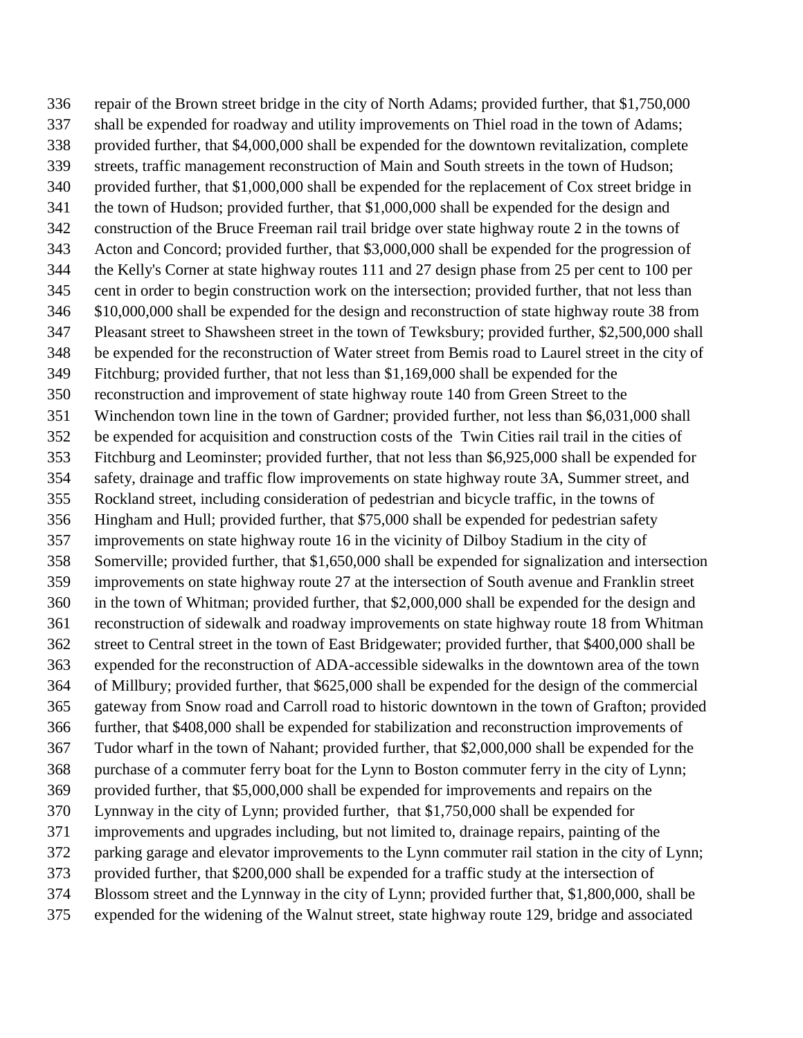336 repair of the Brown street bridge in the city of North Adams; provided further, that $1,750,000
337 shall be expended for roadway and utility improvements on Thiel road in the town of Adams;
338 provided further, that $4,000,000 shall be expended for the downtown revitalization, complete
339 streets, traffic management reconstruction of Main and South streets in the town of Hudson;
340 provided further, that $1,000,000 shall be expended for the replacement of Cox street bridge in
341 the town of Hudson; provided further, that $1,000,000 shall be expended for the design and
342 construction of the Bruce Freeman rail trail bridge over state highway route 2 in the towns of
343 Acton and Concord; provided further, that $3,000,000 shall be expended for the progression of
344 the Kelly's Corner at state highway routes 111 and 27 design phase from 25 per cent to 100 per
345 cent in order to begin construction work on the intersection; provided further, that not less than
346 $10,000,000 shall be expended for the design and reconstruction of state highway route 38 from
347 Pleasant street to Shawsheen street in the town of Tewksbury; provided further, $2,500,000 shall
348 be expended for the reconstruction of Water street from Bemis road to Laurel street in the city of
349 Fitchburg; provided further, that not less than $1,169,000 shall be expended for the
350 reconstruction and improvement of state highway route 140 from Green Street to the
351 Winchendon town line in the town of Gardner; provided further, not less than $6,031,000 shall
352 be expended for acquisition and construction costs of the Twin Cities rail trail in the cities of
353 Fitchburg and Leominster; provided further, that not less than $6,925,000 shall be expended for
354 safety, drainage and traffic flow improvements on state highway route 3A, Summer street, and
355 Rockland street, including consideration of pedestrian and bicycle traffic, in the towns of
356 Hingham and Hull; provided further, that $75,000 shall be expended for pedestrian safety
357 improvements on state highway route 16 in the vicinity of Dilboy Stadium in the city of
358 Somerville; provided further, that $1,650,000 shall be expended for signalization and intersection
359 improvements on state highway route 27 at the intersection of South avenue and Franklin street
360 in the town of Whitman; provided further, that $2,000,000 shall be expended for the design and
361 reconstruction of sidewalk and roadway improvements on state highway route 18 from Whitman
362 street to Central street in the town of East Bridgewater; provided further, that $400,000 shall be
363 expended for the reconstruction of ADA-accessible sidewalks in the downtown area of the town
364 of Millbury; provided further, that $625,000 shall be expended for the design of the commercial
365 gateway from Snow road and Carroll road to historic downtown in the town of Grafton; provided
366 further, that $408,000 shall be expended for stabilization and reconstruction improvements of
367 Tudor wharf in the town of Nahant; provided further, that $2,000,000 shall be expended for the
368 purchase of a commuter ferry boat for the Lynn to Boston commuter ferry in the city of Lynn;
369 provided further, that $5,000,000 shall be expended for improvements and repairs on the
370 Lynnway in the city of Lynn; provided further, that $1,750,000 shall be expended for
371 improvements and upgrades including, but not limited to, drainage repairs, painting of the
372 parking garage and elevator improvements to the Lynn commuter rail station in the city of Lynn;
373 provided further, that $200,000 shall be expended for a traffic study at the intersection of
374 Blossom street and the Lynnway in the city of Lynn; provided further that, $1,800,000, shall be
375 expended for the widening of the Walnut street, state highway route 129, bridge and associated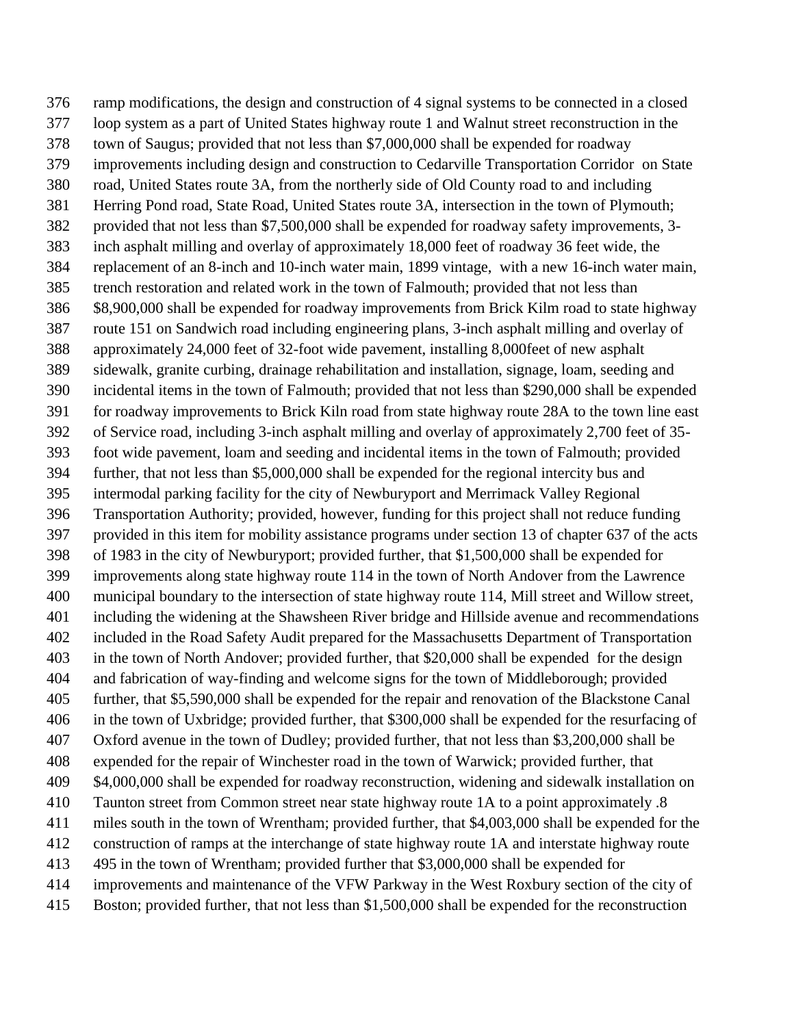376 ramp modifications, the design and construction of 4 signal systems to be connected in a closed
377 loop system as a part of United States highway route 1 and Walnut street reconstruction in the
378 town of Saugus; provided that not less than $7,000,000 shall be expended for roadway
379 improvements including design and construction to Cedarville Transportation Corridor on State
380 road, United States route 3A, from the northerly side of Old County road to and including
381 Herring Pond road, State Road, United States route 3A, intersection in the town of Plymouth;
382 provided that not less than $7,500,000 shall be expended for roadway safety improvements, 3-
383 inch asphalt milling and overlay of approximately 18,000 feet of roadway 36 feet wide, the
384 replacement of an 8-inch and 10-inch water main, 1899 vintage, with a new 16-inch water main,
385 trench restoration and related work in the town of Falmouth; provided that not less than
386 $8,900,000 shall be expended for roadway improvements from Brick Kilm road to state highway
387 route 151 on Sandwich road including engineering plans, 3-inch asphalt milling and overlay of
388 approximately 24,000 feet of 32-foot wide pavement, installing 8,000feet of new asphalt
389 sidewalk, granite curbing, drainage rehabilitation and installation, signage, loam, seeding and
390 incidental items in the town of Falmouth; provided that not less than $290,000 shall be expended
391 for roadway improvements to Brick Kiln road from state highway route 28A to the town line east
392 of Service road, including 3-inch asphalt milling and overlay of approximately 2,700 feet of 35-
393 foot wide pavement, loam and seeding and incidental items in the town of Falmouth; provided
394 further, that not less than $5,000,000 shall be expended for the regional intercity bus and
395 intermodal parking facility for the city of Newburyport and Merrimack Valley Regional
396 Transportation Authority; provided, however, funding for this project shall not reduce funding
397 provided in this item for mobility assistance programs under section 13 of chapter 637 of the acts
398 of 1983 in the city of Newburyport; provided further, that $1,500,000 shall be expended for
399 improvements along state highway route 114 in the town of North Andover from the Lawrence
400 municipal boundary to the intersection of state highway route 114, Mill street and Willow street,
401 including the widening at the Shawsheen River bridge and Hillside avenue and recommendations
402 included in the Road Safety Audit prepared for the Massachusetts Department of Transportation
403 in the town of North Andover; provided further, that $20,000 shall be expended for the design
404 and fabrication of way-finding and welcome signs for the town of Middleborough; provided
405 further, that $5,590,000 shall be expended for the repair and renovation of the Blackstone Canal
406 in the town of Uxbridge; provided further, that $300,000 shall be expended for the resurfacing of
407 Oxford avenue in the town of Dudley; provided further, that not less than $3,200,000 shall be
408 expended for the repair of Winchester road in the town of Warwick; provided further, that
409 $4,000,000 shall be expended for roadway reconstruction, widening and sidewalk installation on
410 Taunton street from Common street near state highway route 1A to a point approximately .8
411 miles south in the town of Wrentham; provided further, that $4,003,000 shall be expended for the
412 construction of ramps at the interchange of state highway route 1A and interstate highway route
413 495 in the town of Wrentham; provided further that $3,000,000 shall be expended for
414 improvements and maintenance of the VFW Parkway in the West Roxbury section of the city of
415 Boston; provided further, that not less than $1,500,000 shall be expended for the reconstruction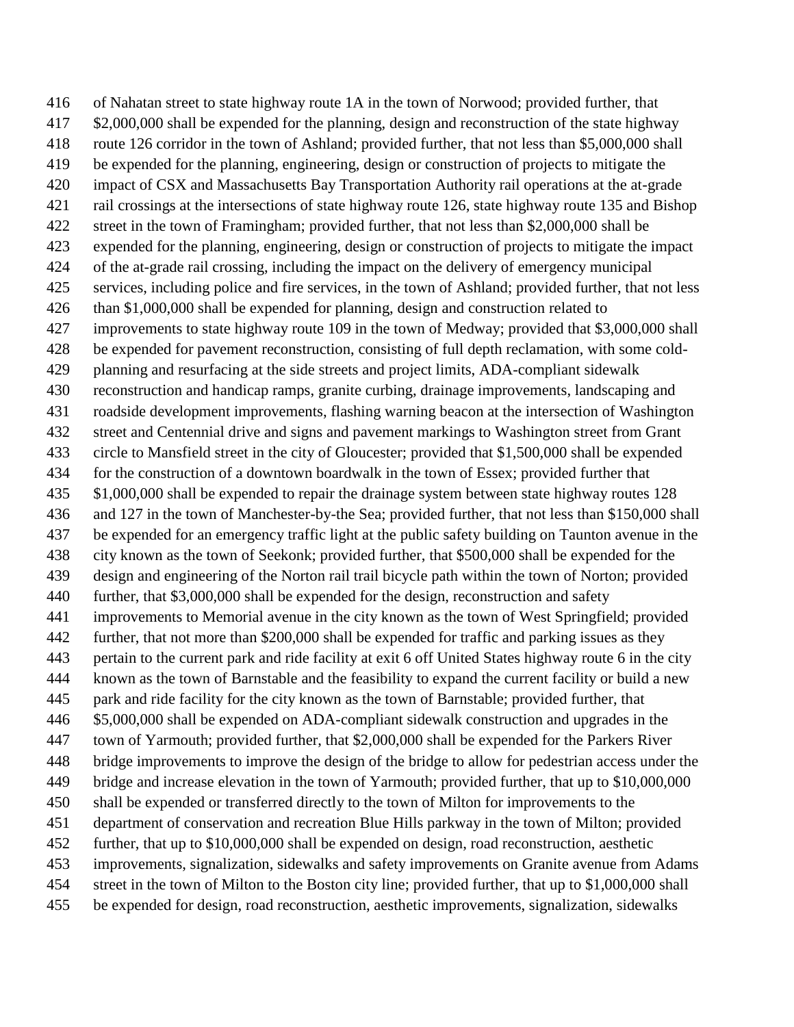416 of Nahatan street to state highway route 1A in the town of Norwood; provided further, that
417 $2,000,000 shall be expended for the planning, design and reconstruction of the state highway
418 route 126 corridor in the town of Ashland; provided further, that not less than $5,000,000 shall
419 be expended for the planning, engineering, design or construction of projects to mitigate the
420 impact of CSX and Massachusetts Bay Transportation Authority rail operations at the at-grade
421 rail crossings at the intersections of state highway route 126, state highway route 135 and Bishop
422 street in the town of Framingham; provided further, that not less than $2,000,000 shall be
423 expended for the planning, engineering, design or construction of projects to mitigate the impact
424 of the at-grade rail crossing, including the impact on the delivery of emergency municipal
425 services, including police and fire services, in the town of Ashland; provided further, that not less
426 than $1,000,000 shall be expended for planning, design and construction related to
427 improvements to state highway route 109 in the town of Medway; provided that $3,000,000 shall
428 be expended for pavement reconstruction, consisting of full depth reclamation, with some cold-
429 planning and resurfacing at the side streets and project limits, ADA-compliant sidewalk
430 reconstruction and handicap ramps, granite curbing, drainage improvements, landscaping and
431 roadside development improvements, flashing warning beacon at the intersection of Washington
432 street and Centennial drive and signs and pavement markings to Washington street from Grant
433 circle to Mansfield street in the city of Gloucester; provided that $1,500,000 shall be expended
434 for the construction of a downtown boardwalk in the town of Essex; provided further that
435 $1,000,000 shall be expended to repair the drainage system between state highway routes 128
436 and 127 in the town of Manchester-by-the Sea; provided further, that not less than $150,000 shall
437 be expended for an emergency traffic light at the public safety building on Taunton avenue in the
438 city known as the town of Seekonk; provided further, that $500,000 shall be expended for the
439 design and engineering of the Norton rail trail bicycle path within the town of Norton; provided
440 further, that $3,000,000 shall be expended for the design, reconstruction and safety
441 improvements to Memorial avenue in the city known as the town of West Springfield; provided
442 further, that not more than $200,000 shall be expended for traffic and parking issues as they
443 pertain to the current park and ride facility at exit 6 off United States highway route 6 in the city
444 known as the town of Barnstable and the feasibility to expand the current facility or build a new
445 park and ride facility for the city known as the town of Barnstable; provided further, that
446 $5,000,000 shall be expended on ADA-compliant sidewalk construction and upgrades in the
447 town of Yarmouth; provided further, that $2,000,000 shall be expended for the Parkers River
448 bridge improvements to improve the design of the bridge to allow for pedestrian access under the
449 bridge and increase elevation in the town of Yarmouth; provided further, that up to $10,000,000
450 shall be expended or transferred directly to the town of Milton for improvements to the
451 department of conservation and recreation Blue Hills parkway in the town of Milton; provided
452 further, that up to $10,000,000 shall be expended on design, road reconstruction, aesthetic
453 improvements, signalization, sidewalks and safety improvements on Granite avenue from Adams
454 street in the town of Milton to the Boston city line; provided further, that up to $1,000,000 shall
455 be expended for design, road reconstruction, aesthetic improvements, signalization, sidewalks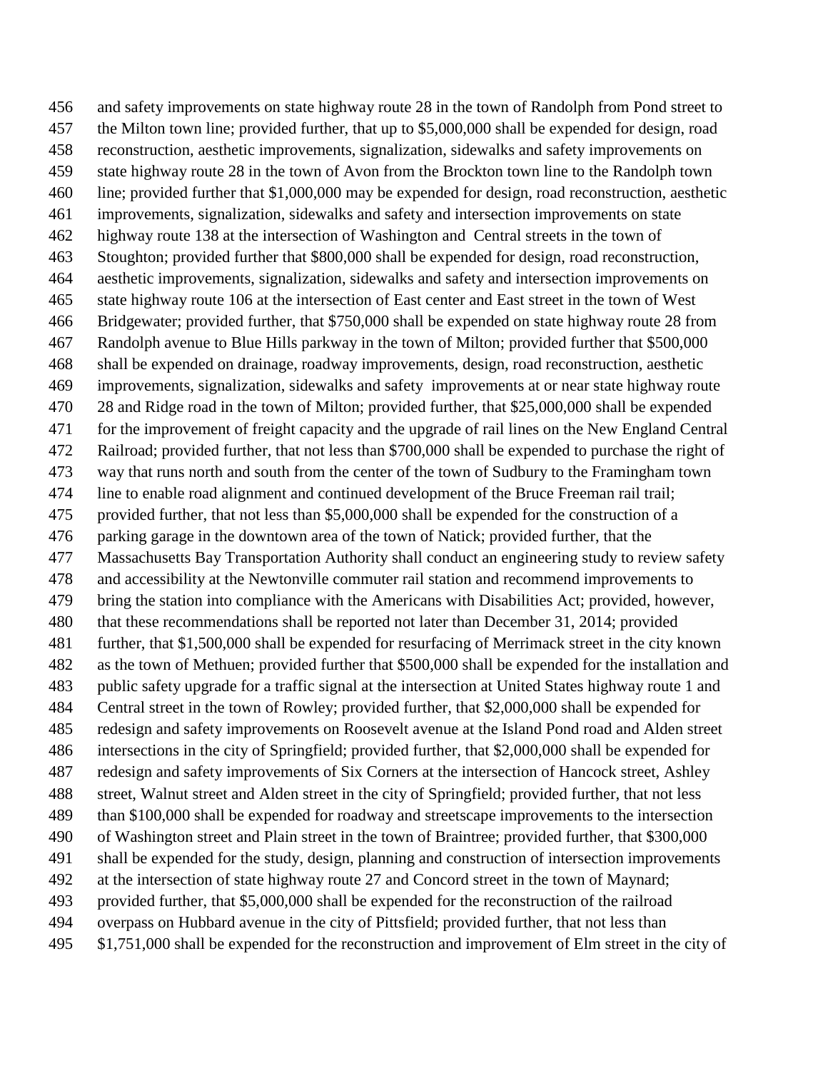and safety improvements on state highway route 28 in the town of Randolph from Pond street to the Milton town line; provided further, that up to $5,000,000 shall be expended for design, road reconstruction, aesthetic improvements, signalization, sidewalks and safety improvements on state highway route 28 in the town of Avon from the Brockton town line to the Randolph town line; provided further that $1,000,000 may be expended for design, road reconstruction, aesthetic improvements, signalization, sidewalks and safety and intersection improvements on state highway route 138 at the intersection of Washington and Central streets in the town of Stoughton; provided further that $800,000 shall be expended for design, road reconstruction, aesthetic improvements, signalization, sidewalks and safety and intersection improvements on state highway route 106 at the intersection of East center and East street in the town of West Bridgewater; provided further, that $750,000 shall be expended on state highway route 28 from Randolph avenue to Blue Hills parkway in the town of Milton; provided further that $500,000 shall be expended on drainage, roadway improvements, design, road reconstruction, aesthetic improvements, signalization, sidewalks and safety improvements at or near state highway route 28 and Ridge road in the town of Milton; provided further, that $25,000,000 shall be expended for the improvement of freight capacity and the upgrade of rail lines on the New England Central Railroad; provided further, that not less than $700,000 shall be expended to purchase the right of way that runs north and south from the center of the town of Sudbury to the Framingham town line to enable road alignment and continued development of the Bruce Freeman rail trail; provided further, that not less than $5,000,000 shall be expended for the construction of a parking garage in the downtown area of the town of Natick; provided further, that the Massachusetts Bay Transportation Authority shall conduct an engineering study to review safety and accessibility at the Newtonville commuter rail station and recommend improvements to bring the station into compliance with the Americans with Disabilities Act; provided, however, that these recommendations shall be reported not later than December 31, 2014; provided further, that $1,500,000 shall be expended for resurfacing of Merrimack street in the city known as the town of Methuen; provided further that $500,000 shall be expended for the installation and public safety upgrade for a traffic signal at the intersection at United States highway route 1 and Central street in the town of Rowley; provided further, that $2,000,000 shall be expended for redesign and safety improvements on Roosevelt avenue at the Island Pond road and Alden street intersections in the city of Springfield; provided further, that $2,000,000 shall be expended for redesign and safety improvements of Six Corners at the intersection of Hancock street, Ashley street, Walnut street and Alden street in the city of Springfield; provided further, that not less than $100,000 shall be expended for roadway and streetscape improvements to the intersection of Washington street and Plain street in the town of Braintree; provided further, that $300,000 shall be expended for the study, design, planning and construction of intersection improvements at the intersection of state highway route 27 and Concord street in the town of Maynard; provided further, that $5,000,000 shall be expended for the reconstruction of the railroad overpass on Hubbard avenue in the city of Pittsfield; provided further, that not less than $1,751,000 shall be expended for the reconstruction and improvement of Elm street in the city of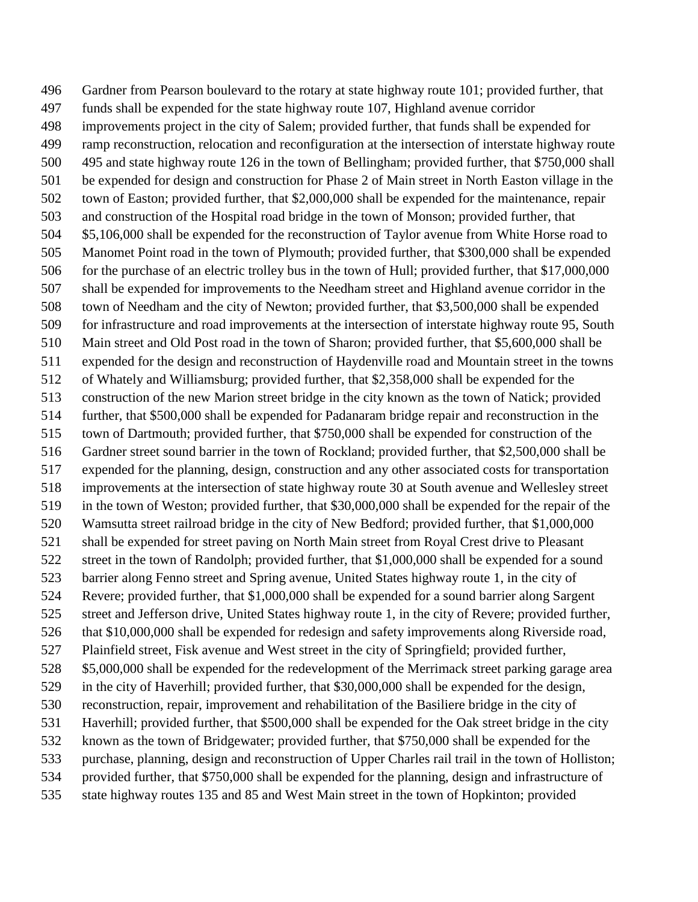Gardner from Pearson boulevard to the rotary at state highway route 101; provided further, that funds shall be expended for the state highway route 107, Highland avenue corridor improvements project in the city of Salem; provided further, that funds shall be expended for ramp reconstruction, relocation and reconfiguration at the intersection of interstate highway route 495 and state highway route 126 in the town of Bellingham; provided further, that $750,000 shall be expended for design and construction for Phase 2 of Main street in North Easton village in the town of Easton; provided further, that $2,000,000 shall be expended for the maintenance, repair and construction of the Hospital road bridge in the town of Monson; provided further, that $5,106,000 shall be expended for the reconstruction of Taylor avenue from White Horse road to Manomet Point road in the town of Plymouth; provided further, that $300,000 shall be expended for the purchase of an electric trolley bus in the town of Hull; provided further, that $17,000,000 shall be expended for improvements to the Needham street and Highland avenue corridor in the town of Needham and the city of Newton; provided further, that $3,500,000 shall be expended for infrastructure and road improvements at the intersection of interstate highway route 95, South Main street and Old Post road in the town of Sharon; provided further, that $5,600,000 shall be expended for the design and reconstruction of Haydenville road and Mountain street in the towns of Whately and Williamsburg; provided further, that $2,358,000 shall be expended for the construction of the new Marion street bridge in the city known as the town of Natick; provided further, that $500,000 shall be expended for Padanaram bridge repair and reconstruction in the town of Dartmouth; provided further, that $750,000 shall be expended for construction of the Gardner street sound barrier in the town of Rockland; provided further, that $2,500,000 shall be expended for the planning, design, construction and any other associated costs for transportation improvements at the intersection of state highway route 30 at South avenue and Wellesley street in the town of Weston; provided further, that $30,000,000 shall be expended for the repair of the Wamsutta street railroad bridge in the city of New Bedford; provided further, that $1,000,000 shall be expended for street paving on North Main street from Royal Crest drive to Pleasant street in the town of Randolph; provided further, that $1,000,000 shall be expended for a sound barrier along Fenno street and Spring avenue, United States highway route 1, in the city of Revere; provided further, that $1,000,000 shall be expended for a sound barrier along Sargent street and Jefferson drive, United States highway route 1, in the city of Revere; provided further, that $10,000,000 shall be expended for redesign and safety improvements along Riverside road, Plainfield street, Fisk avenue and West street in the city of Springfield; provided further, $5,000,000 shall be expended for the redevelopment of the Merrimack street parking garage area in the city of Haverhill; provided further, that $30,000,000 shall be expended for the design, reconstruction, repair, improvement and rehabilitation of the Basiliere bridge in the city of Haverhill; provided further, that $500,000 shall be expended for the Oak street bridge in the city known as the town of Bridgewater; provided further, that $750,000 shall be expended for the purchase, planning, design and reconstruction of Upper Charles rail trail in the town of Holliston; provided further, that $750,000 shall be expended for the planning, design and infrastructure of state highway routes 135 and 85 and West Main street in the town of Hopkinton; provided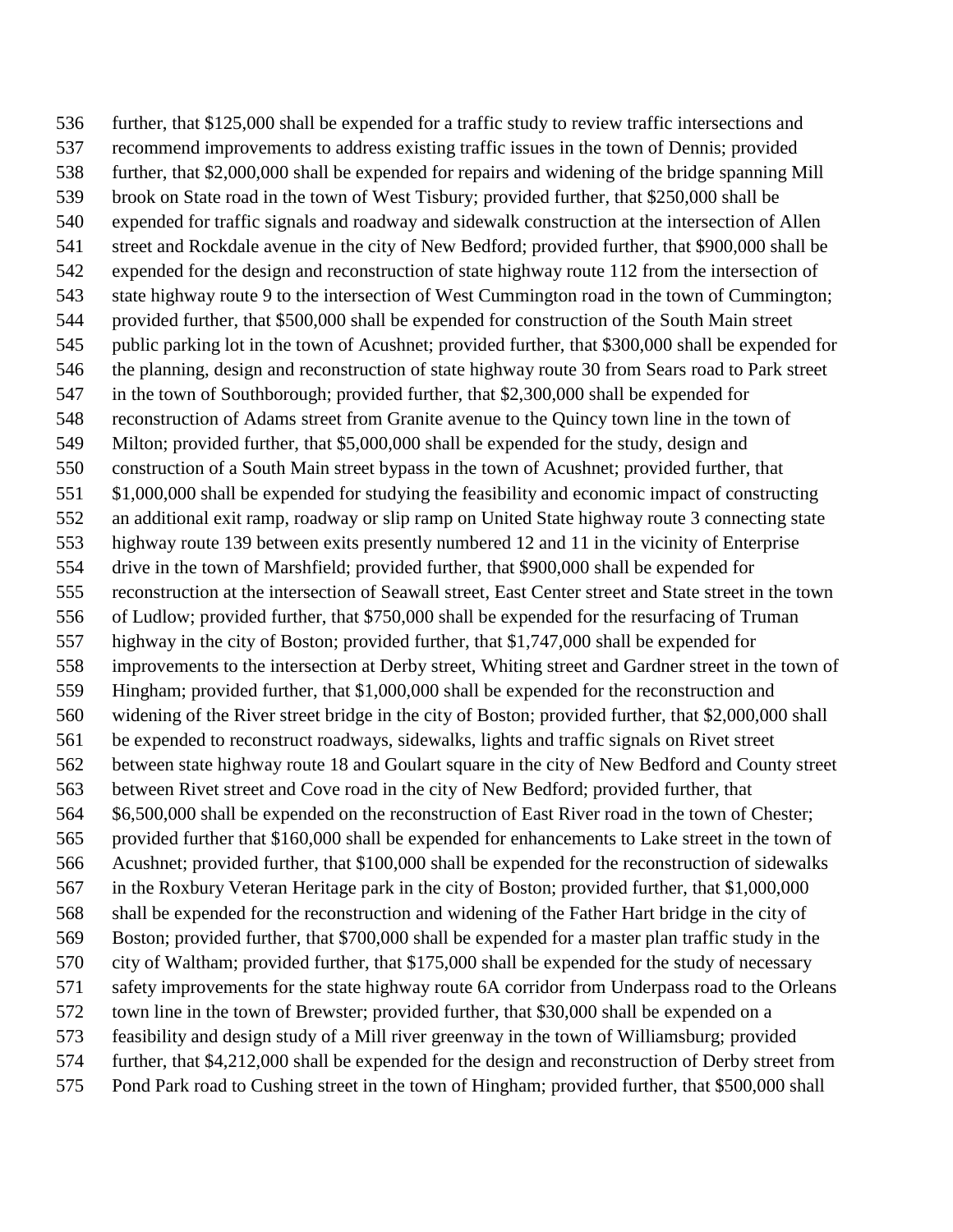further, that $125,000 shall be expended for a traffic study to review traffic intersections and recommend improvements to address existing traffic issues in the town of Dennis; provided further, that $2,000,000 shall be expended for repairs and widening of the bridge spanning Mill brook on State road in the town of West Tisbury; provided further, that $250,000 shall be expended for traffic signals and roadway and sidewalk construction at the intersection of Allen street and Rockdale avenue in the city of New Bedford; provided further, that $900,000 shall be expended for the design and reconstruction of state highway route 112 from the intersection of state highway route 9 to the intersection of West Cummington road in the town of Cummington; provided further, that $500,000 shall be expended for construction of the South Main street public parking lot in the town of Acushnet; provided further, that $300,000 shall be expended for the planning, design and reconstruction of state highway route 30 from Sears road to Park street in the town of Southborough; provided further, that $2,300,000 shall be expended for reconstruction of Adams street from Granite avenue to the Quincy town line in the town of Milton; provided further, that $5,000,000 shall be expended for the study, design and construction of a South Main street bypass in the town of Acushnet; provided further, that $1,000,000 shall be expended for studying the feasibility and economic impact of constructing an additional exit ramp, roadway or slip ramp on United State highway route 3 connecting state highway route 139 between exits presently numbered 12 and 11 in the vicinity of Enterprise drive in the town of Marshfield; provided further, that $900,000 shall be expended for reconstruction at the intersection of Seawall street, East Center street and State street in the town of Ludlow; provided further, that $750,000 shall be expended for the resurfacing of Truman highway in the city of Boston; provided further, that $1,747,000 shall be expended for improvements to the intersection at Derby street, Whiting street and Gardner street in the town of Hingham; provided further, that $1,000,000 shall be expended for the reconstruction and widening of the River street bridge in the city of Boston; provided further, that $2,000,000 shall be expended to reconstruct roadways, sidewalks, lights and traffic signals on Rivet street between state highway route 18 and Goulart square in the city of New Bedford and County street between Rivet street and Cove road in the city of New Bedford; provided further, that $6,500,000 shall be expended on the reconstruction of East River road in the town of Chester; provided further that $160,000 shall be expended for enhancements to Lake street in the town of Acushnet; provided further, that $100,000 shall be expended for the reconstruction of sidewalks in the Roxbury Veteran Heritage park in the city of Boston; provided further, that $1,000,000 shall be expended for the reconstruction and widening of the Father Hart bridge in the city of Boston; provided further, that $700,000 shall be expended for a master plan traffic study in the city of Waltham; provided further, that $175,000 shall be expended for the study of necessary safety improvements for the state highway route 6A corridor from Underpass road to the Orleans town line in the town of Brewster; provided further, that $30,000 shall be expended on a feasibility and design study of a Mill river greenway in the town of Williamsburg; provided further, that $4,212,000 shall be expended for the design and reconstruction of Derby street from Pond Park road to Cushing street in the town of Hingham; provided further, that $500,000 shall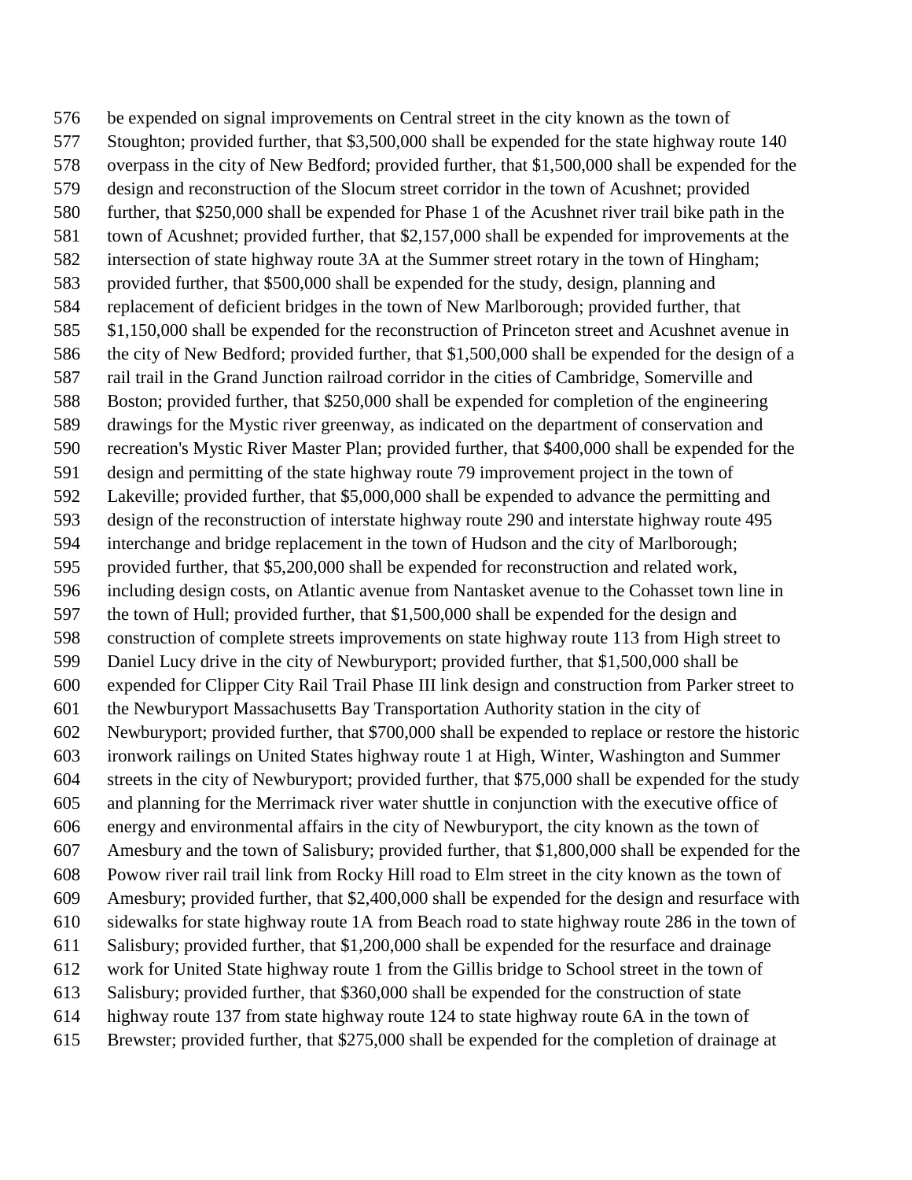be expended on signal improvements on Central street in the city known as the town of Stoughton; provided further, that $3,500,000 shall be expended for the state highway route 140 overpass in the city of New Bedford; provided further, that $1,500,000 shall be expended for the design and reconstruction of the Slocum street corridor in the town of Acushnet; provided further, that $250,000 shall be expended for Phase 1 of the Acushnet river trail bike path in the town of Acushnet; provided further, that $2,157,000 shall be expended for improvements at the intersection of state highway route 3A at the Summer street rotary in the town of Hingham; provided further, that $500,000 shall be expended for the study, design, planning and replacement of deficient bridges in the town of New Marlborough; provided further, that $1,150,000 shall be expended for the reconstruction of Princeton street and Acushnet avenue in the city of New Bedford; provided further, that $1,500,000 shall be expended for the design of a rail trail in the Grand Junction railroad corridor in the cities of Cambridge, Somerville and Boston; provided further, that $250,000 shall be expended for completion of the engineering drawings for the Mystic river greenway, as indicated on the department of conservation and recreation's Mystic River Master Plan; provided further, that $400,000 shall be expended for the design and permitting of the state highway route 79 improvement project in the town of Lakeville; provided further, that $5,000,000 shall be expended to advance the permitting and design of the reconstruction of interstate highway route 290 and interstate highway route 495 interchange and bridge replacement in the town of Hudson and the city of Marlborough; provided further, that $5,200,000 shall be expended for reconstruction and related work, including design costs, on Atlantic avenue from Nantasket avenue to the Cohasset town line in the town of Hull; provided further, that $1,500,000 shall be expended for the design and construction of complete streets improvements on state highway route 113 from High street to Daniel Lucy drive in the city of Newburyport; provided further, that $1,500,000 shall be expended for Clipper City Rail Trail Phase III link design and construction from Parker street to the Newburyport Massachusetts Bay Transportation Authority station in the city of Newburyport; provided further, that $700,000 shall be expended to replace or restore the historic ironwork railings on United States highway route 1 at High, Winter, Washington and Summer streets in the city of Newburyport; provided further, that $75,000 shall be expended for the study and planning for the Merrimack river water shuttle in conjunction with the executive office of energy and environmental affairs in the city of Newburyport, the city known as the town of Amesbury and the town of Salisbury; provided further, that $1,800,000 shall be expended for the Powow river rail trail link from Rocky Hill road to Elm street in the city known as the town of Amesbury; provided further, that $2,400,000 shall be expended for the design and resurface with sidewalks for state highway route 1A from Beach road to state highway route 286 in the town of Salisbury; provided further, that $1,200,000 shall be expended for the resurface and drainage work for United State highway route 1 from the Gillis bridge to School street in the town of Salisbury; provided further, that $360,000 shall be expended for the construction of state highway route 137 from state highway route 124 to state highway route 6A in the town of Brewster; provided further, that $275,000 shall be expended for the completion of drainage at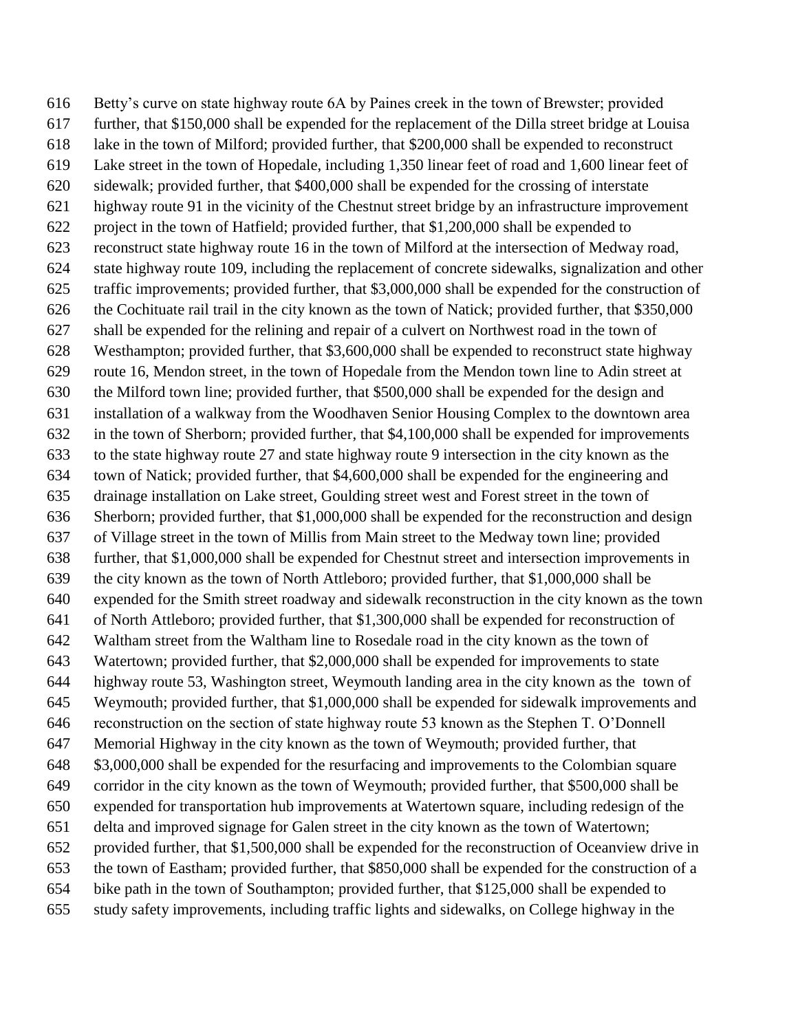Betty's curve on state highway route 6A by Paines creek in the town of Brewster; provided further, that $150,000 shall be expended for the replacement of the Dilla street bridge at Louisa lake in the town of Milford; provided further, that $200,000 shall be expended to reconstruct Lake street in the town of Hopedale, including 1,350 linear feet of road and 1,600 linear feet of sidewalk; provided further, that $400,000 shall be expended for the crossing of interstate highway route 91 in the vicinity of the Chestnut street bridge by an infrastructure improvement project in the town of Hatfield; provided further, that $1,200,000 shall be expended to reconstruct state highway route 16 in the town of Milford at the intersection of Medway road, state highway route 109, including the replacement of concrete sidewalks, signalization and other traffic improvements; provided further, that $3,000,000 shall be expended for the construction of the Cochituate rail trail in the city known as the town of Natick; provided further, that $350,000 shall be expended for the relining and repair of a culvert on Northwest road in the town of Westhampton; provided further, that $3,600,000 shall be expended to reconstruct state highway route 16, Mendon street, in the town of Hopedale from the Mendon town line to Adin street at the Milford town line; provided further, that $500,000 shall be expended for the design and installation of a walkway from the Woodhaven Senior Housing Complex to the downtown area in the town of Sherborn; provided further, that $4,100,000 shall be expended for improvements to the state highway route 27 and state highway route 9 intersection in the city known as the town of Natick; provided further, that $4,600,000 shall be expended for the engineering and drainage installation on Lake street, Goulding street west and Forest street in the town of Sherborn; provided further, that $1,000,000 shall be expended for the reconstruction and design of Village street in the town of Millis from Main street to the Medway town line; provided further, that $1,000,000 shall be expended for Chestnut street and intersection improvements in the city known as the town of North Attleboro; provided further, that $1,000,000 shall be expended for the Smith street roadway and sidewalk reconstruction in the city known as the town of North Attleboro; provided further, that $1,300,000 shall be expended for reconstruction of Waltham street from the Waltham line to Rosedale road in the city known as the town of Watertown; provided further, that $2,000,000 shall be expended for improvements to state highway route 53, Washington street, Weymouth landing area in the city known as the town of Weymouth; provided further, that $1,000,000 shall be expended for sidewalk improvements and reconstruction on the section of state highway route 53 known as the Stephen T. O'Donnell Memorial Highway in the city known as the town of Weymouth; provided further, that $3,000,000 shall be expended for the resurfacing and improvements to the Colombian square corridor in the city known as the town of Weymouth; provided further, that $500,000 shall be expended for transportation hub improvements at Watertown square, including redesign of the delta and improved signage for Galen street in the city known as the town of Watertown; provided further, that $1,500,000 shall be expended for the reconstruction of Oceanview drive in the town of Eastham; provided further, that $850,000 shall be expended for the construction of a bike path in the town of Southampton; provided further, that $125,000 shall be expended to study safety improvements, including traffic lights and sidewalks, on College highway in the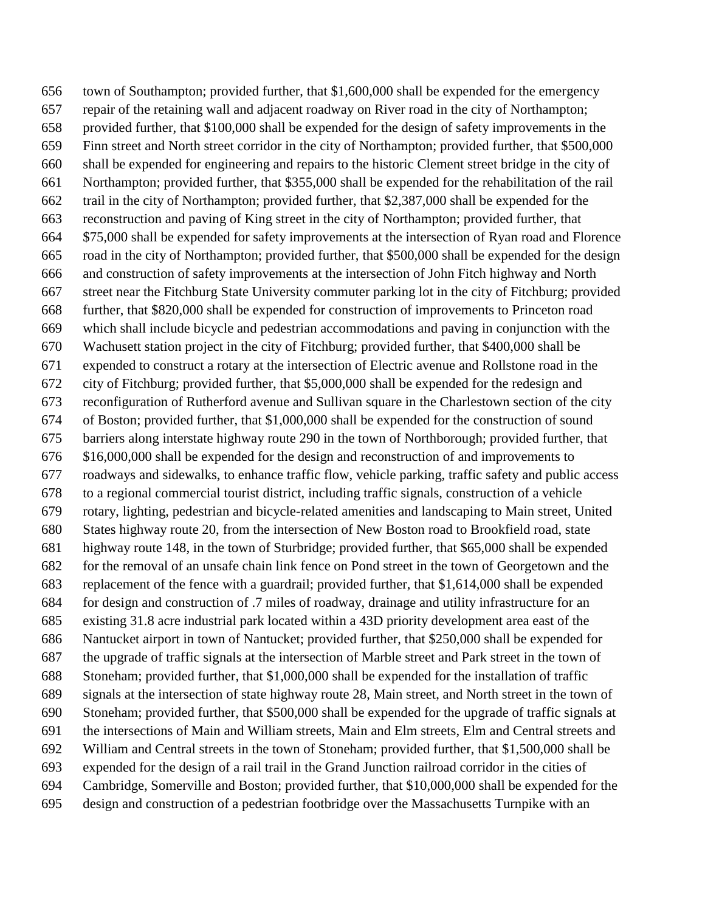656 town of Southampton; provided further, that $1,600,000 shall be expended for the emergency
657 repair of the retaining wall and adjacent roadway on River road in the city of Northampton;
658 provided further, that $100,000 shall be expended for the design of safety improvements in the
659 Finn street and North street corridor in the city of Northampton; provided further, that $500,000
660 shall be expended for engineering and repairs to the historic Clement street bridge in the city of
661 Northampton; provided further, that $355,000 shall be expended for the rehabilitation of the rail
662 trail in the city of Northampton; provided further, that $2,387,000 shall be expended for the
663 reconstruction and paving of King street in the city of Northampton; provided further, that
664 $75,000 shall be expended for safety improvements at the intersection of Ryan road and Florence
665 road in the city of Northampton; provided further, that $500,000 shall be expended for the design
666 and construction of safety improvements at the intersection of John Fitch highway and North
667 street near the Fitchburg State University commuter parking lot in the city of Fitchburg; provided
668 further, that $820,000 shall be expended for construction of improvements to Princeton road
669 which shall include bicycle and pedestrian accommodations and paving in conjunction with the
670 Wachusett station project in the city of Fitchburg; provided further, that $400,000 shall be
671 expended to construct a rotary at the intersection of Electric avenue and Rollstone road in the
672 city of Fitchburg; provided further, that $5,000,000 shall be expended for the redesign and
673 reconfiguration of Rutherford avenue and Sullivan square in the Charlestown section of the city
674 of Boston; provided further, that $1,000,000 shall be expended for the construction of sound
675 barriers along interstate highway route 290 in the town of Northborough; provided further, that
676 $16,000,000 shall be expended for the design and reconstruction of and improvements to
677 roadways and sidewalks, to enhance traffic flow, vehicle parking, traffic safety and public access
678 to a regional commercial tourist district, including traffic signals, construction of a vehicle
679 rotary, lighting, pedestrian and bicycle-related amenities and landscaping to Main street, United
680 States highway route 20, from the intersection of New Boston road to Brookfield road, state
681 highway route 148, in the town of Sturbridge; provided further, that $65,000 shall be expended
682 for the removal of an unsafe chain link fence on Pond street in the town of Georgetown and the
683 replacement of the fence with a guardrail; provided further, that $1,614,000 shall be expended
684 for design and construction of .7 miles of roadway, drainage and utility infrastructure for an
685 existing 31.8 acre industrial park located within a 43D priority development area east of the
686 Nantucket airport in town of Nantucket; provided further, that $250,000 shall be expended for
687 the upgrade of traffic signals at the intersection of Marble street and Park street in the town of
688 Stoneham; provided further, that $1,000,000 shall be expended for the installation of traffic
689 signals at the intersection of state highway route 28, Main street, and North street in the town of
690 Stoneham; provided further, that $500,000 shall be expended for the upgrade of traffic signals at
691 the intersections of Main and William streets, Main and Elm streets, Elm and Central streets and
692 William and Central streets in the town of Stoneham; provided further, that $1,500,000 shall be
693 expended for the design of a rail trail in the Grand Junction railroad corridor in the cities of
694 Cambridge, Somerville and Boston; provided further, that $10,000,000 shall be expended for the
695 design and construction of a pedestrian footbridge over the Massachusetts Turnpike with an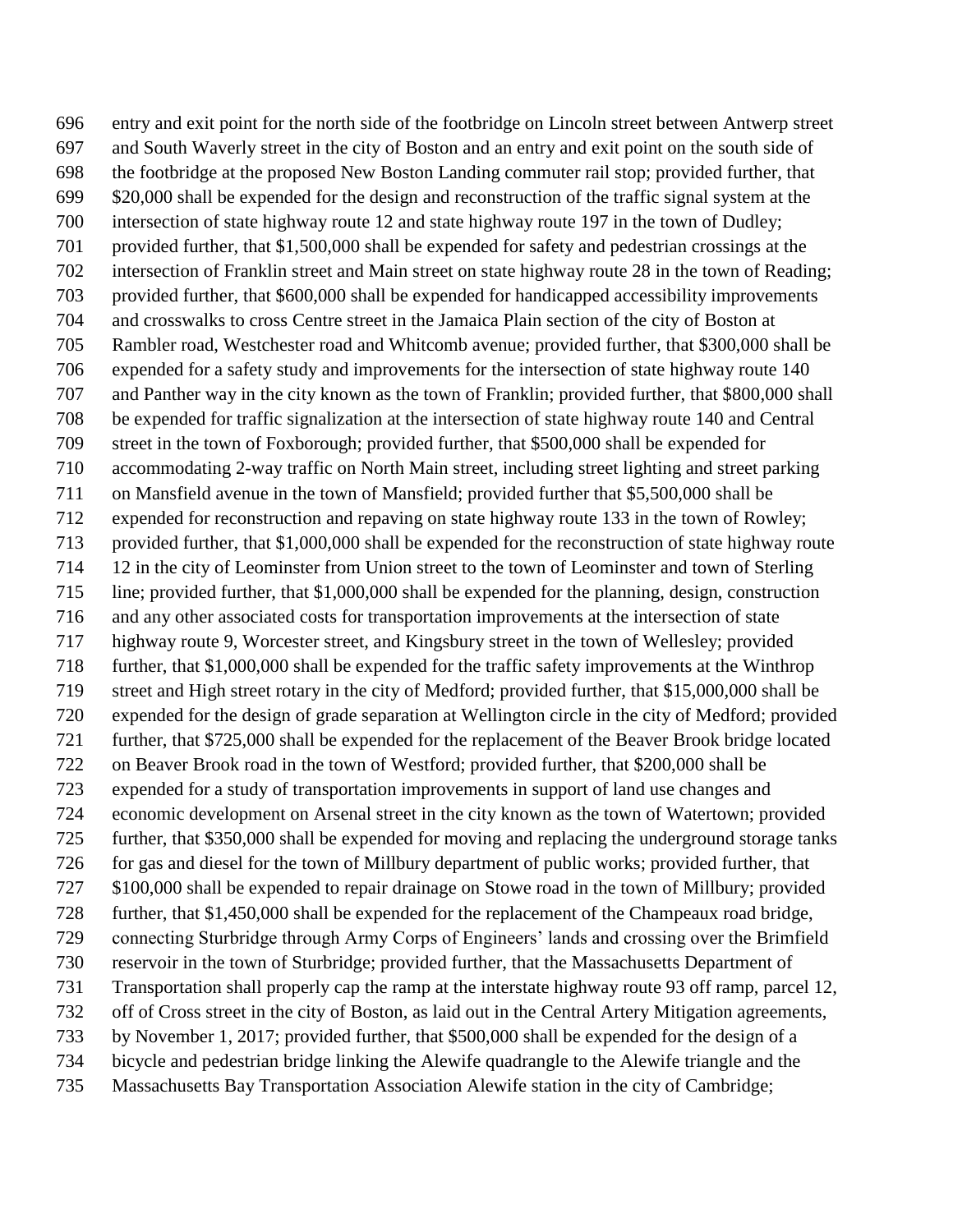entry and exit point for the north side of the footbridge on Lincoln street between Antwerp street and South Waverly street in the city of Boston and an entry and exit point on the south side of the footbridge at the proposed New Boston Landing commuter rail stop; provided further, that $20,000 shall be expended for the design and reconstruction of the traffic signal system at the intersection of state highway route 12 and state highway route 197 in the town of Dudley; provided further, that $1,500,000 shall be expended for safety and pedestrian crossings at the intersection of Franklin street and Main street on state highway route 28 in the town of Reading; provided further, that $600,000 shall be expended for handicapped accessibility improvements and crosswalks to cross Centre street in the Jamaica Plain section of the city of Boston at Rambler road, Westchester road and Whitcomb avenue; provided further, that $300,000 shall be expended for a safety study and improvements for the intersection of state highway route 140 and Panther way in the city known as the town of Franklin; provided further, that $800,000 shall be expended for traffic signalization at the intersection of state highway route 140 and Central street in the town of Foxborough; provided further, that $500,000 shall be expended for accommodating 2-way traffic on North Main street, including street lighting and street parking on Mansfield avenue in the town of Mansfield; provided further that $5,500,000 shall be expended for reconstruction and repaving on state highway route 133 in the town of Rowley; provided further, that $1,000,000 shall be expended for the reconstruction of state highway route 12 in the city of Leominster from Union street to the town of Leominster and town of Sterling line; provided further, that $1,000,000 shall be expended for the planning, design, construction and any other associated costs for transportation improvements at the intersection of state highway route 9, Worcester street, and Kingsbury street in the town of Wellesley; provided further, that $1,000,000 shall be expended for the traffic safety improvements at the Winthrop street and High street rotary in the city of Medford; provided further, that $15,000,000 shall be expended for the design of grade separation at Wellington circle in the city of Medford; provided further, that $725,000 shall be expended for the replacement of the Beaver Brook bridge located on Beaver Brook road in the town of Westford; provided further, that $200,000 shall be expended for a study of transportation improvements in support of land use changes and economic development on Arsenal street in the city known as the town of Watertown; provided further, that $350,000 shall be expended for moving and replacing the underground storage tanks for gas and diesel for the town of Millbury department of public works; provided further, that $100,000 shall be expended to repair drainage on Stowe road in the town of Millbury; provided further, that $1,450,000 shall be expended for the replacement of the Champeaux road bridge, connecting Sturbridge through Army Corps of Engineers' lands and crossing over the Brimfield reservoir in the town of Sturbridge; provided further, that the Massachusetts Department of Transportation shall properly cap the ramp at the interstate highway route 93 off ramp, parcel 12, off of Cross street in the city of Boston, as laid out in the Central Artery Mitigation agreements, by November 1, 2017; provided further, that $500,000 shall be expended for the design of a bicycle and pedestrian bridge linking the Alewife quadrangle to the Alewife triangle and the Massachusetts Bay Transportation Association Alewife station in the city of Cambridge;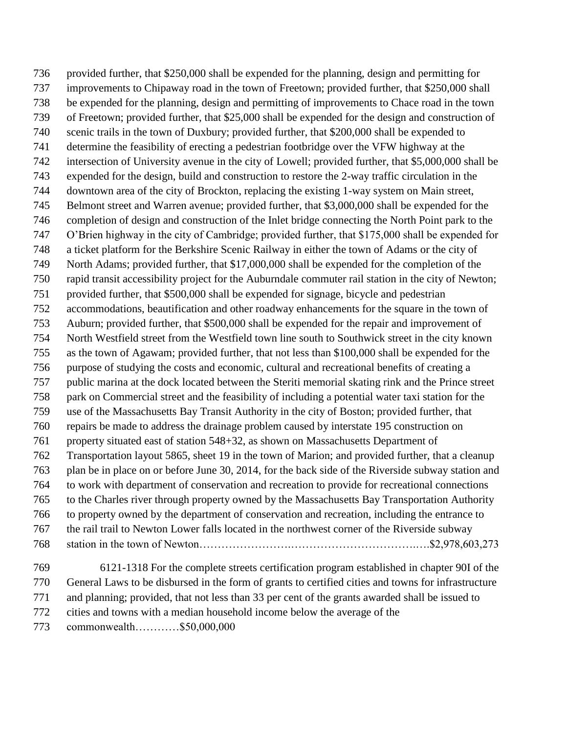provided further, that \$250,000 shall be expended for the planning, design and permitting for improvements to Chipaway road in the town of Freetown; provided further, that \$250,000 shall be expended for the planning, design and permitting of improvements to Chace road in the town of Freetown; provided further, that \$25,000 shall be expended for the design and construction of scenic trails in the town of Duxbury; provided further, that \$200,000 shall be expended to determine the feasibility of erecting a pedestrian footbridge over the VFW highway at the intersection of University avenue in the city of Lowell; provided further, that \$5,000,000 shall be expended for the design, build and construction to restore the 2-way traffic circulation in the downtown area of the city of Brockton, replacing the existing 1-way system on Main street, Belmont street and Warren avenue; provided further, that \$3,000,000 shall be expended for the completion of design and construction of the Inlet bridge connecting the North Point park to the O'Brien highway in the city of Cambridge; provided further, that \$175,000 shall be expended for a ticket platform for the Berkshire Scenic Railway in either the town of Adams or the city of North Adams; provided further, that \$17,000,000 shall be expended for the completion of the rapid transit accessibility project for the Auburndale commuter rail station in the city of Newton; provided further, that \$500,000 shall be expended for signage, bicycle and pedestrian accommodations, beautification and other roadway enhancements for the square in the town of Auburn; provided further, that \$500,000 shall be expended for the repair and improvement of North Westfield street from the Westfield town line south to Southwick street in the city known as the town of Agawam; provided further, that not less than \$100,000 shall be expended for the purpose of studying the costs and economic, cultural and recreational benefits of creating a public marina at the dock located between the Steriti memorial skating rink and the Prince street park on Commercial street and the feasibility of including a potential water taxi station for the use of the Massachusetts Bay Transit Authority in the city of Boston; provided further, that repairs be made to address the drainage problem caused by interstate 195 construction on property situated east of station 548+32, as shown on Massachusetts Department of Transportation layout 5865, sheet 19 in the town of Marion; and provided further, that a cleanup plan be in place on or before June 30, 2014, for the back side of the Riverside subway station and to work with department of conservation and recreation to provide for recreational connections to the Charles river through property owned by the Massachusetts Bay Transportation Authority to property owned by the department of conservation and recreation, including the entrance to the rail trail to Newton Lower falls located in the northwest corner of the Riverside subway station in the town of Newton……………………..…………………………….…..\$2,978,603,273

6121-1318 For the complete streets certification program established in chapter 90I of the General Laws to be disbursed in the form of grants to certified cities and towns for infrastructure and planning; provided, that not less than 33 per cent of the grants awarded shall be issued to cities and towns with a median household income below the average of the commonwealth…………\$50,000,000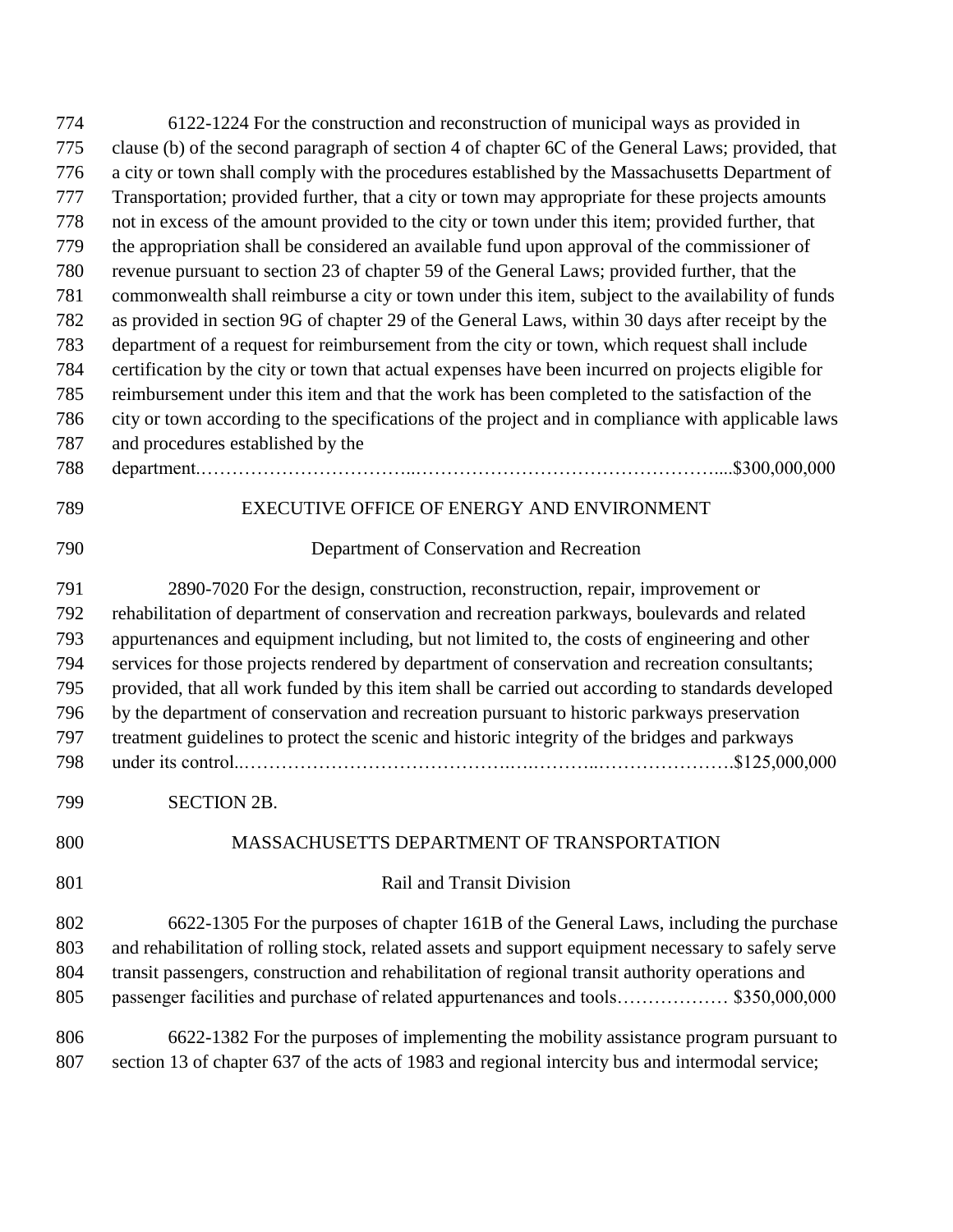6122-1224 For the construction and reconstruction of municipal ways as provided in clause (b) of the second paragraph of section 4 of chapter 6C of the General Laws; provided, that a city or town shall comply with the procedures established by the Massachusetts Department of Transportation; provided further, that a city or town may appropriate for these projects amounts not in excess of the amount provided to the city or town under this item; provided further, that the appropriation shall be considered an available fund upon approval of the commissioner of revenue pursuant to section 23 of chapter 59 of the General Laws; provided further, that the commonwealth shall reimburse a city or town under this item, subject to the availability of funds as provided in section 9G of chapter 29 of the General Laws, within 30 days after receipt by the department of a request for reimbursement from the city or town, which request shall include certification by the city or town that actual expenses have been incurred on projects eligible for reimbursement under this item and that the work has been completed to the satisfaction of the city or town according to the specifications of the project and in compliance with applicable laws and procedures established by the department……………………………..…………………………………………....$300,000,000

EXECUTIVE OFFICE OF ENERGY AND ENVIRONMENT

Department of Conservation and Recreation

2890-7020 For the design, construction, reconstruction, repair, improvement or rehabilitation of department of conservation and recreation parkways, boulevards and related appurtenances and equipment including, but not limited to, the costs of engineering and other services for those projects rendered by department of conservation and recreation consultants; provided, that all work funded by this item shall be carried out according to standards developed by the department of conservation and recreation pursuant to historic parkways preservation treatment guidelines to protect the scenic and historic integrity of the bridges and parkways under its control..…………………………………….….………..………………….$125,000,000

SECTION 2B.

MASSACHUSETTS DEPARTMENT OF TRANSPORTATION

Rail and Transit Division

6622-1305 For the purposes of chapter 161B of the General Laws, including the purchase and rehabilitation of rolling stock, related assets and support equipment necessary to safely serve transit passengers, construction and rehabilitation of regional transit authority operations and passenger facilities and purchase of related appurtenances and tools……………… $350,000,000

6622-1382 For the purposes of implementing the mobility assistance program pursuant to section 13 of chapter 637 of the acts of 1983 and regional intercity bus and intermodal service;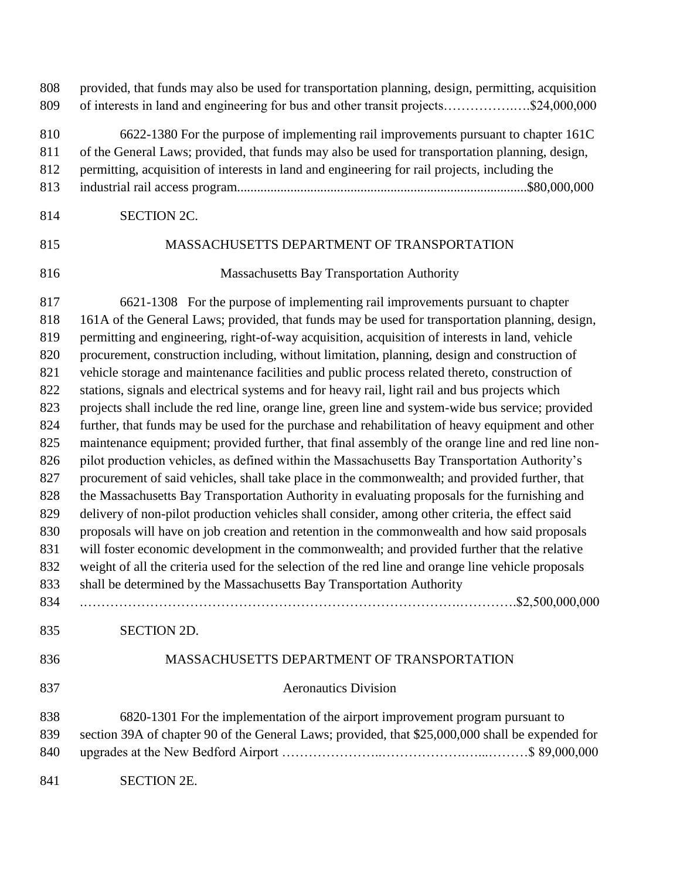provided, that funds may also be used for transportation planning, design, permitting, acquisition of interests in land and engineering for bus and other transit projects……………..….$24,000,000

6622-1380 For the purpose of implementing rail improvements pursuant to chapter 161C of the General Laws; provided, that funds may also be used for transportation planning, design, permitting, acquisition of interests in land and engineering for rail projects, including the industrial rail access program.....................................................................................$80,000,000

SECTION 2C.

MASSACHUSETTS DEPARTMENT OF TRANSPORTATION

Massachusetts Bay Transportation Authority

6621-1308 For the purpose of implementing rail improvements pursuant to chapter 161A of the General Laws; provided, that funds may be used for transportation planning, design, permitting and engineering, right-of-way acquisition, acquisition of interests in land, vehicle procurement, construction including, without limitation, planning, design and construction of vehicle storage and maintenance facilities and public process related thereto, construction of stations, signals and electrical systems and for heavy rail, light rail and bus projects which projects shall include the red line, orange line, green line and system-wide bus service; provided further, that funds may be used for the purchase and rehabilitation of heavy equipment and other maintenance equipment; provided further, that final assembly of the orange line and red line non-pilot production vehicles, as defined within the Massachusetts Bay Transportation Authority's procurement of said vehicles, shall take place in the commonwealth; and provided further, that the Massachusetts Bay Transportation Authority in evaluating proposals for the furnishing and delivery of non-pilot production vehicles shall consider, among other criteria, the effect said proposals will have on job creation and retention in the commonwealth and how said proposals will foster economic development in the commonwealth; and provided further that the relative weight of all the criteria used for the selection of the red line and orange line vehicle proposals shall be determined by the Massachusetts Bay Transportation Authority ……………………………………………………………………………….………….$2,500,000,000

SECTION 2D.

MASSACHUSETTS DEPARTMENT OF TRANSPORTATION

Aeronautics Division

6820-1301 For the implementation of the airport improvement program pursuant to section 39A of chapter 90 of the General Laws; provided, that $25,000,000 shall be expended for upgrades at the New Bedford Airport …………………..……………….…...………$ 89,000,000

SECTION 2E.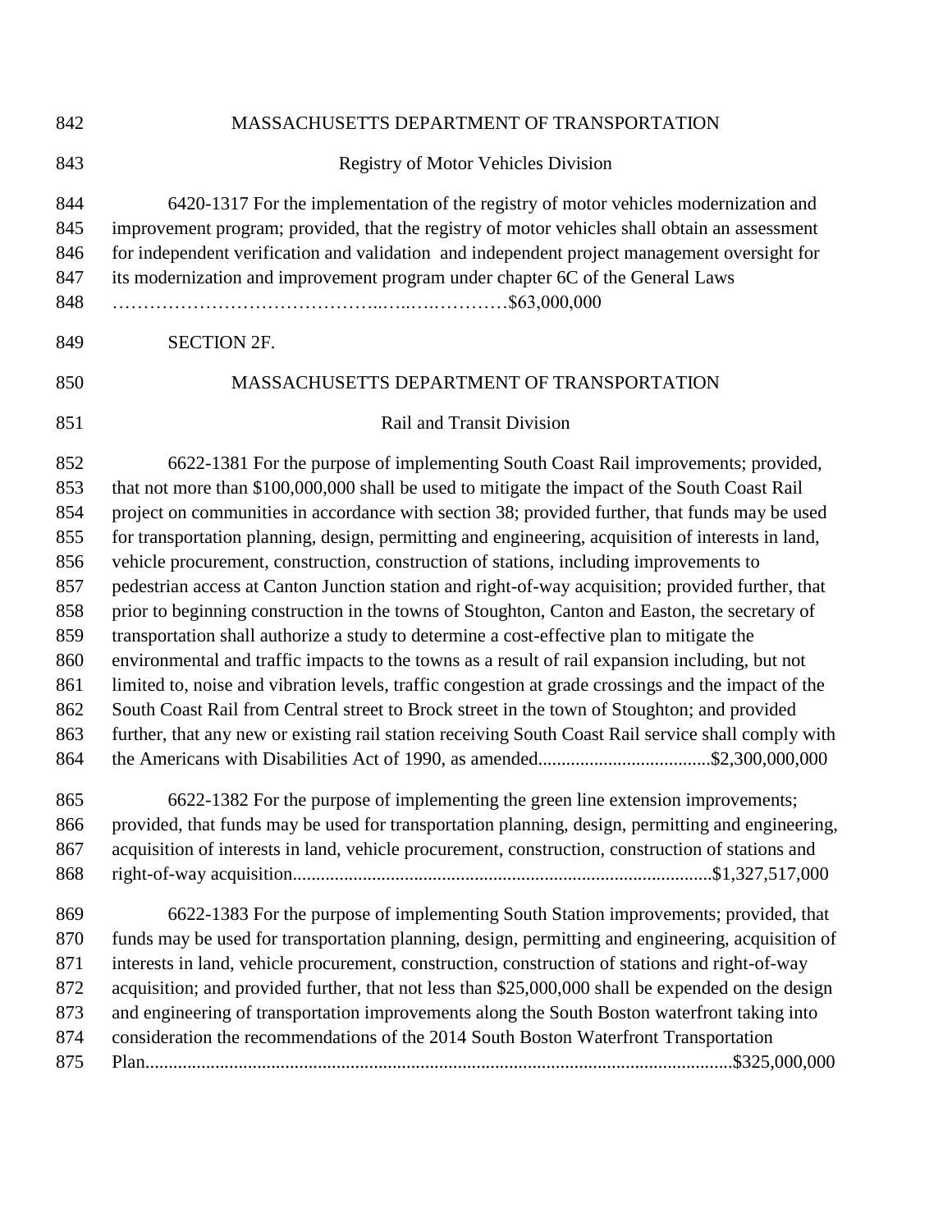MASSACHUSETTS DEPARTMENT OF TRANSPORTATION

Registry of Motor Vehicles Division

6420-1317 For the implementation of the registry of motor vehicles modernization and improvement program; provided, that the registry of motor vehicles shall obtain an assessment for independent verification and validation and independent project management oversight for its modernization and improvement program under chapter 6C of the General Laws ……………………………………..…..….…………$63,000,000

SECTION 2F.

MASSACHUSETTS DEPARTMENT OF TRANSPORTATION

Rail and Transit Division

6622-1381 For the purpose of implementing South Coast Rail improvements; provided, that not more than $100,000,000 shall be used to mitigate the impact of the South Coast Rail project on communities in accordance with section 38; provided further, that funds may be used for transportation planning, design, permitting and engineering, acquisition of interests in land, vehicle procurement, construction, construction of stations, including improvements to pedestrian access at Canton Junction station and right-of-way acquisition; provided further, that prior to beginning construction in the towns of Stoughton, Canton and Easton, the secretary of transportation shall authorize a study to determine a cost-effective plan to mitigate the environmental and traffic impacts to the towns as a result of rail expansion including, but not limited to, noise and vibration levels, traffic congestion at grade crossings and the impact of the South Coast Rail from Central street to Brock street in the town of Stoughton; and provided further, that any new or existing rail station receiving South Coast Rail service shall comply with the Americans with Disabilities Act of 1990, as amended.....................................$2,300,000,000

6622-1382 For the purpose of implementing the green line extension improvements; provided, that funds may be used for transportation planning, design, permitting and engineering, acquisition of interests in land, vehicle procurement, construction, construction of stations and right-of-way acquisition..........................................................................................$1,327,517,000

6622-1383 For the purpose of implementing South Station improvements; provided, that funds may be used for transportation planning, design, permitting and engineering, acquisition of interests in land, vehicle procurement, construction, construction of stations and right-of-way acquisition; and provided further, that not less than $25,000,000 shall be expended on the design and engineering of transportation improvements along the South Boston waterfront taking into consideration the recommendations of the 2014 South Boston Waterfront Transportation Plan...........................................................................................................................$325,000,000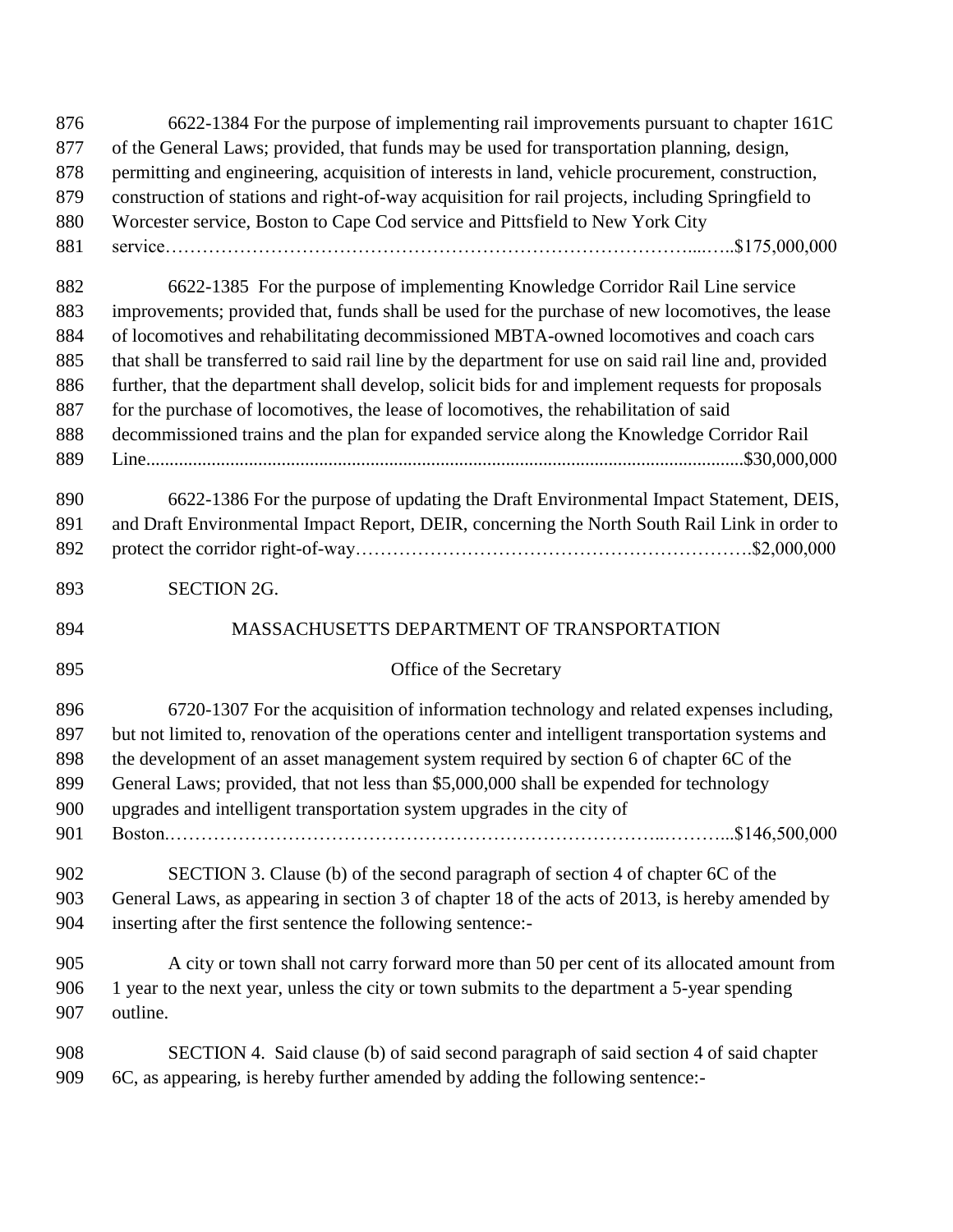6622-1384 For the purpose of implementing rail improvements pursuant to chapter 161C of the General Laws; provided, that funds may be used for transportation planning, design, permitting and engineering, acquisition of interests in land, vehicle procurement, construction, construction of stations and right-of-way acquisition for rail projects, including Springfield to Worcester service, Boston to Cape Cod service and Pittsfield to New York City service…………………………………………………………………………...…..$175,000,000

6622-1385 For the purpose of implementing Knowledge Corridor Rail Line service improvements; provided that, funds shall be used for the purchase of new locomotives, the lease of locomotives and rehabilitating decommissioned MBTA-owned locomotives and coach cars that shall be transferred to said rail line by the department for use on said rail line and, provided further, that the department shall develop, solicit bids for and implement requests for proposals for the purchase of locomotives, the lease of locomotives, the rehabilitation of said decommissioned trains and the plan for expanded service along the Knowledge Corridor Rail Line...........................................................................................................................$30,000,000

6622-1386 For the purpose of updating the Draft Environmental Impact Statement, DEIS, and Draft Environmental Impact Report, DEIR, concerning the North South Rail Link in order to protect the corridor right-of-way……………………………………………………….$2,000,000

SECTION 2G.

MASSACHUSETTS DEPARTMENT OF TRANSPORTATION

Office of the Secretary

6720-1307 For the acquisition of information technology and related expenses including, but not limited to, renovation of the operations center and intelligent transportation systems and the development of an asset management system required by section 6 of chapter 6C of the General Laws; provided, that not less than $5,000,000 shall be expended for technology upgrades and intelligent transportation system upgrades in the city of Boston.…………………………………………………………………..………...$146,500,000

SECTION 3. Clause (b) of the second paragraph of section 4 of chapter 6C of the General Laws, as appearing in section 3 of chapter 18 of the acts of 2013, is hereby amended by inserting after the first sentence the following sentence:-

A city or town shall not carry forward more than 50 per cent of its allocated amount from 1 year to the next year, unless the city or town submits to the department a 5-year spending outline.

SECTION 4. Said clause (b) of said second paragraph of said section 4 of said chapter 6C, as appearing, is hereby further amended by adding the following sentence:-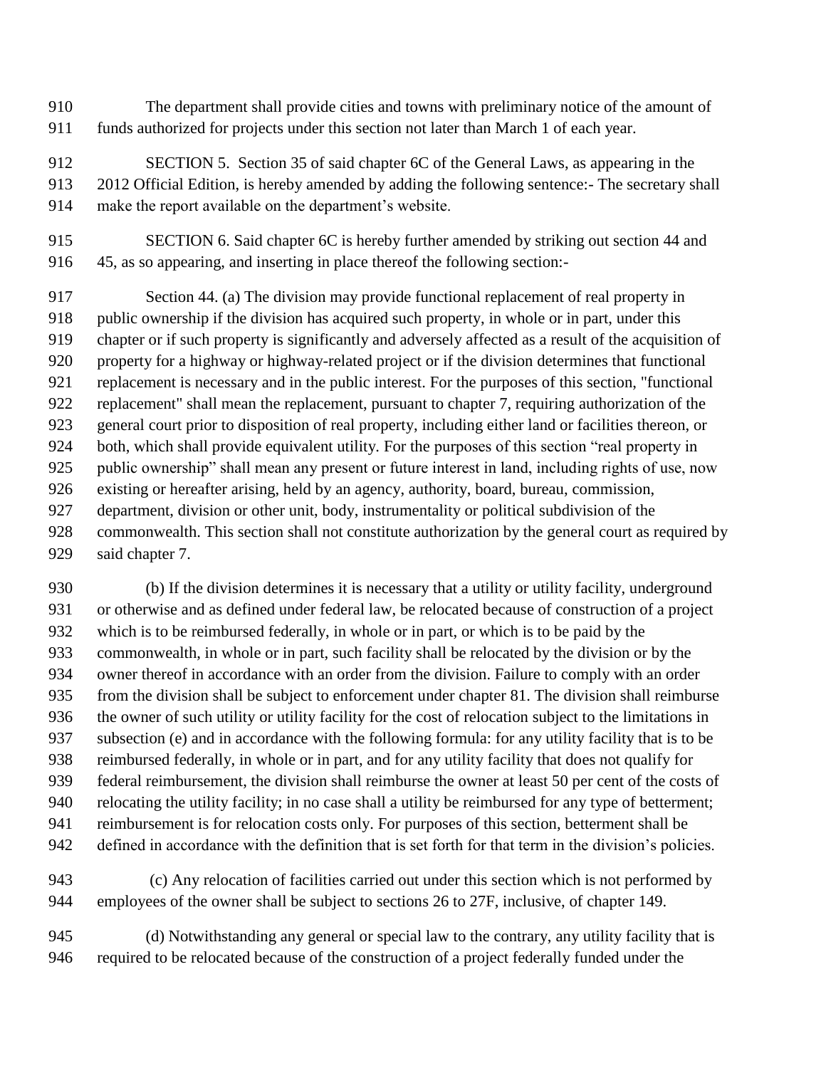The department shall provide cities and towns with preliminary notice of the amount of funds authorized for projects under this section not later than March 1 of each year.

SECTION 5. Section 35 of said chapter 6C of the General Laws, as appearing in the 2012 Official Edition, is hereby amended by adding the following sentence:- The secretary shall make the report available on the department's website.

SECTION 6. Said chapter 6C is hereby further amended by striking out section 44 and 45, as so appearing, and inserting in place thereof the following section:-

Section 44. (a) The division may provide functional replacement of real property in public ownership if the division has acquired such property, in whole or in part, under this chapter or if such property is significantly and adversely affected as a result of the acquisition of property for a highway or highway-related project or if the division determines that functional replacement is necessary and in the public interest. For the purposes of this section, "functional replacement" shall mean the replacement, pursuant to chapter 7, requiring authorization of the general court prior to disposition of real property, including either land or facilities thereon, or both, which shall provide equivalent utility. For the purposes of this section "real property in public ownership" shall mean any present or future interest in land, including rights of use, now existing or hereafter arising, held by an agency, authority, board, bureau, commission, department, division or other unit, body, instrumentality or political subdivision of the commonwealth. This section shall not constitute authorization by the general court as required by said chapter 7.

(b) If the division determines it is necessary that a utility or utility facility, underground or otherwise and as defined under federal law, be relocated because of construction of a project which is to be reimbursed federally, in whole or in part, or which is to be paid by the commonwealth, in whole or in part, such facility shall be relocated by the division or by the owner thereof in accordance with an order from the division. Failure to comply with an order from the division shall be subject to enforcement under chapter 81. The division shall reimburse the owner of such utility or utility facility for the cost of relocation subject to the limitations in subsection (e) and in accordance with the following formula: for any utility facility that is to be reimbursed federally, in whole or in part, and for any utility facility that does not qualify for federal reimbursement, the division shall reimburse the owner at least 50 per cent of the costs of relocating the utility facility; in no case shall a utility be reimbursed for any type of betterment; reimbursement is for relocation costs only. For purposes of this section, betterment shall be defined in accordance with the definition that is set forth for that term in the division's policies.

(c) Any relocation of facilities carried out under this section which is not performed by employees of the owner shall be subject to sections 26 to 27F, inclusive, of chapter 149.

(d) Notwithstanding any general or special law to the contrary, any utility facility that is required to be relocated because of the construction of a project federally funded under the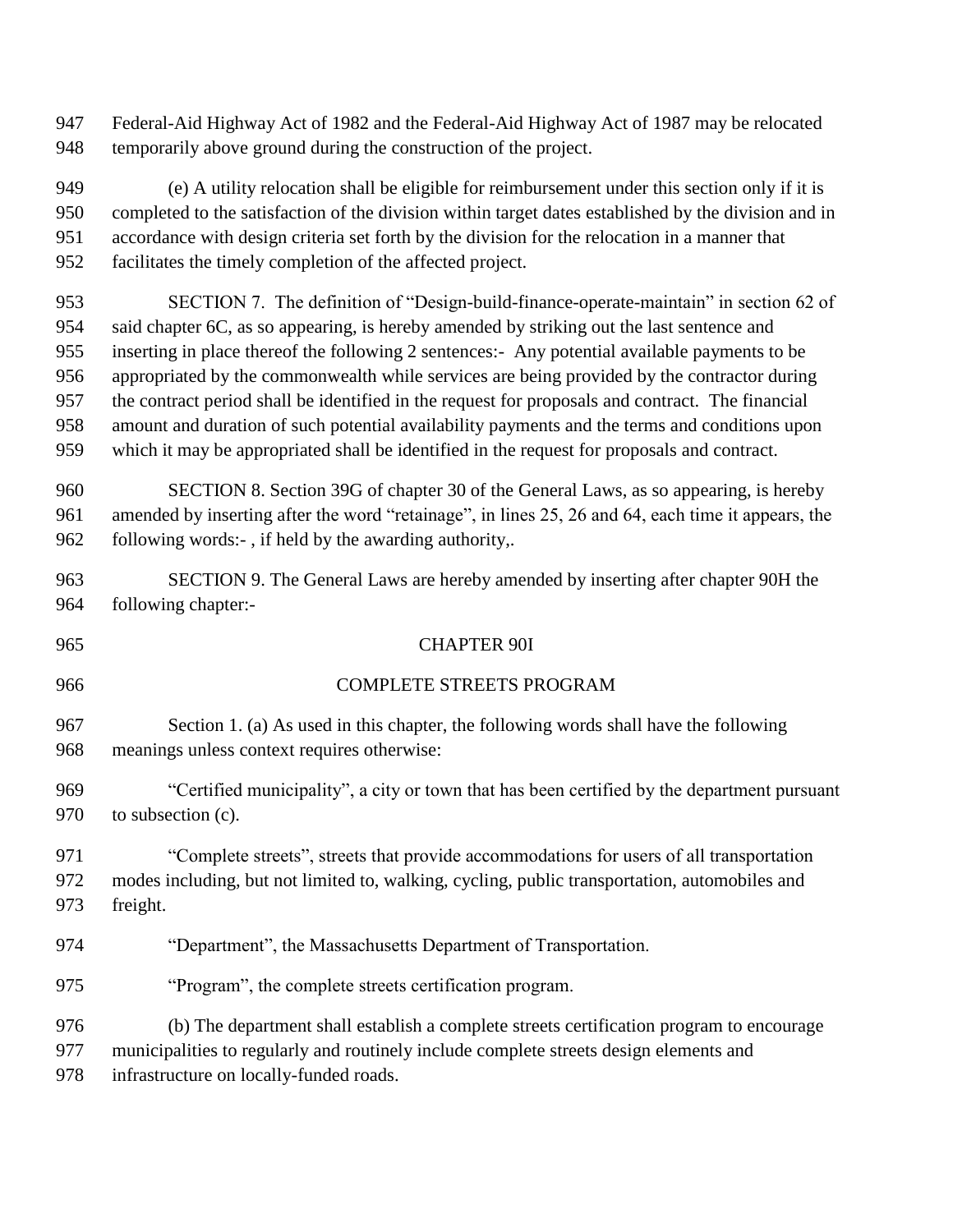Federal-Aid Highway Act of 1982 and the Federal-Aid Highway Act of 1987 may be relocated temporarily above ground during the construction of the project.

(e) A utility relocation shall be eligible for reimbursement under this section only if it is completed to the satisfaction of the division within target dates established by the division and in accordance with design criteria set forth by the division for the relocation in a manner that facilitates the timely completion of the affected project.

SECTION 7. The definition of "Design-build-finance-operate-maintain" in section 62 of said chapter 6C, as so appearing, is hereby amended by striking out the last sentence and inserting in place thereof the following 2 sentences:- Any potential available payments to be appropriated by the commonwealth while services are being provided by the contractor during the contract period shall be identified in the request for proposals and contract. The financial amount and duration of such potential availability payments and the terms and conditions upon which it may be appropriated shall be identified in the request for proposals and contract.

SECTION 8. Section 39G of chapter 30 of the General Laws, as so appearing, is hereby amended by inserting after the word "retainage", in lines 25, 26 and 64, each time it appears, the following words:- , if held by the awarding authority,.

SECTION 9. The General Laws are hereby amended by inserting after chapter 90H the following chapter:-

## CHAPTER 90I

## COMPLETE STREETS PROGRAM

Section 1. (a) As used in this chapter, the following words shall have the following meanings unless context requires otherwise:

"Certified municipality", a city or town that has been certified by the department pursuant to subsection (c).

"Complete streets", streets that provide accommodations for users of all transportation modes including, but not limited to, walking, cycling, public transportation, automobiles and freight.

"Department", the Massachusetts Department of Transportation.

"Program", the complete streets certification program.

(b) The department shall establish a complete streets certification program to encourage municipalities to regularly and routinely include complete streets design elements and infrastructure on locally-funded roads.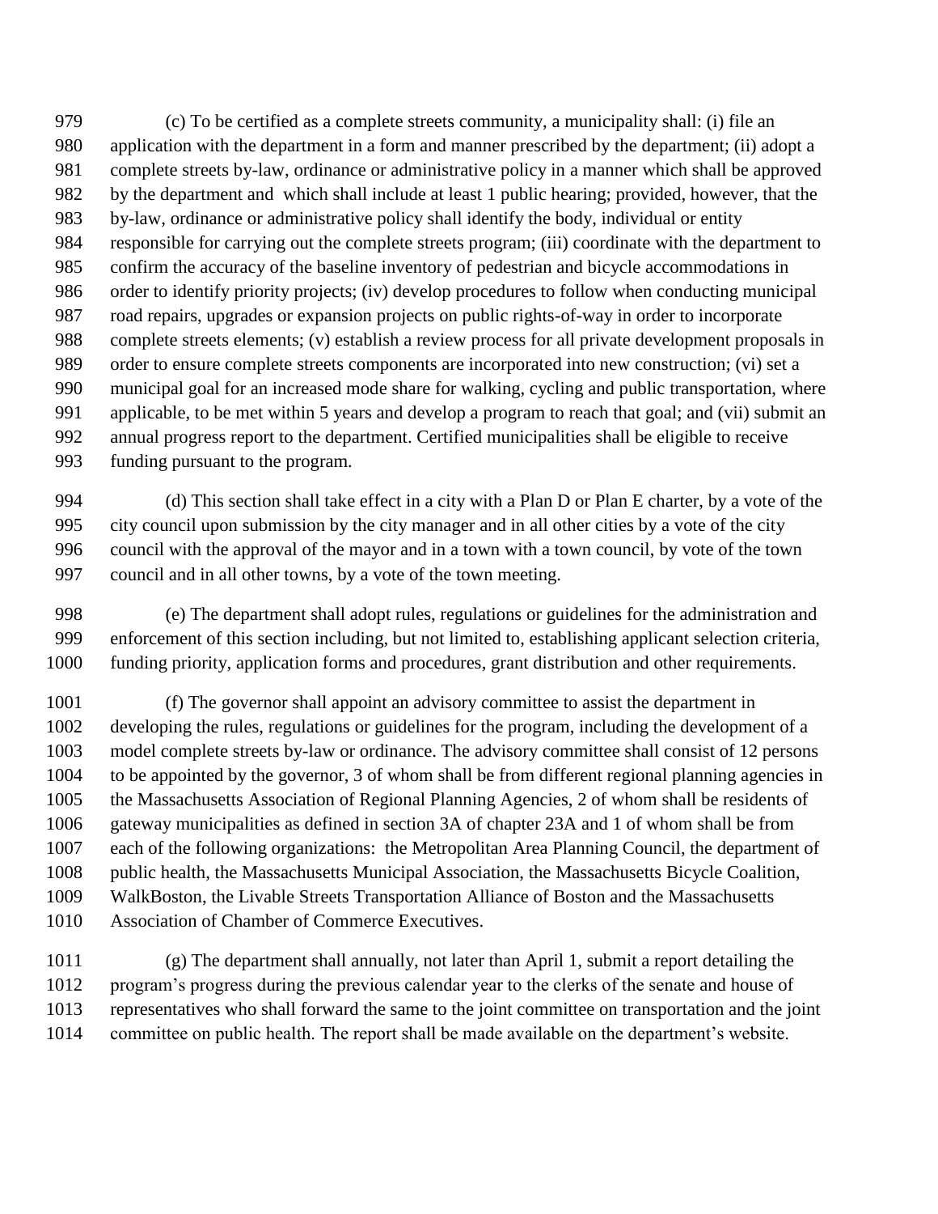(c) To be certified as a complete streets community, a municipality shall: (i) file an application with the department in a form and manner prescribed by the department; (ii) adopt a complete streets by-law, ordinance or administrative policy in a manner which shall be approved by the department and which shall include at least 1 public hearing; provided, however, that the by-law, ordinance or administrative policy shall identify the body, individual or entity responsible for carrying out the complete streets program; (iii) coordinate with the department to confirm the accuracy of the baseline inventory of pedestrian and bicycle accommodations in order to identify priority projects; (iv) develop procedures to follow when conducting municipal road repairs, upgrades or expansion projects on public rights-of-way in order to incorporate complete streets elements; (v) establish a review process for all private development proposals in order to ensure complete streets components are incorporated into new construction; (vi) set a municipal goal for an increased mode share for walking, cycling and public transportation, where applicable, to be met within 5 years and develop a program to reach that goal; and (vii) submit an annual progress report to the department. Certified municipalities shall be eligible to receive funding pursuant to the program.

(d) This section shall take effect in a city with a Plan D or Plan E charter, by a vote of the city council upon submission by the city manager and in all other cities by a vote of the city council with the approval of the mayor and in a town with a town council, by vote of the town council and in all other towns, by a vote of the town meeting.

(e) The department shall adopt rules, regulations or guidelines for the administration and enforcement of this section including, but not limited to, establishing applicant selection criteria, funding priority, application forms and procedures, grant distribution and other requirements.

(f) The governor shall appoint an advisory committee to assist the department in developing the rules, regulations or guidelines for the program, including the development of a model complete streets by-law or ordinance. The advisory committee shall consist of 12 persons to be appointed by the governor, 3 of whom shall be from different regional planning agencies in the Massachusetts Association of Regional Planning Agencies, 2 of whom shall be residents of gateway municipalities as defined in section 3A of chapter 23A and 1 of whom shall be from each of the following organizations: the Metropolitan Area Planning Council, the department of public health, the Massachusetts Municipal Association, the Massachusetts Bicycle Coalition, WalkBoston, the Livable Streets Transportation Alliance of Boston and the Massachusetts Association of Chamber of Commerce Executives.

(g) The department shall annually, not later than April 1, submit a report detailing the program's progress during the previous calendar year to the clerks of the senate and house of representatives who shall forward the same to the joint committee on transportation and the joint committee on public health. The report shall be made available on the department's website.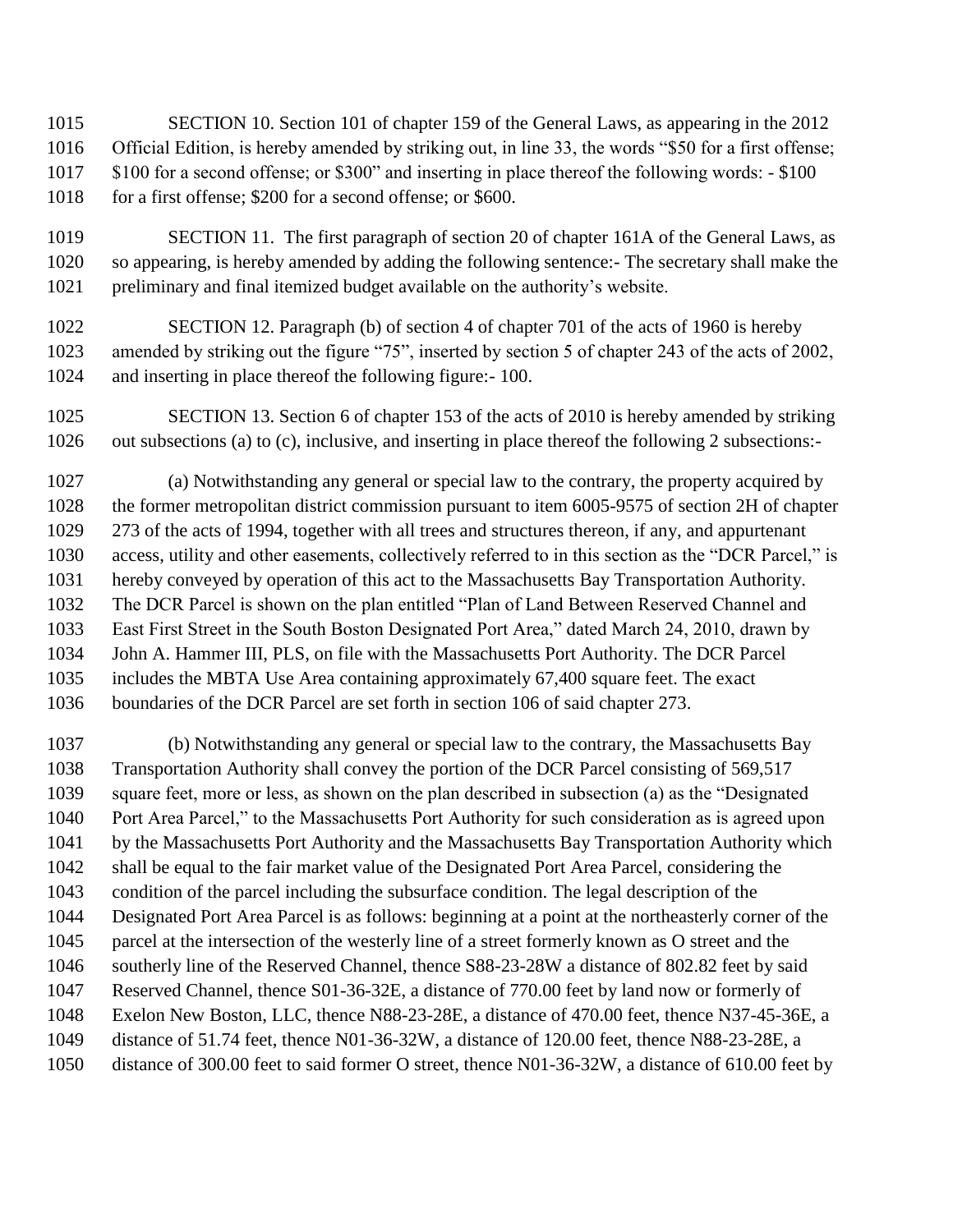SECTION 10. Section 101 of chapter 159 of the General Laws, as appearing in the 2012 Official Edition, is hereby amended by striking out, in line 33, the words "$50 for a first offense; $100 for a second offense; or $300" and inserting in place thereof the following words: - $100 for a first offense; $200 for a second offense; or $600.

SECTION 11. The first paragraph of section 20 of chapter 161A of the General Laws, as so appearing, is hereby amended by adding the following sentence:- The secretary shall make the preliminary and final itemized budget available on the authority's website.

SECTION 12. Paragraph (b) of section 4 of chapter 701 of the acts of 1960 is hereby amended by striking out the figure "75", inserted by section 5 of chapter 243 of the acts of 2002, and inserting in place thereof the following figure:- 100.

SECTION 13. Section 6 of chapter 153 of the acts of 2010 is hereby amended by striking out subsections (a) to (c), inclusive, and inserting in place thereof the following 2 subsections:-

(a) Notwithstanding any general or special law to the contrary, the property acquired by the former metropolitan district commission pursuant to item 6005-9575 of section 2H of chapter 273 of the acts of 1994, together with all trees and structures thereon, if any, and appurtenant access, utility and other easements, collectively referred to in this section as the "DCR Parcel," is hereby conveyed by operation of this act to the Massachusetts Bay Transportation Authority. The DCR Parcel is shown on the plan entitled "Plan of Land Between Reserved Channel and East First Street in the South Boston Designated Port Area," dated March 24, 2010, drawn by John A. Hammer III, PLS, on file with the Massachusetts Port Authority. The DCR Parcel includes the MBTA Use Area containing approximately 67,400 square feet. The exact boundaries of the DCR Parcel are set forth in section 106 of said chapter 273.

(b) Notwithstanding any general or special law to the contrary, the Massachusetts Bay Transportation Authority shall convey the portion of the DCR Parcel consisting of 569,517 square feet, more or less, as shown on the plan described in subsection (a) as the "Designated Port Area Parcel," to the Massachusetts Port Authority for such consideration as is agreed upon by the Massachusetts Port Authority and the Massachusetts Bay Transportation Authority which shall be equal to the fair market value of the Designated Port Area Parcel, considering the condition of the parcel including the subsurface condition. The legal description of the Designated Port Area Parcel is as follows: beginning at a point at the northeasterly corner of the parcel at the intersection of the westerly line of a street formerly known as O street and the southerly line of the Reserved Channel, thence S88-23-28W a distance of 802.82 feet by said Reserved Channel, thence S01-36-32E, a distance of 770.00 feet by land now or formerly of Exelon New Boston, LLC, thence N88-23-28E, a distance of 470.00 feet, thence N37-45-36E, a distance of 51.74 feet, thence N01-36-32W, a distance of 120.00 feet, thence N88-23-28E, a distance of 300.00 feet to said former O street, thence N01-36-32W, a distance of 610.00 feet by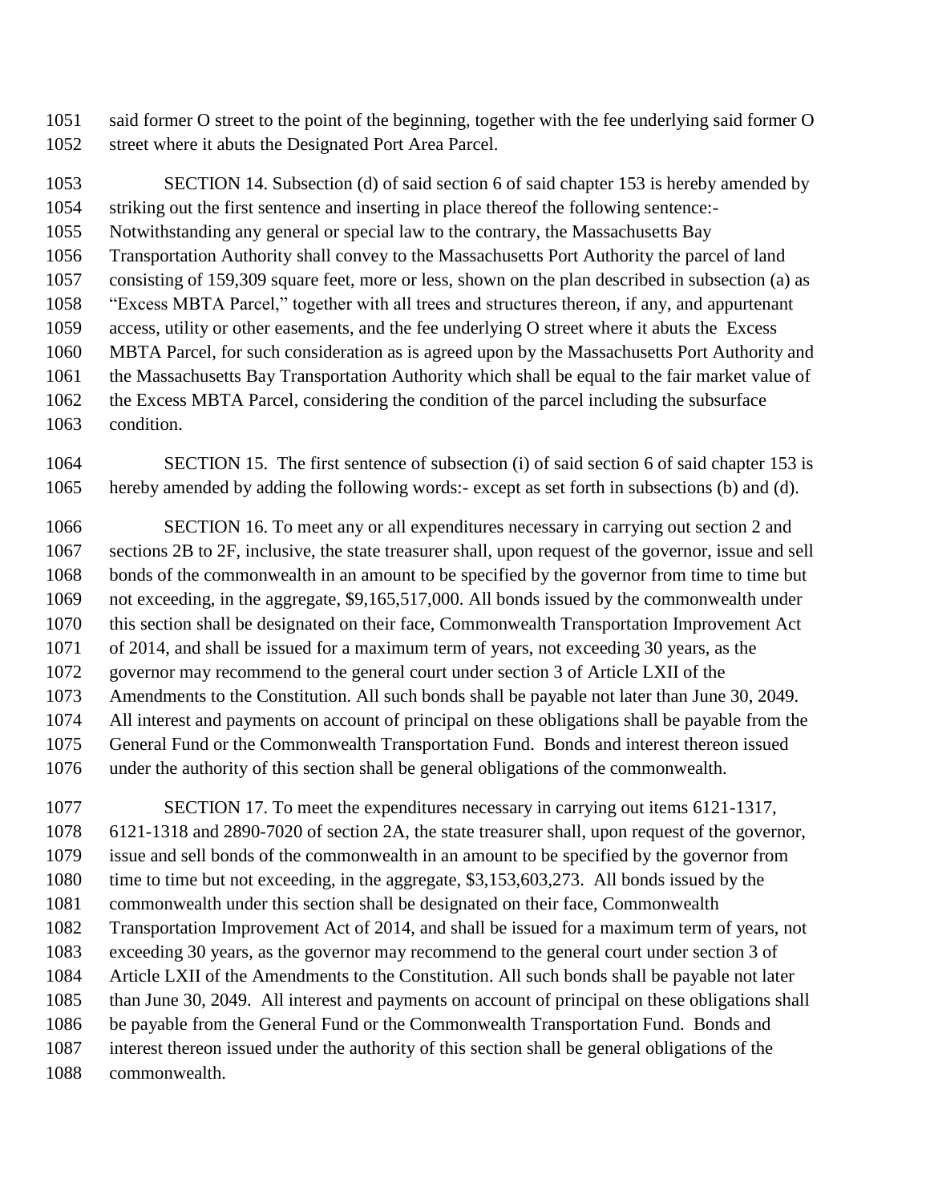said former O street to the point of the beginning, together with the fee underlying said former O street where it abuts the Designated Port Area Parcel.

SECTION 14. Subsection (d) of said section 6 of said chapter 153 is hereby amended by striking out the first sentence and inserting in place thereof the following sentence:- Notwithstanding any general or special law to the contrary, the Massachusetts Bay Transportation Authority shall convey to the Massachusetts Port Authority the parcel of land consisting of 159,309 square feet, more or less, shown on the plan described in subsection (a) as "Excess MBTA Parcel," together with all trees and structures thereon, if any, and appurtenant access, utility or other easements, and the fee underlying O street where it abuts the Excess MBTA Parcel, for such consideration as is agreed upon by the Massachusetts Port Authority and the Massachusetts Bay Transportation Authority which shall be equal to the fair market value of the Excess MBTA Parcel, considering the condition of the parcel including the subsurface condition.

SECTION 15. The first sentence of subsection (i) of said section 6 of said chapter 153 is hereby amended by adding the following words:- except as set forth in subsections (b) and (d).

SECTION 16. To meet any or all expenditures necessary in carrying out section 2 and sections 2B to 2F, inclusive, the state treasurer shall, upon request of the governor, issue and sell bonds of the commonwealth in an amount to be specified by the governor from time to time but not exceeding, in the aggregate, $9,165,517,000. All bonds issued by the commonwealth under this section shall be designated on their face, Commonwealth Transportation Improvement Act of 2014, and shall be issued for a maximum term of years, not exceeding 30 years, as the governor may recommend to the general court under section 3 of Article LXII of the Amendments to the Constitution. All such bonds shall be payable not later than June 30, 2049. All interest and payments on account of principal on these obligations shall be payable from the General Fund or the Commonwealth Transportation Fund. Bonds and interest thereon issued under the authority of this section shall be general obligations of the commonwealth.

SECTION 17. To meet the expenditures necessary in carrying out items 6121-1317, 6121-1318 and 2890-7020 of section 2A, the state treasurer shall, upon request of the governor, issue and sell bonds of the commonwealth in an amount to be specified by the governor from time to time but not exceeding, in the aggregate, $3,153,603,273. All bonds issued by the commonwealth under this section shall be designated on their face, Commonwealth Transportation Improvement Act of 2014, and shall be issued for a maximum term of years, not exceeding 30 years, as the governor may recommend to the general court under section 3 of Article LXII of the Amendments to the Constitution. All such bonds shall be payable not later than June 30, 2049. All interest and payments on account of principal on these obligations shall be payable from the General Fund or the Commonwealth Transportation Fund. Bonds and interest thereon issued under the authority of this section shall be general obligations of the commonwealth.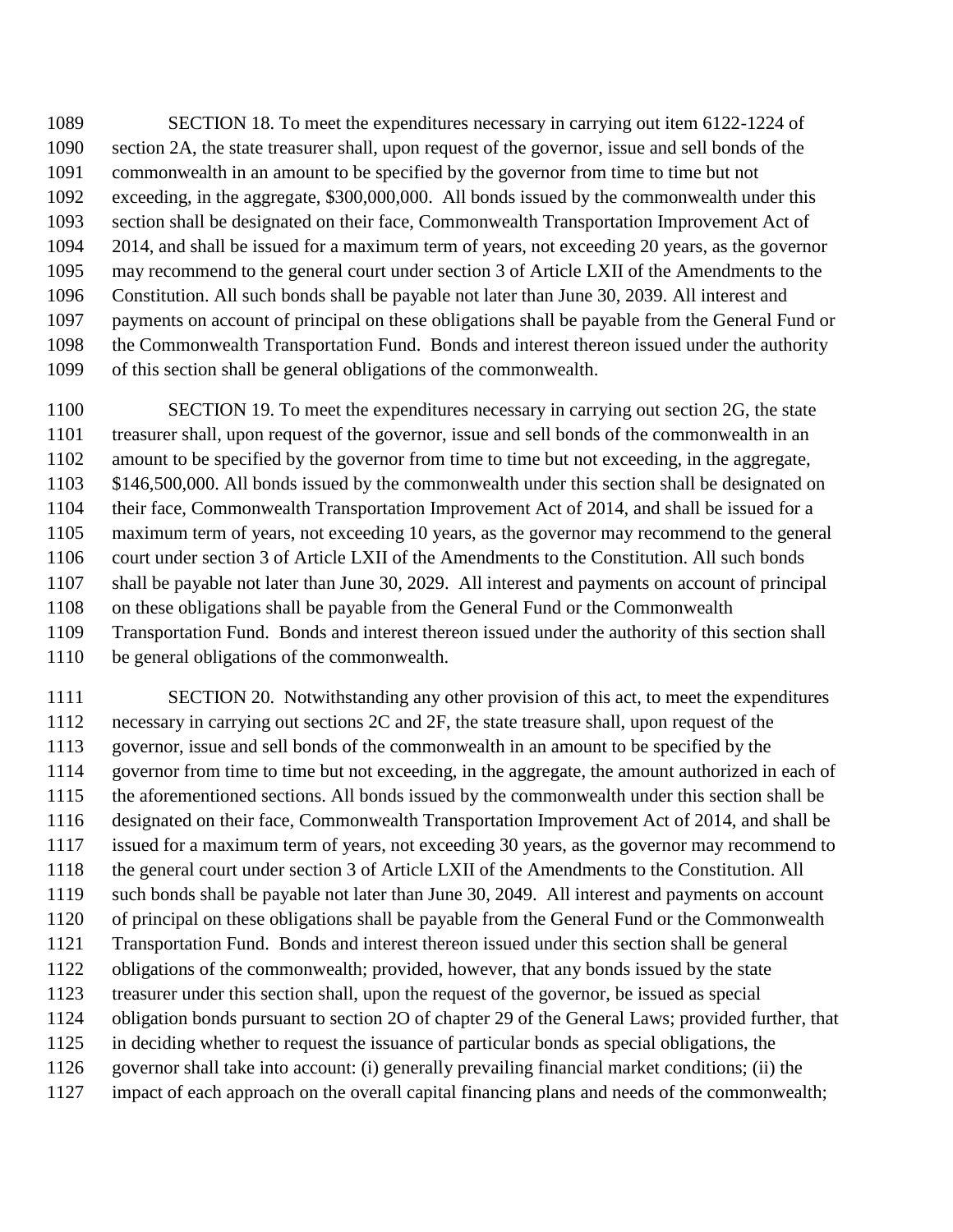SECTION 18. To meet the expenditures necessary in carrying out item 6122-1224 of section 2A, the state treasurer shall, upon request of the governor, issue and sell bonds of the commonwealth in an amount to be specified by the governor from time to time but not exceeding, in the aggregate, $300,000,000. All bonds issued by the commonwealth under this section shall be designated on their face, Commonwealth Transportation Improvement Act of 2014, and shall be issued for a maximum term of years, not exceeding 20 years, as the governor may recommend to the general court under section 3 of Article LXII of the Amendments to the Constitution. All such bonds shall be payable not later than June 30, 2039. All interest and payments on account of principal on these obligations shall be payable from the General Fund or the Commonwealth Transportation Fund. Bonds and interest thereon issued under the authority of this section shall be general obligations of the commonwealth.

SECTION 19. To meet the expenditures necessary in carrying out section 2G, the state treasurer shall, upon request of the governor, issue and sell bonds of the commonwealth in an amount to be specified by the governor from time to time but not exceeding, in the aggregate, $146,500,000. All bonds issued by the commonwealth under this section shall be designated on their face, Commonwealth Transportation Improvement Act of 2014, and shall be issued for a maximum term of years, not exceeding 10 years, as the governor may recommend to the general court under section 3 of Article LXII of the Amendments to the Constitution. All such bonds shall be payable not later than June 30, 2029. All interest and payments on account of principal on these obligations shall be payable from the General Fund or the Commonwealth Transportation Fund. Bonds and interest thereon issued under the authority of this section shall be general obligations of the commonwealth.

SECTION 20. Notwithstanding any other provision of this act, to meet the expenditures necessary in carrying out sections 2C and 2F, the state treasure shall, upon request of the governor, issue and sell bonds of the commonwealth in an amount to be specified by the governor from time to time but not exceeding, in the aggregate, the amount authorized in each of the aforementioned sections. All bonds issued by the commonwealth under this section shall be designated on their face, Commonwealth Transportation Improvement Act of 2014, and shall be issued for a maximum term of years, not exceeding 30 years, as the governor may recommend to the general court under section 3 of Article LXII of the Amendments to the Constitution. All such bonds shall be payable not later than June 30, 2049. All interest and payments on account of principal on these obligations shall be payable from the General Fund or the Commonwealth Transportation Fund. Bonds and interest thereon issued under this section shall be general obligations of the commonwealth; provided, however, that any bonds issued by the state treasurer under this section shall, upon the request of the governor, be issued as special obligation bonds pursuant to section 2O of chapter 29 of the General Laws; provided further, that in deciding whether to request the issuance of particular bonds as special obligations, the governor shall take into account: (i) generally prevailing financial market conditions; (ii) the impact of each approach on the overall capital financing plans and needs of the commonwealth;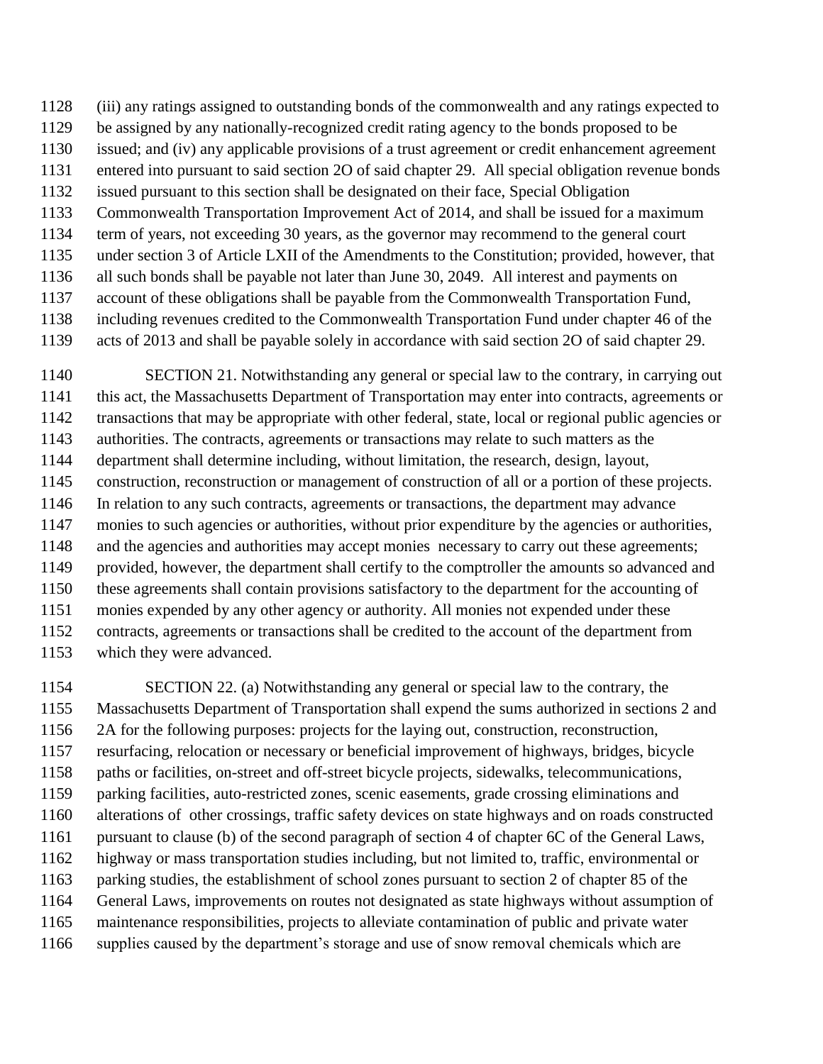(iii) any ratings assigned to outstanding bonds of the commonwealth and any ratings expected to be assigned by any nationally-recognized credit rating agency to the bonds proposed to be issued; and (iv) any applicable provisions of a trust agreement or credit enhancement agreement entered into pursuant to said section 2O of said chapter 29. All special obligation revenue bonds issued pursuant to this section shall be designated on their face, Special Obligation Commonwealth Transportation Improvement Act of 2014, and shall be issued for a maximum term of years, not exceeding 30 years, as the governor may recommend to the general court under section 3 of Article LXII of the Amendments to the Constitution; provided, however, that all such bonds shall be payable not later than June 30, 2049. All interest and payments on account of these obligations shall be payable from the Commonwealth Transportation Fund, including revenues credited to the Commonwealth Transportation Fund under chapter 46 of the acts of 2013 and shall be payable solely in accordance with said section 2O of said chapter 29.

SECTION 21. Notwithstanding any general or special law to the contrary, in carrying out this act, the Massachusetts Department of Transportation may enter into contracts, agreements or transactions that may be appropriate with other federal, state, local or regional public agencies or authorities. The contracts, agreements or transactions may relate to such matters as the department shall determine including, without limitation, the research, design, layout, construction, reconstruction or management of construction of all or a portion of these projects. In relation to any such contracts, agreements or transactions, the department may advance monies to such agencies or authorities, without prior expenditure by the agencies or authorities, and the agencies and authorities may accept monies necessary to carry out these agreements; provided, however, the department shall certify to the comptroller the amounts so advanced and these agreements shall contain provisions satisfactory to the department for the accounting of monies expended by any other agency or authority. All monies not expended under these contracts, agreements or transactions shall be credited to the account of the department from which they were advanced.

SECTION 22. (a) Notwithstanding any general or special law to the contrary, the Massachusetts Department of Transportation shall expend the sums authorized in sections 2 and 2A for the following purposes: projects for the laying out, construction, reconstruction, resurfacing, relocation or necessary or beneficial improvement of highways, bridges, bicycle paths or facilities, on-street and off-street bicycle projects, sidewalks, telecommunications, parking facilities, auto-restricted zones, scenic easements, grade crossing eliminations and alterations of other crossings, traffic safety devices on state highways and on roads constructed pursuant to clause (b) of the second paragraph of section 4 of chapter 6C of the General Laws, highway or mass transportation studies including, but not limited to, traffic, environmental or parking studies, the establishment of school zones pursuant to section 2 of chapter 85 of the General Laws, improvements on routes not designated as state highways without assumption of maintenance responsibilities, projects to alleviate contamination of public and private water supplies caused by the department's storage and use of snow removal chemicals which are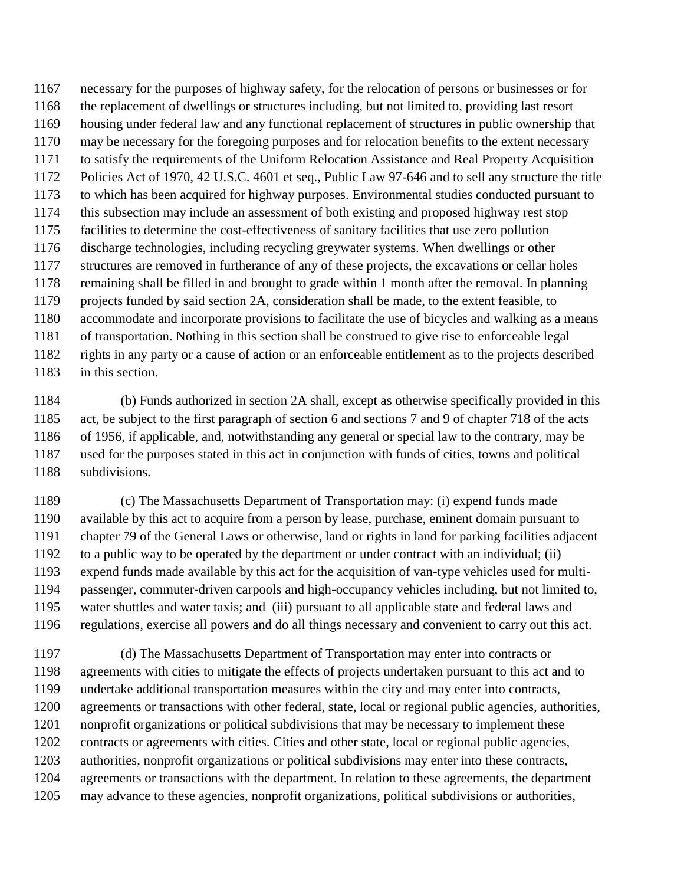necessary for the purposes of highway safety, for the relocation of persons or businesses or for the replacement of dwellings or structures including, but not limited to, providing last resort housing under federal law and any functional replacement of structures in public ownership that may be necessary for the foregoing purposes and for relocation benefits to the extent necessary to satisfy the requirements of the Uniform Relocation Assistance and Real Property Acquisition Policies Act of 1970, 42 U.S.C. 4601 et seq., Public Law 97-646 and to sell any structure the title to which has been acquired for highway purposes. Environmental studies conducted pursuant to this subsection may include an assessment of both existing and proposed highway rest stop facilities to determine the cost-effectiveness of sanitary facilities that use zero pollution discharge technologies, including recycling greywater systems. When dwellings or other structures are removed in furtherance of any of these projects, the excavations or cellar holes remaining shall be filled in and brought to grade within 1 month after the removal. In planning projects funded by said section 2A, consideration shall be made, to the extent feasible, to accommodate and incorporate provisions to facilitate the use of bicycles and walking as a means of transportation. Nothing in this section shall be construed to give rise to enforceable legal rights in any party or a cause of action or an enforceable entitlement as to the projects described in this section.

(b) Funds authorized in section 2A shall, except as otherwise specifically provided in this act, be subject to the first paragraph of section 6 and sections 7 and 9 of chapter 718 of the acts of 1956, if applicable, and, notwithstanding any general or special law to the contrary, may be used for the purposes stated in this act in conjunction with funds of cities, towns and political subdivisions.

(c) The Massachusetts Department of Transportation may: (i) expend funds made available by this act to acquire from a person by lease, purchase, eminent domain pursuant to chapter 79 of the General Laws or otherwise, land or rights in land for parking facilities adjacent to a public way to be operated by the department or under contract with an individual; (ii) expend funds made available by this act for the acquisition of van-type vehicles used for multi-passenger, commuter-driven carpools and high-occupancy vehicles including, but not limited to, water shuttles and water taxis; and (iii) pursuant to all applicable state and federal laws and regulations, exercise all powers and do all things necessary and convenient to carry out this act.

(d) The Massachusetts Department of Transportation may enter into contracts or agreements with cities to mitigate the effects of projects undertaken pursuant to this act and to undertake additional transportation measures within the city and may enter into contracts, agreements or transactions with other federal, state, local or regional public agencies, authorities, nonprofit organizations or political subdivisions that may be necessary to implement these contracts or agreements with cities. Cities and other state, local or regional public agencies, authorities, nonprofit organizations or political subdivisions may enter into these contracts, agreements or transactions with the department. In relation to these agreements, the department may advance to these agencies, nonprofit organizations, political subdivisions or authorities,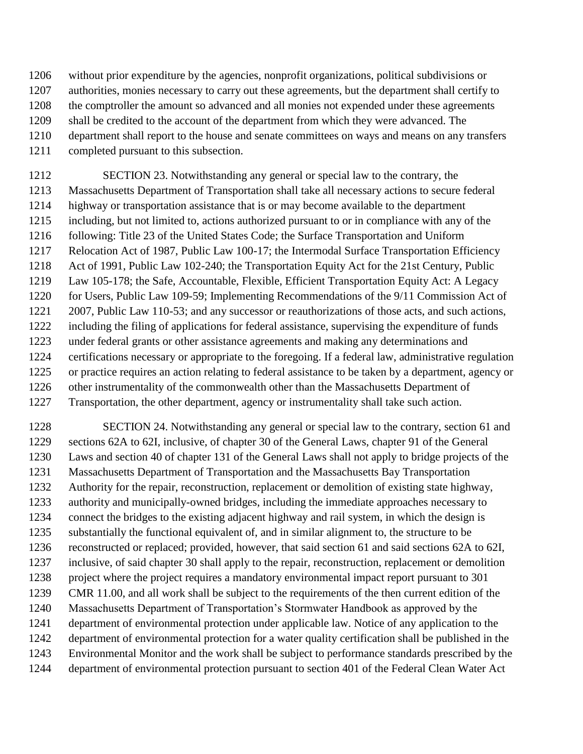without prior expenditure by the agencies, nonprofit organizations, political subdivisions or authorities, monies necessary to carry out these agreements, but the department shall certify to the comptroller the amount so advanced and all monies not expended under these agreements shall be credited to the account of the department from which they were advanced. The department shall report to the house and senate committees on ways and means on any transfers completed pursuant to this subsection.

SECTION 23. Notwithstanding any general or special law to the contrary, the Massachusetts Department of Transportation shall take all necessary actions to secure federal highway or transportation assistance that is or may become available to the department including, but not limited to, actions authorized pursuant to or in compliance with any of the following: Title 23 of the United States Code; the Surface Transportation and Uniform Relocation Act of 1987, Public Law 100-17; the Intermodal Surface Transportation Efficiency Act of 1991, Public Law 102-240; the Transportation Equity Act for the 21st Century, Public Law 105-178; the Safe, Accountable, Flexible, Efficient Transportation Equity Act: A Legacy for Users, Public Law 109-59; Implementing Recommendations of the 9/11 Commission Act of 2007, Public Law 110-53; and any successor or reauthorizations of those acts, and such actions, including the filing of applications for federal assistance, supervising the expenditure of funds under federal grants or other assistance agreements and making any determinations and certifications necessary or appropriate to the foregoing. If a federal law, administrative regulation or practice requires an action relating to federal assistance to be taken by a department, agency or other instrumentality of the commonwealth other than the Massachusetts Department of Transportation, the other department, agency or instrumentality shall take such action.

SECTION 24. Notwithstanding any general or special law to the contrary, section 61 and sections 62A to 62I, inclusive, of chapter 30 of the General Laws, chapter 91 of the General Laws and section 40 of chapter 131 of the General Laws shall not apply to bridge projects of the Massachusetts Department of Transportation and the Massachusetts Bay Transportation Authority for the repair, reconstruction, replacement or demolition of existing state highway, authority and municipally-owned bridges, including the immediate approaches necessary to connect the bridges to the existing adjacent highway and rail system, in which the design is substantially the functional equivalent of, and in similar alignment to, the structure to be reconstructed or replaced; provided, however, that said section 61 and said sections 62A to 62I, inclusive, of said chapter 30 shall apply to the repair, reconstruction, replacement or demolition project where the project requires a mandatory environmental impact report pursuant to 301 CMR 11.00, and all work shall be subject to the requirements of the then current edition of the Massachusetts Department of Transportation's Stormwater Handbook as approved by the department of environmental protection under applicable law. Notice of any application to the department of environmental protection for a water quality certification shall be published in the Environmental Monitor and the work shall be subject to performance standards prescribed by the department of environmental protection pursuant to section 401 of the Federal Clean Water Act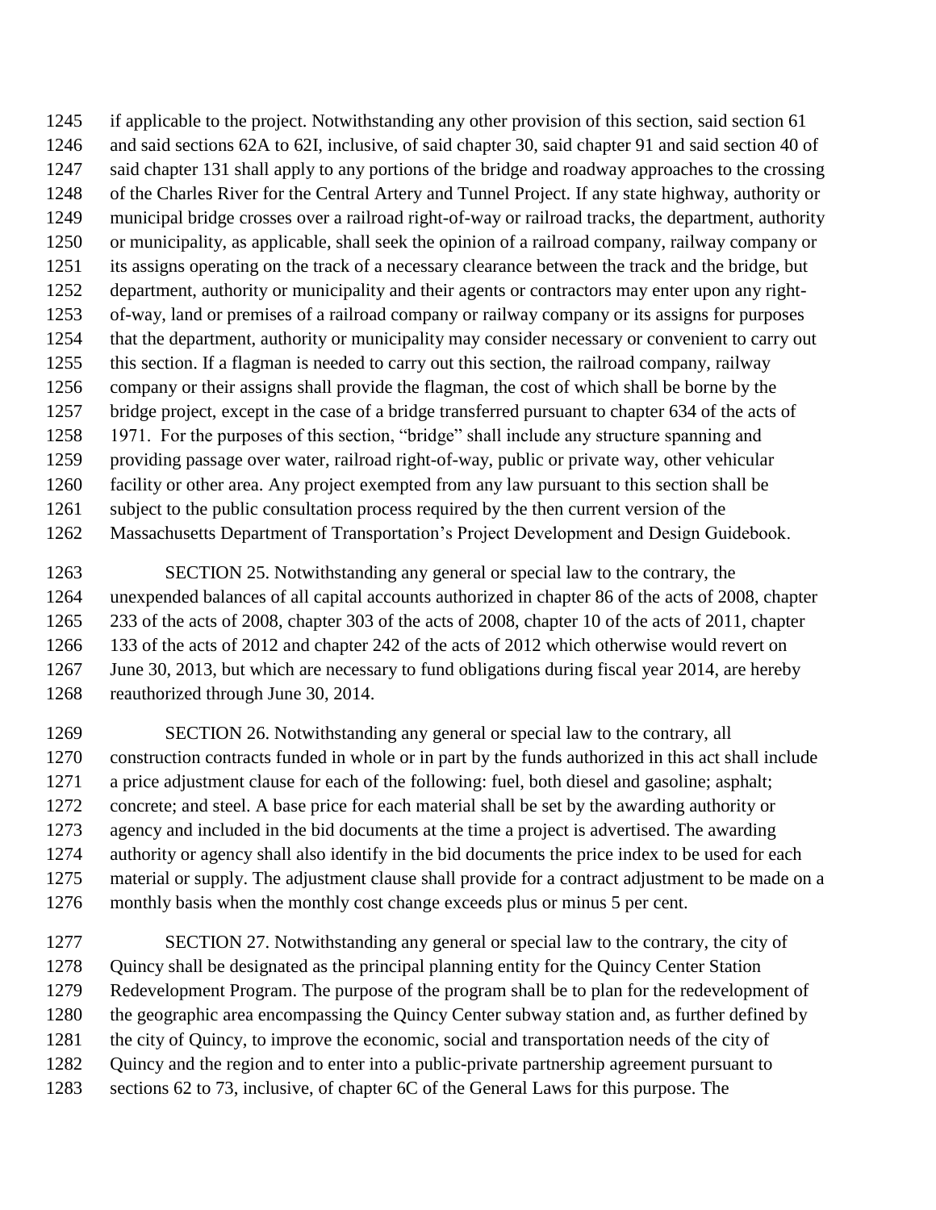if applicable to the project. Notwithstanding any other provision of this section, said section 61 and said sections 62A to 62I, inclusive, of said chapter 30, said chapter 91 and said section 40 of said chapter 131 shall apply to any portions of the bridge and roadway approaches to the crossing of the Charles River for the Central Artery and Tunnel Project. If any state highway, authority or municipal bridge crosses over a railroad right-of-way or railroad tracks, the department, authority or municipality, as applicable, shall seek the opinion of a railroad company, railway company or its assigns operating on the track of a necessary clearance between the track and the bridge, but department, authority or municipality and their agents or contractors may enter upon any right-of-way, land or premises of a railroad company or railway company or its assigns for purposes that the department, authority or municipality may consider necessary or convenient to carry out this section. If a flagman is needed to carry out this section, the railroad company, railway company or their assigns shall provide the flagman, the cost of which shall be borne by the bridge project, except in the case of a bridge transferred pursuant to chapter 634 of the acts of 1971. For the purposes of this section, "bridge" shall include any structure spanning and providing passage over water, railroad right-of-way, public or private way, other vehicular facility or other area. Any project exempted from any law pursuant to this section shall be subject to the public consultation process required by the then current version of the Massachusetts Department of Transportation's Project Development and Design Guidebook.

SECTION 25. Notwithstanding any general or special law to the contrary, the unexpended balances of all capital accounts authorized in chapter 86 of the acts of 2008, chapter 233 of the acts of 2008, chapter 303 of the acts of 2008, chapter 10 of the acts of 2011, chapter 133 of the acts of 2012 and chapter 242 of the acts of 2012 which otherwise would revert on June 30, 2013, but which are necessary to fund obligations during fiscal year 2014, are hereby reauthorized through June 30, 2014.

SECTION 26. Notwithstanding any general or special law to the contrary, all construction contracts funded in whole or in part by the funds authorized in this act shall include a price adjustment clause for each of the following: fuel, both diesel and gasoline; asphalt; concrete; and steel. A base price for each material shall be set by the awarding authority or agency and included in the bid documents at the time a project is advertised. The awarding authority or agency shall also identify in the bid documents the price index to be used for each material or supply. The adjustment clause shall provide for a contract adjustment to be made on a monthly basis when the monthly cost change exceeds plus or minus 5 per cent.

SECTION 27. Notwithstanding any general or special law to the contrary, the city of Quincy shall be designated as the principal planning entity for the Quincy Center Station Redevelopment Program. The purpose of the program shall be to plan for the redevelopment of the geographic area encompassing the Quincy Center subway station and, as further defined by the city of Quincy, to improve the economic, social and transportation needs of the city of Quincy and the region and to enter into a public-private partnership agreement pursuant to sections 62 to 73, inclusive, of chapter 6C of the General Laws for this purpose. The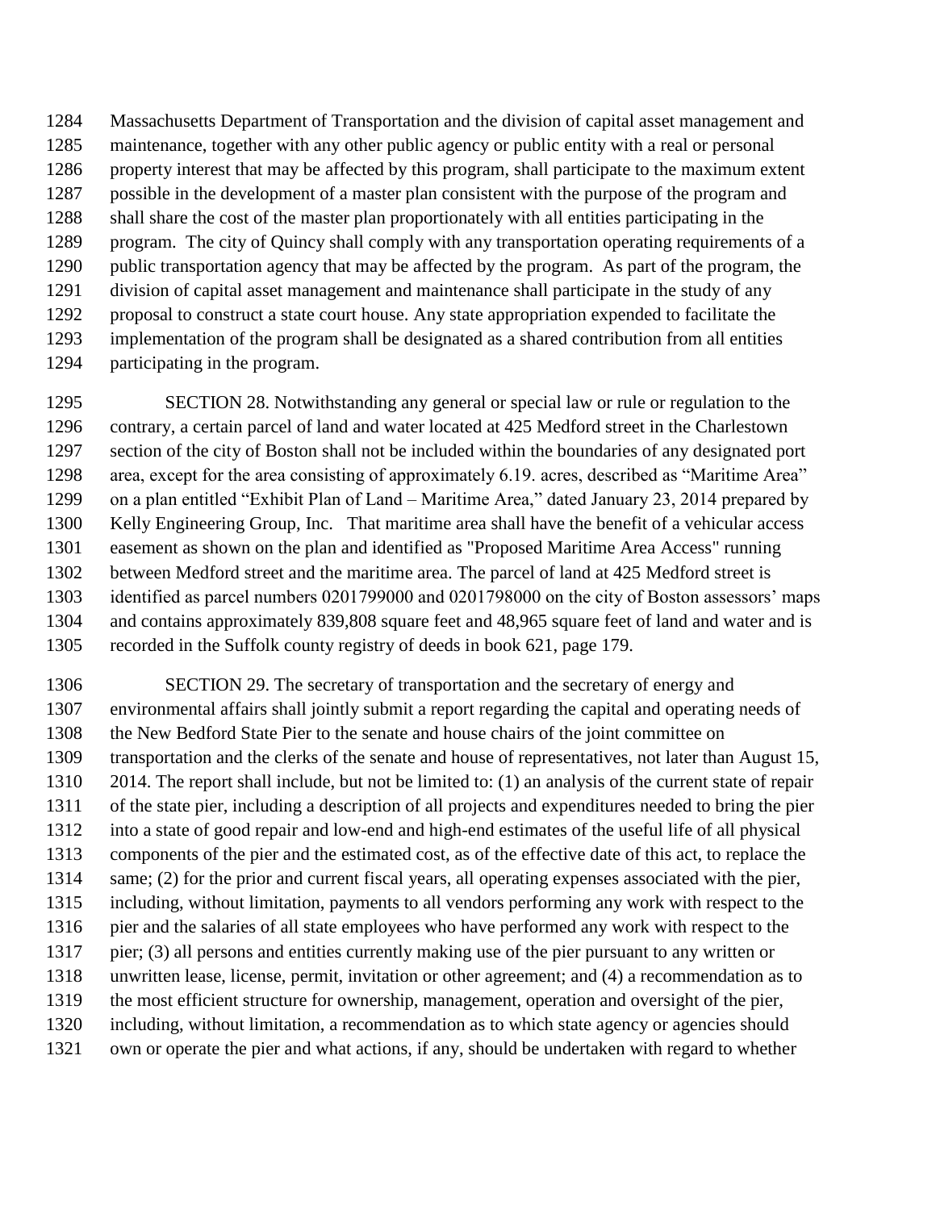Massachusetts Department of Transportation and the division of capital asset management and maintenance, together with any other public agency or public entity with a real or personal property interest that may be affected by this program, shall participate to the maximum extent possible in the development of a master plan consistent with the purpose of the program and shall share the cost of the master plan proportionately with all entities participating in the program. The city of Quincy shall comply with any transportation operating requirements of a public transportation agency that may be affected by the program. As part of the program, the division of capital asset management and maintenance shall participate in the study of any proposal to construct a state court house. Any state appropriation expended to facilitate the implementation of the program shall be designated as a shared contribution from all entities participating in the program.

SECTION 28. Notwithstanding any general or special law or rule or regulation to the contrary, a certain parcel of land and water located at 425 Medford street in the Charlestown section of the city of Boston shall not be included within the boundaries of any designated port area, except for the area consisting of approximately 6.19. acres, described as "Maritime Area" on a plan entitled "Exhibit Plan of Land – Maritime Area," dated January 23, 2014 prepared by Kelly Engineering Group, Inc. That maritime area shall have the benefit of a vehicular access easement as shown on the plan and identified as "Proposed Maritime Area Access" running between Medford street and the maritime area. The parcel of land at 425 Medford street is identified as parcel numbers 0201799000 and 0201798000 on the city of Boston assessors' maps and contains approximately 839,808 square feet and 48,965 square feet of land and water and is recorded in the Suffolk county registry of deeds in book 621, page 179.

SECTION 29. The secretary of transportation and the secretary of energy and environmental affairs shall jointly submit a report regarding the capital and operating needs of the New Bedford State Pier to the senate and house chairs of the joint committee on transportation and the clerks of the senate and house of representatives, not later than August 15, 2014. The report shall include, but not be limited to: (1) an analysis of the current state of repair of the state pier, including a description of all projects and expenditures needed to bring the pier into a state of good repair and low-end and high-end estimates of the useful life of all physical components of the pier and the estimated cost, as of the effective date of this act, to replace the same; (2) for the prior and current fiscal years, all operating expenses associated with the pier, including, without limitation, payments to all vendors performing any work with respect to the pier and the salaries of all state employees who have performed any work with respect to the pier; (3) all persons and entities currently making use of the pier pursuant to any written or unwritten lease, license, permit, invitation or other agreement; and (4) a recommendation as to the most efficient structure for ownership, management, operation and oversight of the pier, including, without limitation, a recommendation as to which state agency or agencies should own or operate the pier and what actions, if any, should be undertaken with regard to whether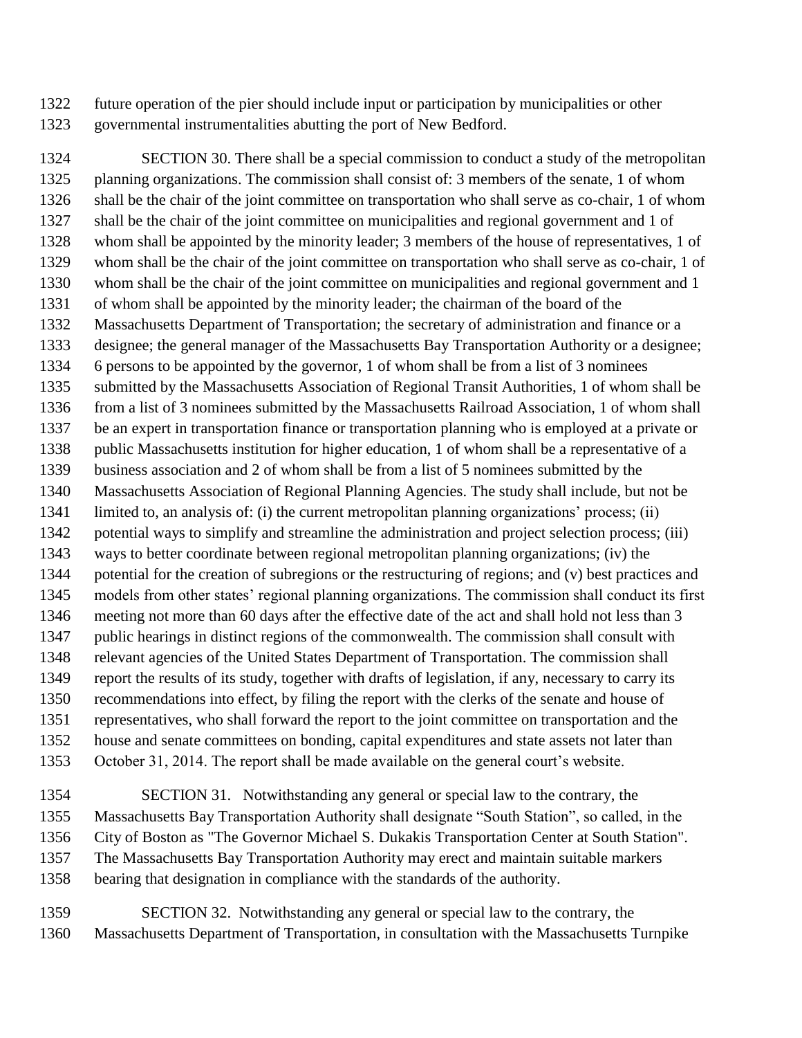future operation of the pier should include input or participation by municipalities or other governmental instrumentalities abutting the port of New Bedford.

SECTION 30. There shall be a special commission to conduct a study of the metropolitan planning organizations. The commission shall consist of: 3 members of the senate, 1 of whom shall be the chair of the joint committee on transportation who shall serve as co-chair, 1 of whom shall be the chair of the joint committee on municipalities and regional government and 1 of whom shall be appointed by the minority leader; 3 members of the house of representatives, 1 of whom shall be the chair of the joint committee on transportation who shall serve as co-chair, 1 of whom shall be the chair of the joint committee on municipalities and regional government and 1 of whom shall be appointed by the minority leader; the chairman of the board of the Massachusetts Department of Transportation; the secretary of administration and finance or a designee; the general manager of the Massachusetts Bay Transportation Authority or a designee; 6 persons to be appointed by the governor, 1 of whom shall be from a list of 3 nominees submitted by the Massachusetts Association of Regional Transit Authorities, 1 of whom shall be from a list of 3 nominees submitted by the Massachusetts Railroad Association, 1 of whom shall be an expert in transportation finance or transportation planning who is employed at a private or public Massachusetts institution for higher education, 1 of whom shall be a representative of a business association and 2 of whom shall be from a list of 5 nominees submitted by the Massachusetts Association of Regional Planning Agencies. The study shall include, but not be limited to, an analysis of: (i) the current metropolitan planning organizations' process; (ii) potential ways to simplify and streamline the administration and project selection process; (iii) ways to better coordinate between regional metropolitan planning organizations; (iv) the potential for the creation of subregions or the restructuring of regions; and (v) best practices and models from other states' regional planning organizations. The commission shall conduct its first meeting not more than 60 days after the effective date of the act and shall hold not less than 3 public hearings in distinct regions of the commonwealth. The commission shall consult with relevant agencies of the United States Department of Transportation. The commission shall report the results of its study, together with drafts of legislation, if any, necessary to carry its recommendations into effect, by filing the report with the clerks of the senate and house of representatives, who shall forward the report to the joint committee on transportation and the house and senate committees on bonding, capital expenditures and state assets not later than October 31, 2014. The report shall be made available on the general court's website.

SECTION 31. Notwithstanding any general or special law to the contrary, the Massachusetts Bay Transportation Authority shall designate "South Station", so called, in the City of Boston as "The Governor Michael S. Dukakis Transportation Center at South Station". The Massachusetts Bay Transportation Authority may erect and maintain suitable markers bearing that designation in compliance with the standards of the authority.

SECTION 32. Notwithstanding any general or special law to the contrary, the Massachusetts Department of Transportation, in consultation with the Massachusetts Turnpike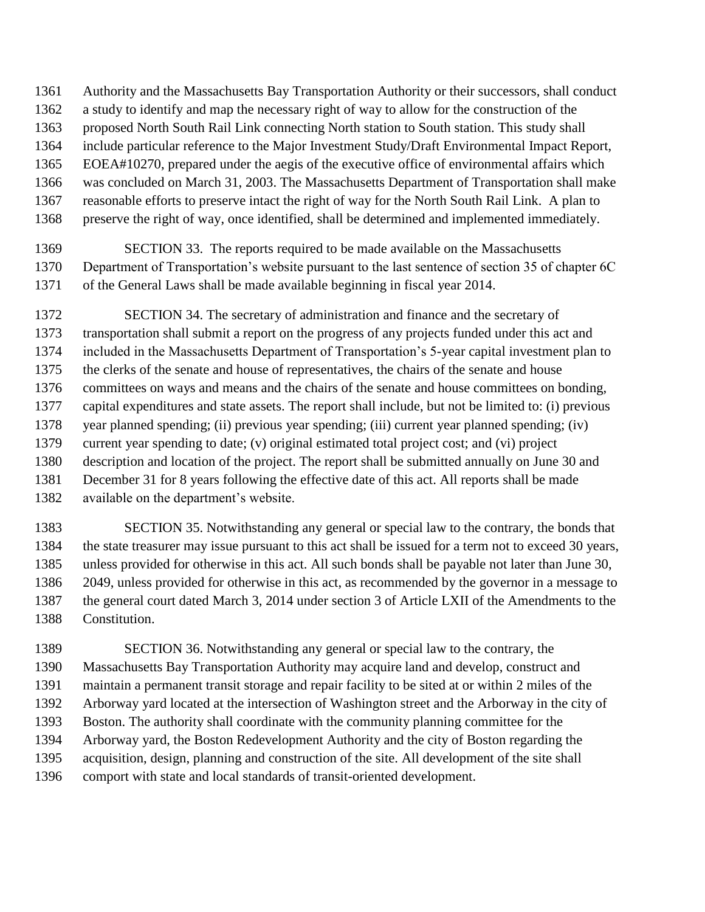Authority and the Massachusetts Bay Transportation Authority or their successors, shall conduct a study to identify and map the necessary right of way to allow for the construction of the proposed North South Rail Link connecting North station to South station. This study shall include particular reference to the Major Investment Study/Draft Environmental Impact Report, EOEA#10270, prepared under the aegis of the executive office of environmental affairs which was concluded on March 31, 2003. The Massachusetts Department of Transportation shall make reasonable efforts to preserve intact the right of way for the North South Rail Link. A plan to preserve the right of way, once identified, shall be determined and implemented immediately.

SECTION 33. The reports required to be made available on the Massachusetts Department of Transportation's website pursuant to the last sentence of section 35 of chapter 6C of the General Laws shall be made available beginning in fiscal year 2014.

SECTION 34. The secretary of administration and finance and the secretary of transportation shall submit a report on the progress of any projects funded under this act and included in the Massachusetts Department of Transportation's 5-year capital investment plan to the clerks of the senate and house of representatives, the chairs of the senate and house committees on ways and means and the chairs of the senate and house committees on bonding, capital expenditures and state assets. The report shall include, but not be limited to: (i) previous year planned spending; (ii) previous year spending; (iii) current year planned spending; (iv) current year spending to date; (v) original estimated total project cost; and (vi) project description and location of the project. The report shall be submitted annually on June 30 and December 31 for 8 years following the effective date of this act. All reports shall be made available on the department's website.

SECTION 35. Notwithstanding any general or special law to the contrary, the bonds that the state treasurer may issue pursuant to this act shall be issued for a term not to exceed 30 years, unless provided for otherwise in this act. All such bonds shall be payable not later than June 30, 2049, unless provided for otherwise in this act, as recommended by the governor in a message to the general court dated March 3, 2014 under section 3 of Article LXII of the Amendments to the Constitution.

SECTION 36. Notwithstanding any general or special law to the contrary, the Massachusetts Bay Transportation Authority may acquire land and develop, construct and maintain a permanent transit storage and repair facility to be sited at or within 2 miles of the Arborway yard located at the intersection of Washington street and the Arborway in the city of Boston. The authority shall coordinate with the community planning committee for the Arborway yard, the Boston Redevelopment Authority and the city of Boston regarding the acquisition, design, planning and construction of the site. All development of the site shall comport with state and local standards of transit-oriented development.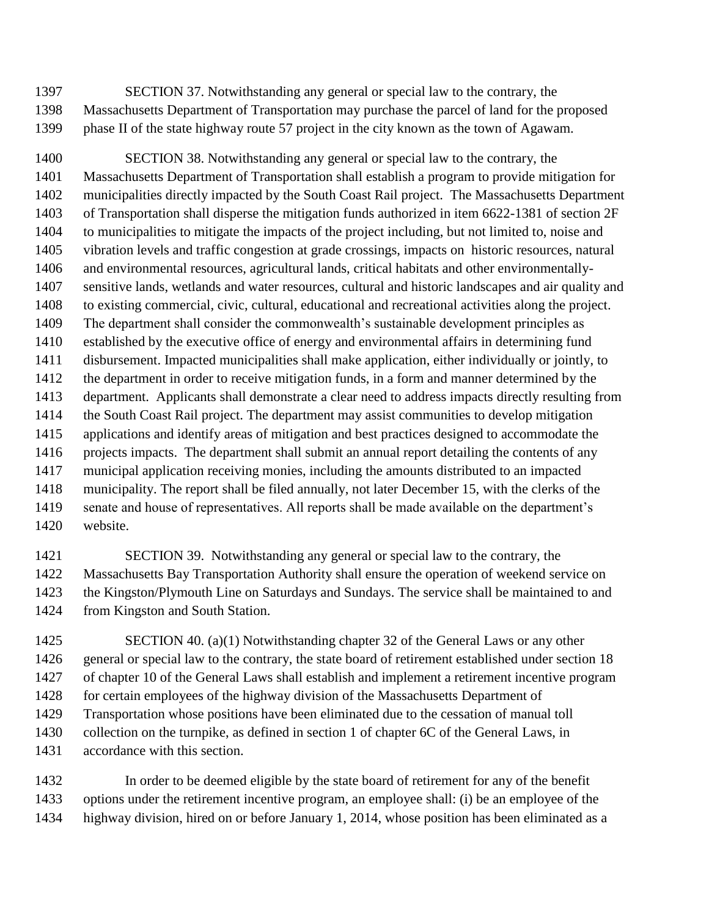SECTION 37. Notwithstanding any general or special law to the contrary, the Massachusetts Department of Transportation may purchase the parcel of land for the proposed phase II of the state highway route 57 project in the city known as the town of Agawam.

SECTION 38. Notwithstanding any general or special law to the contrary, the Massachusetts Department of Transportation shall establish a program to provide mitigation for municipalities directly impacted by the South Coast Rail project. The Massachusetts Department of Transportation shall disperse the mitigation funds authorized in item 6622-1381 of section 2F to municipalities to mitigate the impacts of the project including, but not limited to, noise and vibration levels and traffic congestion at grade crossings, impacts on historic resources, natural and environmental resources, agricultural lands, critical habitats and other environmentally-sensitive lands, wetlands and water resources, cultural and historic landscapes and air quality and to existing commercial, civic, cultural, educational and recreational activities along the project. The department shall consider the commonwealth's sustainable development principles as established by the executive office of energy and environmental affairs in determining fund disbursement. Impacted municipalities shall make application, either individually or jointly, to the department in order to receive mitigation funds, in a form and manner determined by the department. Applicants shall demonstrate a clear need to address impacts directly resulting from the South Coast Rail project. The department may assist communities to develop mitigation applications and identify areas of mitigation and best practices designed to accommodate the projects impacts. The department shall submit an annual report detailing the contents of any municipal application receiving monies, including the amounts distributed to an impacted municipality. The report shall be filed annually, not later December 15, with the clerks of the senate and house of representatives. All reports shall be made available on the department's website.

SECTION 39. Notwithstanding any general or special law to the contrary, the Massachusetts Bay Transportation Authority shall ensure the operation of weekend service on the Kingston/Plymouth Line on Saturdays and Sundays. The service shall be maintained to and from Kingston and South Station.

SECTION 40. (a)(1) Notwithstanding chapter 32 of the General Laws or any other general or special law to the contrary, the state board of retirement established under section 18 of chapter 10 of the General Laws shall establish and implement a retirement incentive program for certain employees of the highway division of the Massachusetts Department of Transportation whose positions have been eliminated due to the cessation of manual toll collection on the turnpike, as defined in section 1 of chapter 6C of the General Laws, in accordance with this section.

In order to be deemed eligible by the state board of retirement for any of the benefit options under the retirement incentive program, an employee shall: (i) be an employee of the highway division, hired on or before January 1, 2014, whose position has been eliminated as a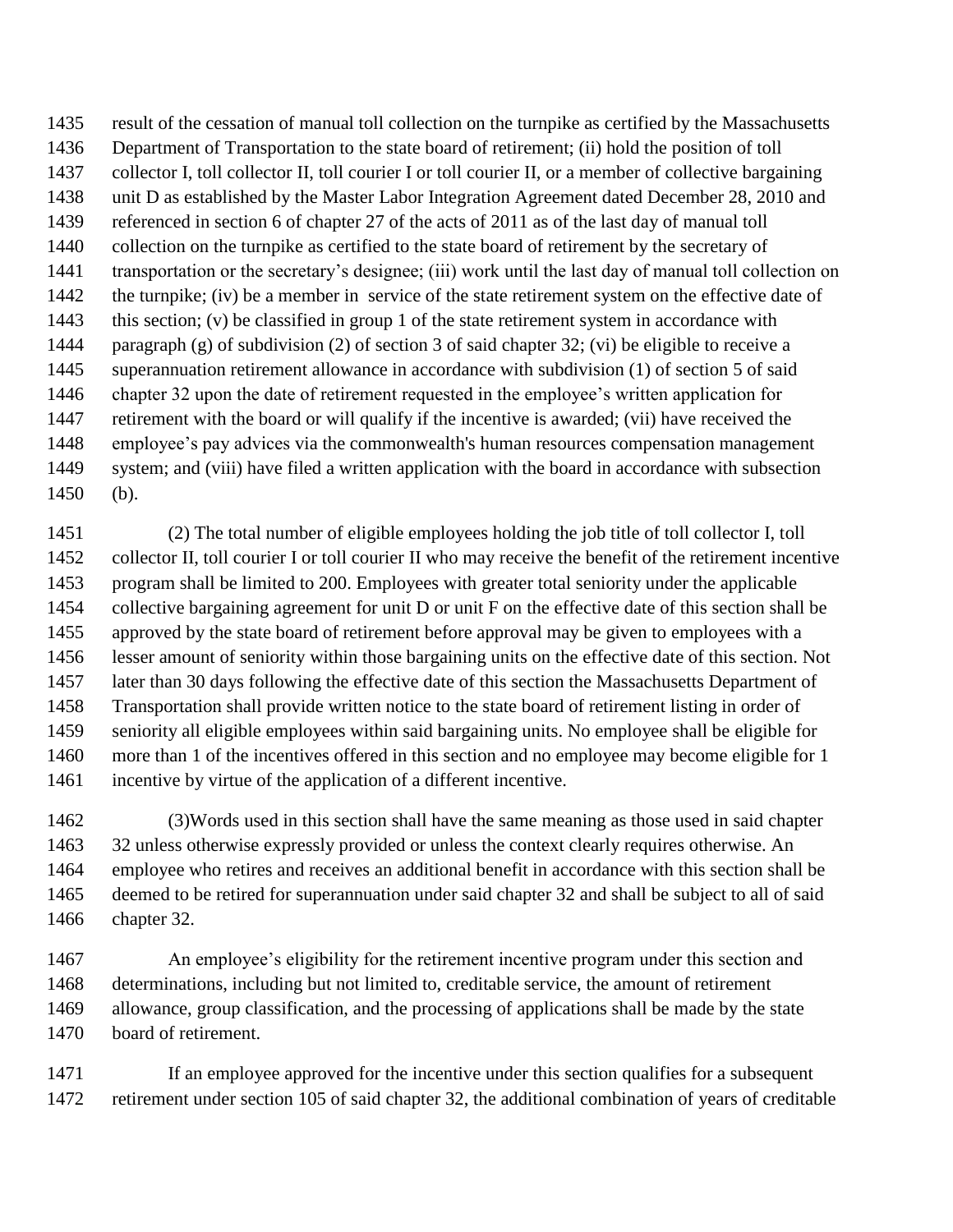result of the cessation of manual toll collection on the turnpike as certified by the Massachusetts Department of Transportation to the state board of retirement; (ii) hold the position of toll collector I, toll collector II, toll courier I or toll courier II, or a member of collective bargaining unit D as established by the Master Labor Integration Agreement dated December 28, 2010 and referenced in section 6 of chapter 27 of the acts of 2011 as of the last day of manual toll collection on the turnpike as certified to the state board of retirement by the secretary of transportation or the secretary's designee; (iii) work until the last day of manual toll collection on the turnpike; (iv) be a member in service of the state retirement system on the effective date of this section; (v) be classified in group 1 of the state retirement system in accordance with paragraph (g) of subdivision (2) of section 3 of said chapter 32; (vi) be eligible to receive a superannuation retirement allowance in accordance with subdivision (1) of section 5 of said chapter 32 upon the date of retirement requested in the employee's written application for retirement with the board or will qualify if the incentive is awarded; (vii) have received the employee's pay advices via the commonwealth's human resources compensation management system; and (viii) have filed a written application with the board in accordance with subsection (b).

(2) The total number of eligible employees holding the job title of toll collector I, toll collector II, toll courier I or toll courier II who may receive the benefit of the retirement incentive program shall be limited to 200. Employees with greater total seniority under the applicable collective bargaining agreement for unit D or unit F on the effective date of this section shall be approved by the state board of retirement before approval may be given to employees with a lesser amount of seniority within those bargaining units on the effective date of this section. Not later than 30 days following the effective date of this section the Massachusetts Department of Transportation shall provide written notice to the state board of retirement listing in order of seniority all eligible employees within said bargaining units. No employee shall be eligible for more than 1 of the incentives offered in this section and no employee may become eligible for 1 incentive by virtue of the application of a different incentive.

(3)Words used in this section shall have the same meaning as those used in said chapter 32 unless otherwise expressly provided or unless the context clearly requires otherwise. An employee who retires and receives an additional benefit in accordance with this section shall be deemed to be retired for superannuation under said chapter 32 and shall be subject to all of said chapter 32.

An employee's eligibility for the retirement incentive program under this section and determinations, including but not limited to, creditable service, the amount of retirement allowance, group classification, and the processing of applications shall be made by the state board of retirement.

If an employee approved for the incentive under this section qualifies for a subsequent retirement under section 105 of said chapter 32, the additional combination of years of creditable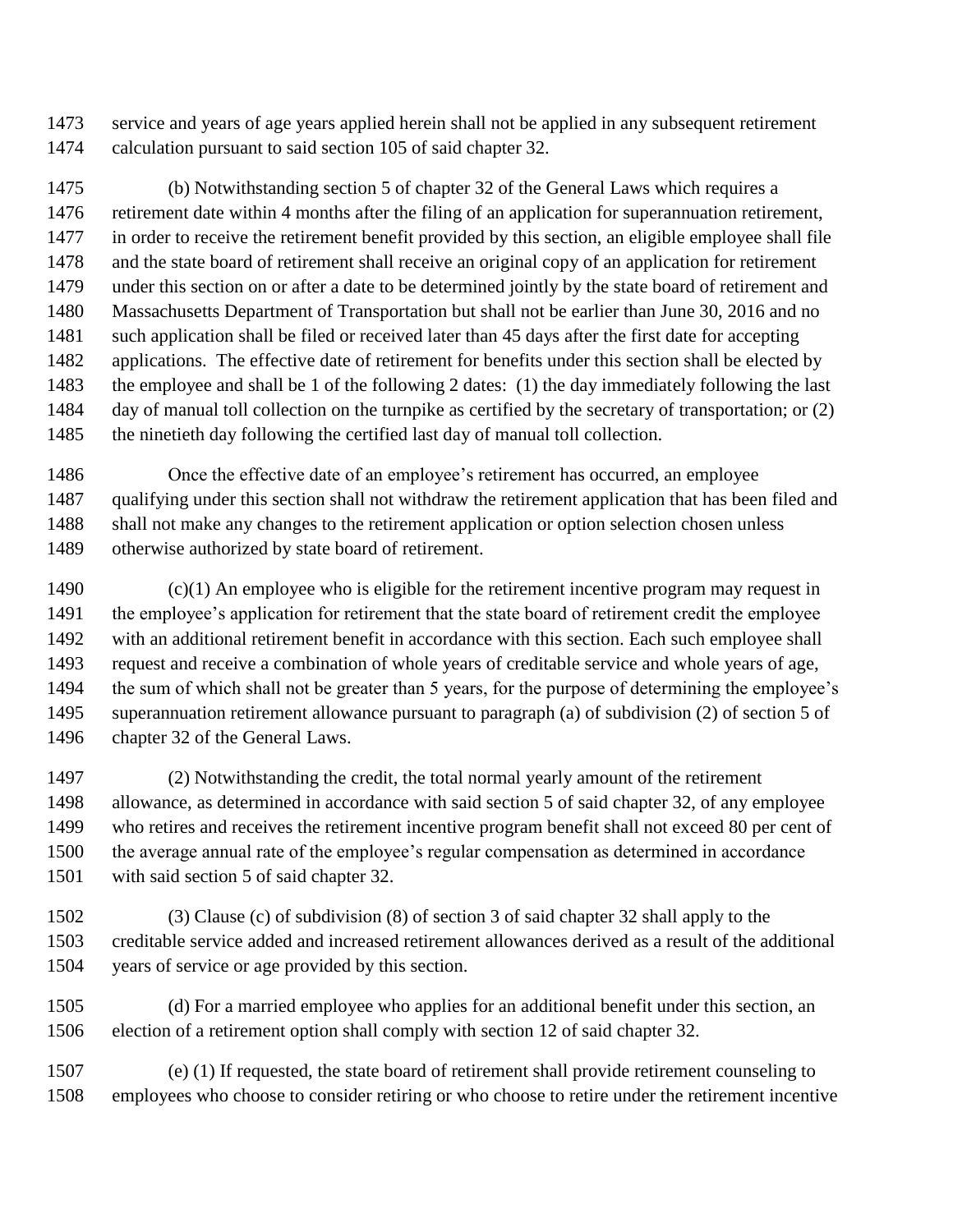service and years of age years applied herein shall not be applied in any subsequent retirement calculation pursuant to said section 105 of said chapter 32.

(b) Notwithstanding section 5 of chapter 32 of the General Laws which requires a retirement date within 4 months after the filing of an application for superannuation retirement, in order to receive the retirement benefit provided by this section, an eligible employee shall file and the state board of retirement shall receive an original copy of an application for retirement under this section on or after a date to be determined jointly by the state board of retirement and Massachusetts Department of Transportation but shall not be earlier than June 30, 2016 and no such application shall be filed or received later than 45 days after the first date for accepting applications. The effective date of retirement for benefits under this section shall be elected by the employee and shall be 1 of the following 2 dates: (1) the day immediately following the last day of manual toll collection on the turnpike as certified by the secretary of transportation; or (2) the ninetieth day following the certified last day of manual toll collection.

Once the effective date of an employee's retirement has occurred, an employee qualifying under this section shall not withdraw the retirement application that has been filed and shall not make any changes to the retirement application or option selection chosen unless otherwise authorized by state board of retirement.

(c)(1) An employee who is eligible for the retirement incentive program may request in the employee's application for retirement that the state board of retirement credit the employee with an additional retirement benefit in accordance with this section. Each such employee shall request and receive a combination of whole years of creditable service and whole years of age, the sum of which shall not be greater than 5 years, for the purpose of determining the employee's superannuation retirement allowance pursuant to paragraph (a) of subdivision (2) of section 5 of chapter 32 of the General Laws.

(2) Notwithstanding the credit, the total normal yearly amount of the retirement allowance, as determined in accordance with said section 5 of said chapter 32, of any employee who retires and receives the retirement incentive program benefit shall not exceed 80 per cent of the average annual rate of the employee's regular compensation as determined in accordance with said section 5 of said chapter 32.

(3) Clause (c) of subdivision (8) of section 3 of said chapter 32 shall apply to the creditable service added and increased retirement allowances derived as a result of the additional years of service or age provided by this section.

(d) For a married employee who applies for an additional benefit under this section, an election of a retirement option shall comply with section 12 of said chapter 32.

(e) (1) If requested, the state board of retirement shall provide retirement counseling to employees who choose to consider retiring or who choose to retire under the retirement incentive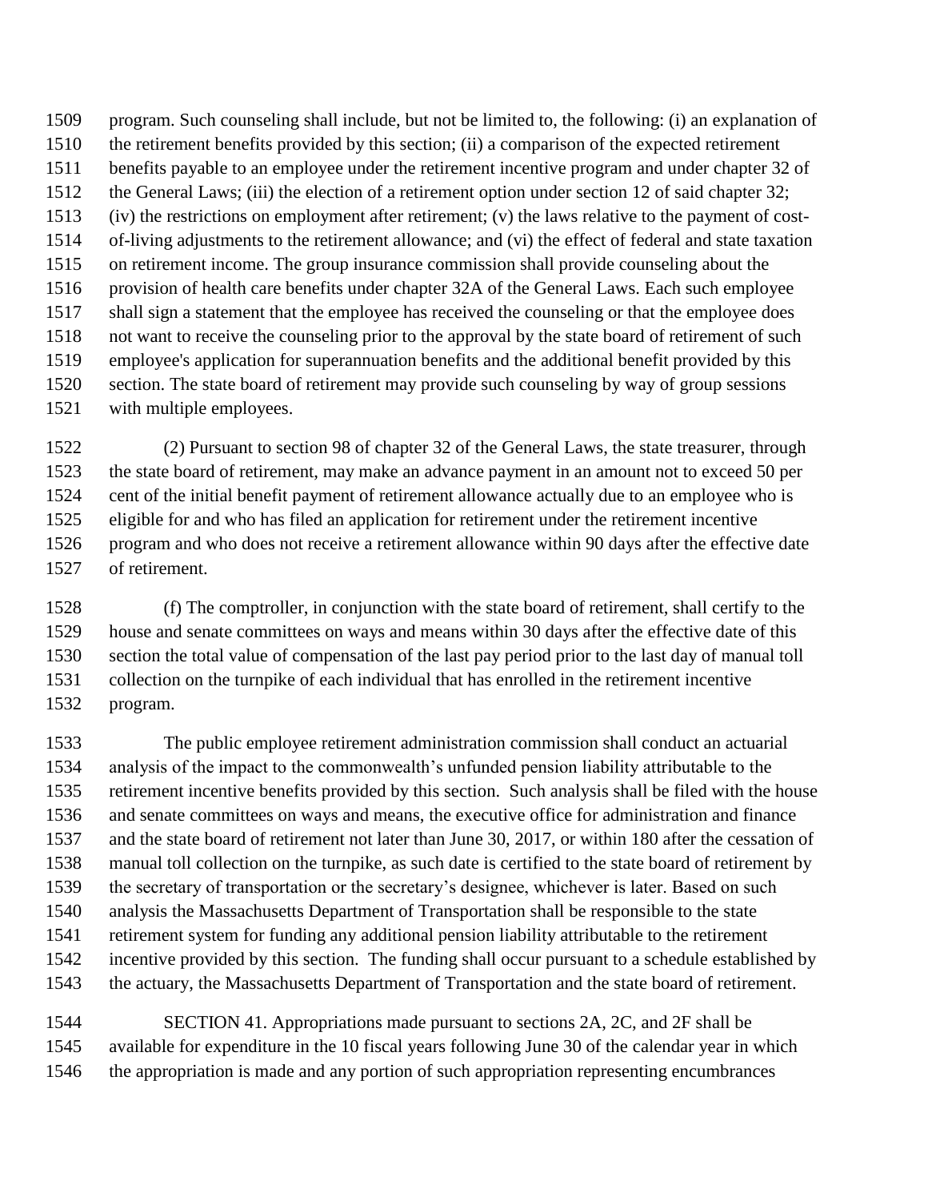program. Such counseling shall include, but not be limited to, the following: (i) an explanation of the retirement benefits provided by this section; (ii) a comparison of the expected retirement benefits payable to an employee under the retirement incentive program and under chapter 32 of the General Laws; (iii) the election of a retirement option under section 12 of said chapter 32; (iv) the restrictions on employment after retirement; (v) the laws relative to the payment of cost-of-living adjustments to the retirement allowance; and (vi) the effect of federal and state taxation on retirement income. The group insurance commission shall provide counseling about the provision of health care benefits under chapter 32A of the General Laws. Each such employee shall sign a statement that the employee has received the counseling or that the employee does not want to receive the counseling prior to the approval by the state board of retirement of such employee's application for superannuation benefits and the additional benefit provided by this section. The state board of retirement may provide such counseling by way of group sessions with multiple employees.

(2) Pursuant to section 98 of chapter 32 of the General Laws, the state treasurer, through the state board of retirement, may make an advance payment in an amount not to exceed 50 per cent of the initial benefit payment of retirement allowance actually due to an employee who is eligible for and who has filed an application for retirement under the retirement incentive program and who does not receive a retirement allowance within 90 days after the effective date of retirement.

(f) The comptroller, in conjunction with the state board of retirement, shall certify to the house and senate committees on ways and means within 30 days after the effective date of this section the total value of compensation of the last pay period prior to the last day of manual toll collection on the turnpike of each individual that has enrolled in the retirement incentive program.

The public employee retirement administration commission shall conduct an actuarial analysis of the impact to the commonwealth's unfunded pension liability attributable to the retirement incentive benefits provided by this section. Such analysis shall be filed with the house and senate committees on ways and means, the executive office for administration and finance and the state board of retirement not later than June 30, 2017, or within 180 after the cessation of manual toll collection on the turnpike, as such date is certified to the state board of retirement by the secretary of transportation or the secretary's designee, whichever is later. Based on such analysis the Massachusetts Department of Transportation shall be responsible to the state retirement system for funding any additional pension liability attributable to the retirement incentive provided by this section. The funding shall occur pursuant to a schedule established by the actuary, the Massachusetts Department of Transportation and the state board of retirement.

SECTION 41. Appropriations made pursuant to sections 2A, 2C, and 2F shall be available for expenditure in the 10 fiscal years following June 30 of the calendar year in which the appropriation is made and any portion of such appropriation representing encumbrances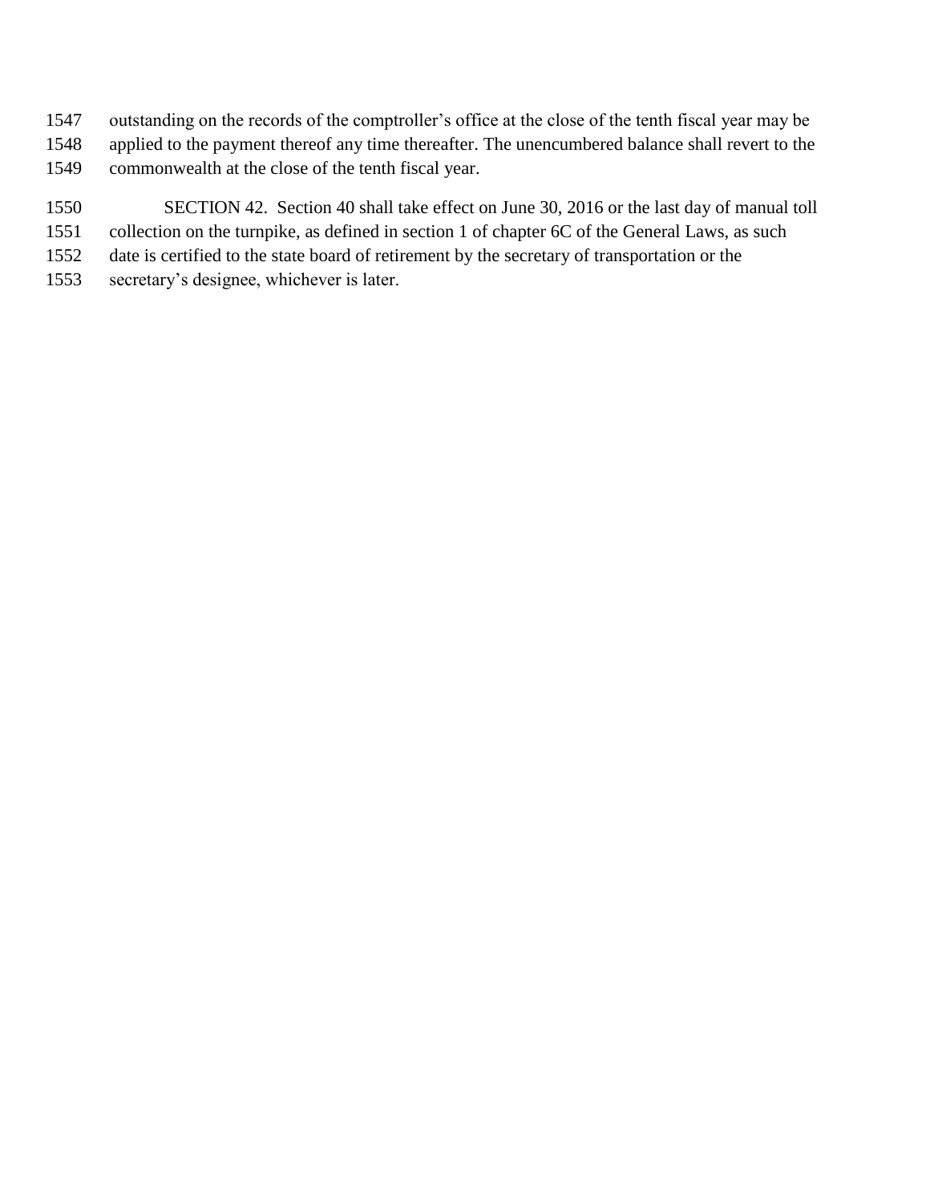outstanding on the records of the comptroller's office at the close of the tenth fiscal year may be applied to the payment thereof any time thereafter. The unencumbered balance shall revert to the commonwealth at the close of the tenth fiscal year.

SECTION 42. Section 40 shall take effect on June 30, 2016 or the last day of manual toll collection on the turnpike, as defined in section 1 of chapter 6C of the General Laws, as such date is certified to the state board of retirement by the secretary of transportation or the secretary's designee, whichever is later.